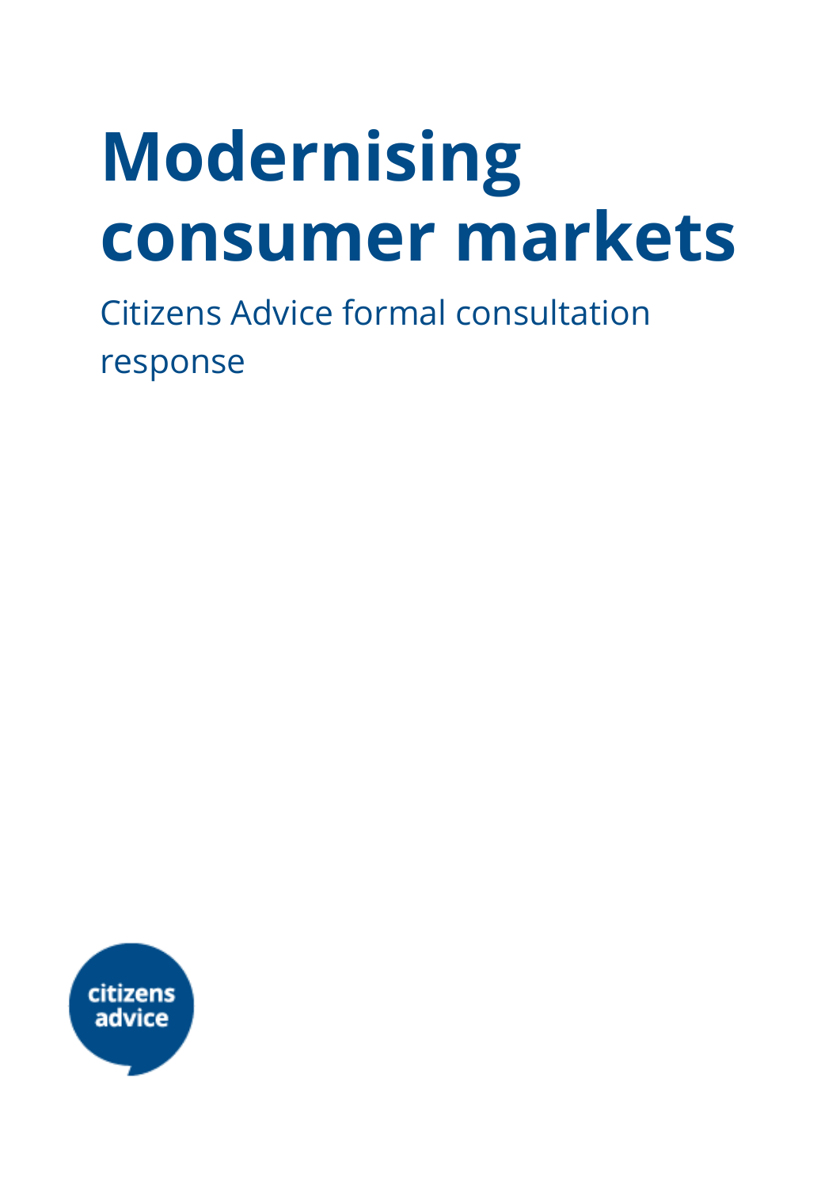# Modernising consumer markets

Citizens Advice formal consultation response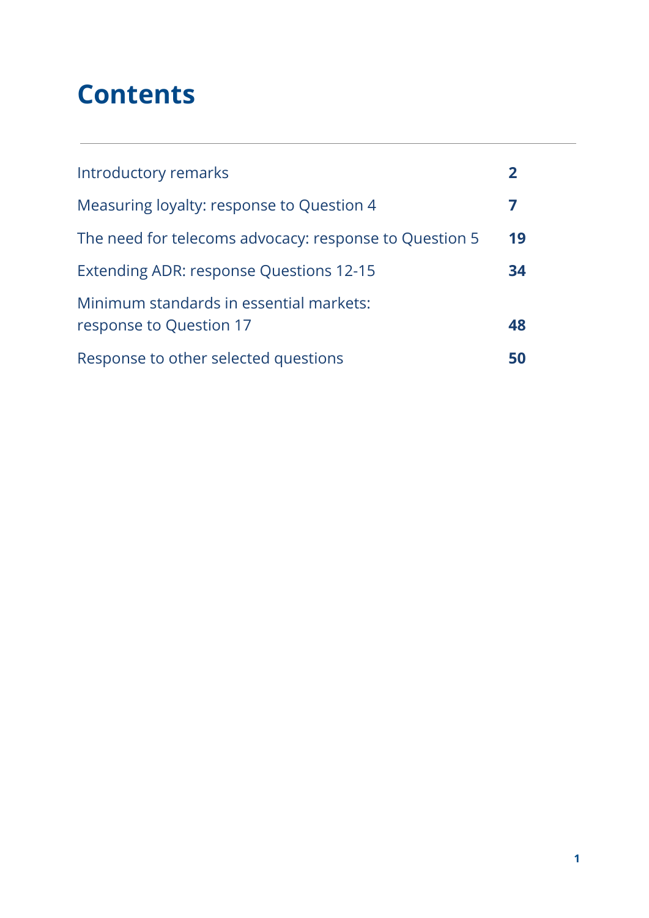# Contents

| | |
|---|---|
| Introductory remarks | **2** |
| Measuring loyalty: response to Question 4 | **7** |
| The need for telecoms advocacy: response to Question 5 | **19** |
| Extending ADR: response Questions 12-15 | **34** |
| Minimum standards in essential markets: response to Question 17 | **48** |
| Response to other selected questions | **50** |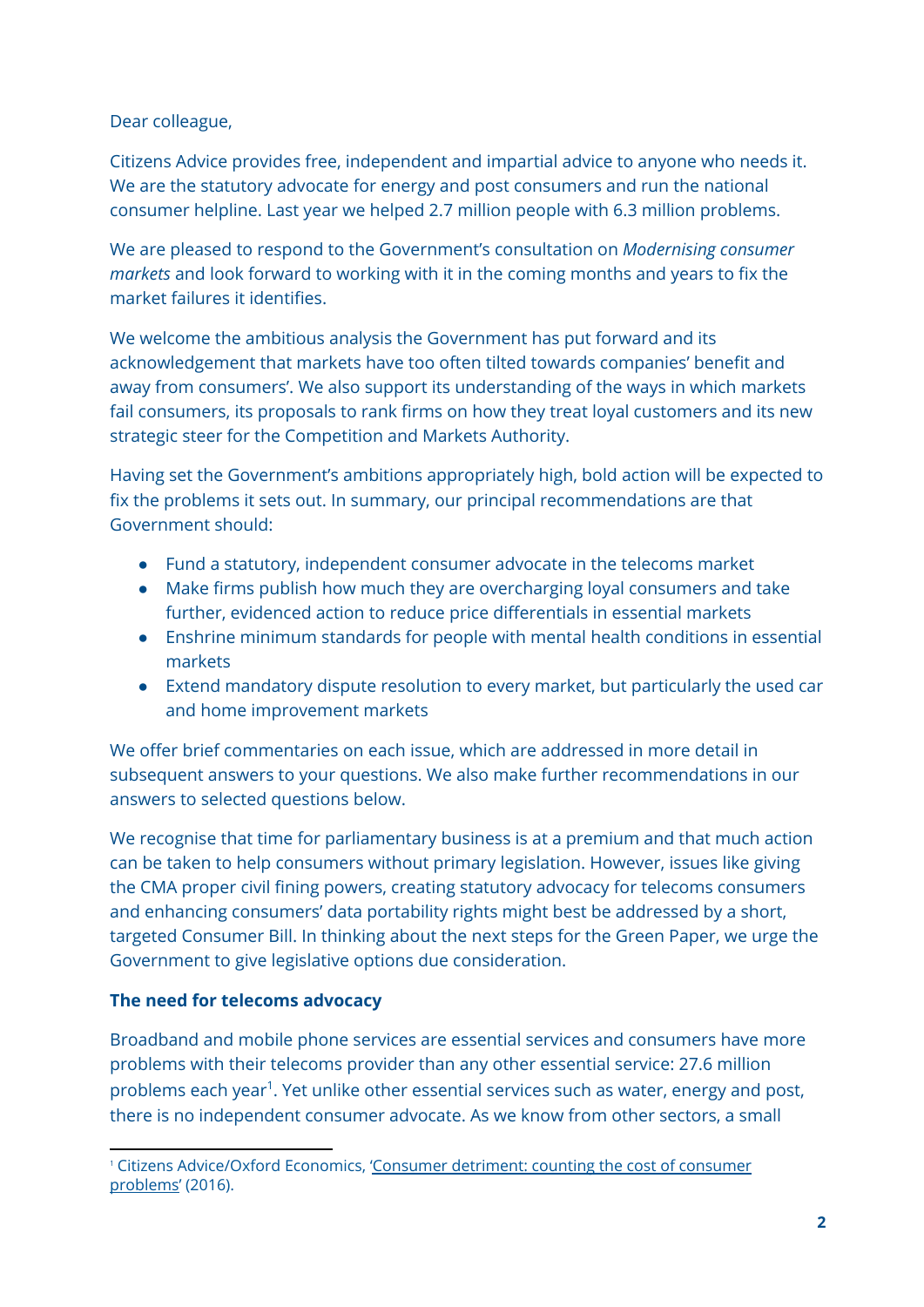Dear colleague,

Citizens Advice provides free, independent and impartial advice to anyone who needs it. We are the statutory advocate for energy and post consumers and run the national consumer helpline. Last year we helped 2.7 million people with 6.3 million problems.

We are pleased to respond to the Government's consultation on *Modernising consumer markets* and look forward to working with it in the coming months and years to fix the market failures it identifies.

We welcome the ambitious analysis the Government has put forward and its acknowledgement that markets have too often tilted towards companies' benefit and away from consumers'. We also support its understanding of the ways in which markets fail consumers, its proposals to rank firms on how they treat loyal customers and its new strategic steer for the Competition and Markets Authority.

Having set the Government's ambitions appropriately high, bold action will be expected to fix the problems it sets out. In summary, our principal recommendations are that Government should:

- Fund a statutory, independent consumer advocate in the telecoms market
- Make firms publish how much they are overcharging loyal consumers and take further, evidenced action to reduce price differentials in essential markets
- Enshrine minimum standards for people with mental health conditions in essential markets
- Extend mandatory dispute resolution to every market, but particularly the used car and home improvement markets

We offer brief commentaries on each issue, which are addressed in more detail in subsequent answers to your questions. We also make further recommendations in our answers to selected questions below.

We recognise that time for parliamentary business is at a premium and that much action can be taken to help consumers without primary legislation. However, issues like giving the CMA proper civil fining powers, creating statutory advocacy for telecoms consumers and enhancing consumers' data portability rights might best be addressed by a short, targeted Consumer Bill. In thinking about the next steps for the Green Paper, we urge the Government to give legislative options due consideration.

**The need for telecoms advocacy**

Broadband and mobile phone services are essential services and consumers have more problems with their telecoms provider than any other essential service: 27.6 million problems each year[1]. Yet unlike other essential services such as water, energy and post, there is no independent consumer advocate. As we know from other sectors, a small

[1] Citizens Advice/Oxford Economics, 'Consumer detriment: counting the cost of consumer problems' (2016).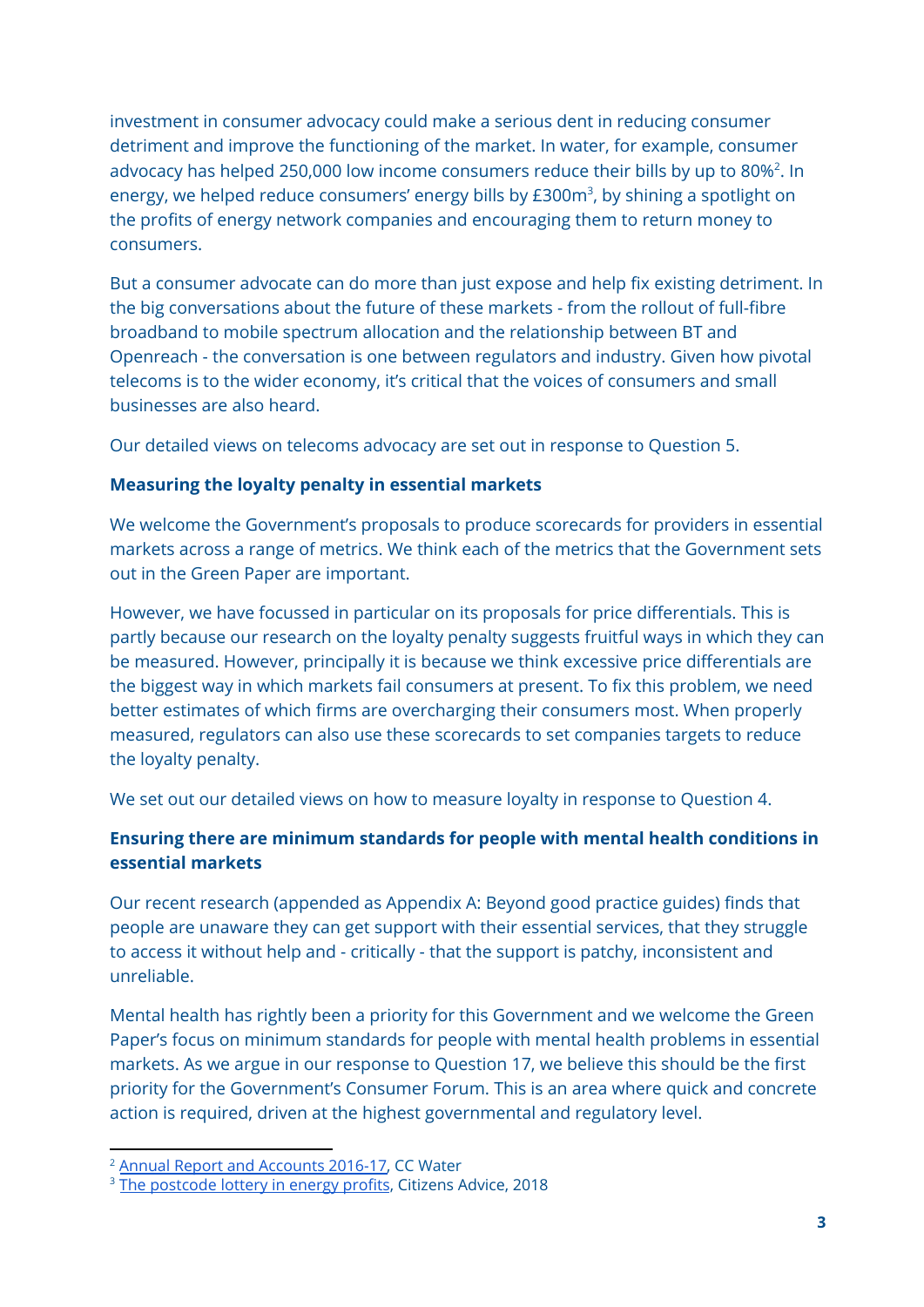investment in consumer advocacy could make a serious dent in reducing consumer detriment and improve the functioning of the market. In water, for example, consumer advocacy has helped 250,000 low income consumers reduce their bills by up to 80%[2]. In energy, we helped reduce consumers' energy bills by £300m[3], by shining a spotlight on the profits of energy network companies and encouraging them to return money to consumers.

But a consumer advocate can do more than just expose and help fix existing detriment. In the big conversations about the future of these markets - from the rollout of full-fibre broadband to mobile spectrum allocation and the relationship between BT and Openreach - the conversation is one between regulators and industry. Given how pivotal telecoms is to the wider economy, it's critical that the voices of consumers and small businesses are also heard.

Our detailed views on telecoms advocacy are set out in response to Question 5.

**Measuring the loyalty penalty in essential markets**

We welcome the Government's proposals to produce scorecards for providers in essential markets across a range of metrics. We think each of the metrics that the Government sets out in the Green Paper are important.

However, we have focussed in particular on its proposals for price differentials. This is partly because our research on the loyalty penalty suggests fruitful ways in which they can be measured. However, principally it is because we think excessive price differentials are the biggest way in which markets fail consumers at present. To fix this problem, we need better estimates of which firms are overcharging their consumers most. When properly measured, regulators can also use these scorecards to set companies targets to reduce the loyalty penalty.

We set out our detailed views on how to measure loyalty in response to Question 4.

**Ensuring there are minimum standards for people with mental health conditions in essential markets**

Our recent research (appended as Appendix A: Beyond good practice guides) finds that people are unaware they can get support with their essential services, that they struggle to access it without help and - critically - that the support is patchy, inconsistent and unreliable.

Mental health has rightly been a priority for this Government and we welcome the Green Paper's focus on minimum standards for people with mental health problems in essential markets. As we argue in our response to Question 17, we believe this should be the first priority for the Government's Consumer Forum. This is an area where quick and concrete action is required, driven at the highest governmental and regulatory level.

[2] Annual Report and Accounts 2016-17, CC Water

[3] The postcode lottery in energy profits, Citizens Advice, 2018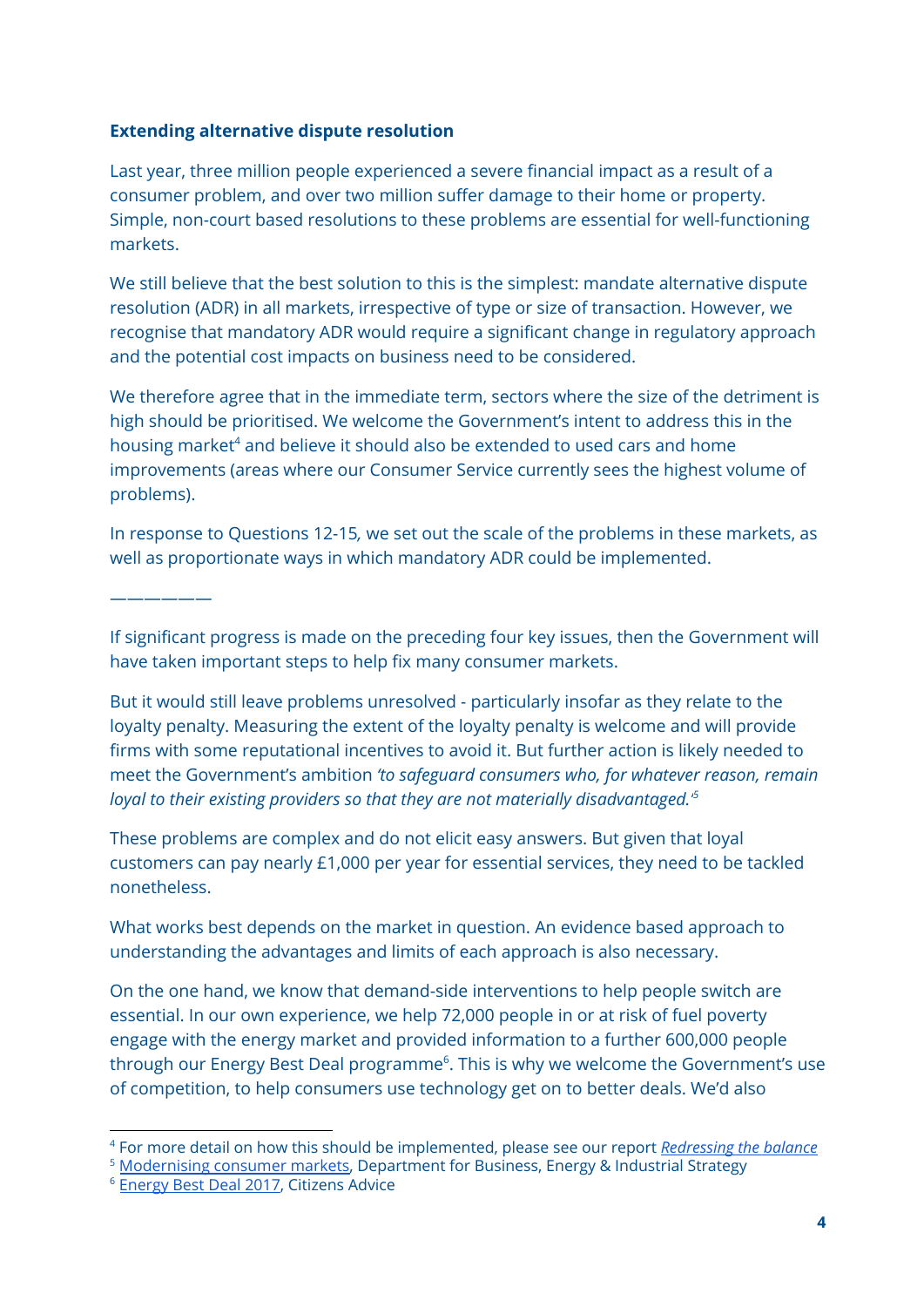**Extending alternative dispute resolution**

Last year, three million people experienced a severe financial impact as a result of a consumer problem, and over two million suffer damage to their home or property. Simple, non-court based resolutions to these problems are essential for well-functioning markets.

We still believe that the best solution to this is the simplest: mandate alternative dispute resolution (ADR) in all markets, irrespective of type or size of transaction. However, we recognise that mandatory ADR would require a significant change in regulatory approach and the potential cost impacts on business need to be considered.

We therefore agree that in the immediate term, sectors where the size of the detriment is high should be prioritised. We welcome the Government's intent to address this in the housing market[4] and believe it should also be extended to used cars and home improvements (areas where our Consumer Service currently sees the highest volume of problems).

In response to Questions 12-15*,* we set out the scale of the problems in these markets, as well as proportionate ways in which mandatory ADR could be implemented.

———————

If significant progress is made on the preceding four key issues, then the Government will have taken important steps to help fix many consumer markets.

But it would still leave problems unresolved - particularly insofar as they relate to the loyalty penalty. Measuring the extent of the loyalty penalty is welcome and will provide firms with some reputational incentives to avoid it. But further action is likely needed to meet the Government's ambition *'to safeguard consumers who, for whatever reason, remain loyal to their existing providers so that they are not materially disadvantaged.'*[5]

These problems are complex and do not elicit easy answers. But given that loyal customers can pay nearly £1,000 per year for essential services, they need to be tackled nonetheless.

What works best depends on the market in question. An evidence based approach to understanding the advantages and limits of each approach is also necessary.

On the one hand, we know that demand-side interventions to help people switch are essential. In our own experience, we help 72,000 people in or at risk of fuel poverty engage with the energy market and provided information to a further 600,000 people through our Energy Best Deal programme[6]. This is why we welcome the Government's use of competition, to help consumers use technology get on to better deals. We'd also

---

[4] For more detail on how this should be implemented, please see our report *Redressing the balance*

[5] Modernising consumer markets, Department for Business, Energy & Industrial Strategy

[6] Energy Best Deal 2017, Citizens Advice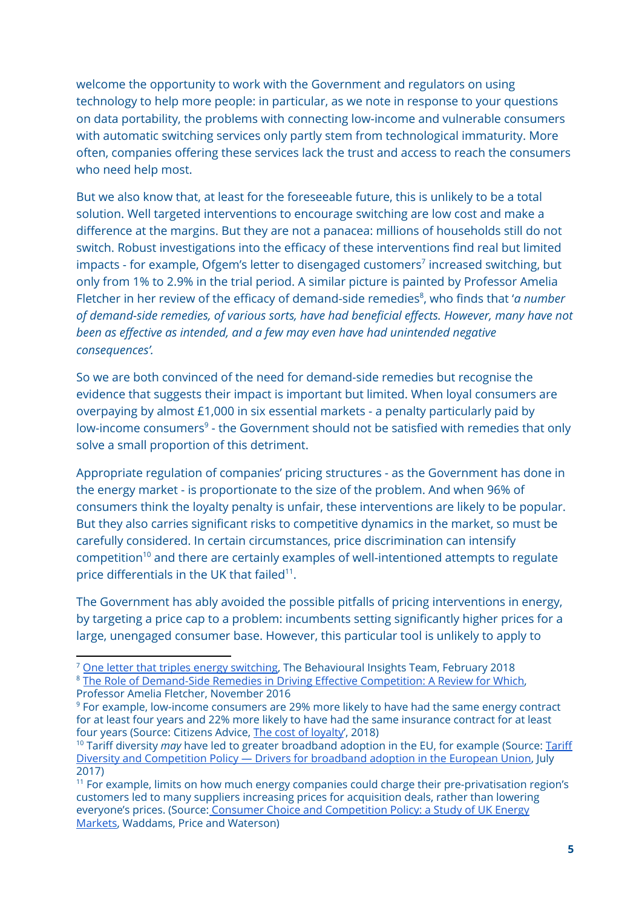welcome the opportunity to work with the Government and regulators on using technology to help more people: in particular, as we note in response to your questions on data portability, the problems with connecting low-income and vulnerable consumers with automatic switching services only partly stem from technological immaturity. More often, companies offering these services lack the trust and access to reach the consumers who need help most.

But we also know that, at least for the foreseeable future, this is unlikely to be a total solution. Well targeted interventions to encourage switching are low cost and make a difference at the margins. But they are not a panacea: millions of households still do not switch. Robust investigations into the efficacy of these interventions find real but limited impacts - for example, Ofgem's letter to disengaged customers[7] increased switching, but only from 1% to 2.9% in the trial period. A similar picture is painted by Professor Amelia Fletcher in her review of the efficacy of demand-side remedies[8], who finds that '*a number of demand-side remedies, of various sorts, have had beneficial effects. However, many have not been as effective as intended, and a few may even have had unintended negative consequences'.*

So we are both convinced of the need for demand-side remedies but recognise the evidence that suggests their impact is important but limited. When loyal consumers are overpaying by almost £1,000 in six essential markets - a penalty particularly paid by low-income consumers[9] - the Government should not be satisfied with remedies that only solve a small proportion of this detriment.

Appropriate regulation of companies' pricing structures - as the Government has done in the energy market - is proportionate to the size of the problem. And when 96% of consumers think the loyalty penalty is unfair, these interventions are likely to be popular. But they also carries significant risks to competitive dynamics in the market, so must be carefully considered. In certain circumstances, price discrimination can intensify competition[10] and there are certainly examples of well-intentioned attempts to regulate price differentials in the UK that failed[11].

The Government has ably avoided the possible pitfalls of pricing interventions in energy, by targeting a price cap to a problem: incumbents setting significantly higher prices for a large, unengaged consumer base. However, this particular tool is unlikely to apply to

---

[7] One letter that triples energy switching, The Behavioural Insights Team, February 2018

[8] The Role of Demand-Side Remedies in Driving Effective Competition: A Review for Which, Professor Amelia Fletcher, November 2016

[9] For example, low-income consumers are 29% more likely to have had the same energy contract for at least four years and 22% more likely to have had the same insurance contract for at least four years (Source: Citizens Advice, The cost of loyalty', 2018)

[10] Tariff diversity *may* have led to greater broadband adoption in the EU, for example (Source: Tariff Diversity and Competition Policy — Drivers for broadband adoption in the European Union, July 2017)

[11] For example, limits on how much energy companies could charge their pre-privatisation region's customers led to many suppliers increasing prices for acquisition deals, rather than lowering everyone's prices. (Source: Consumer Choice and Competition Policy: a Study of UK Energy Markets, Waddams, Price and Waterson)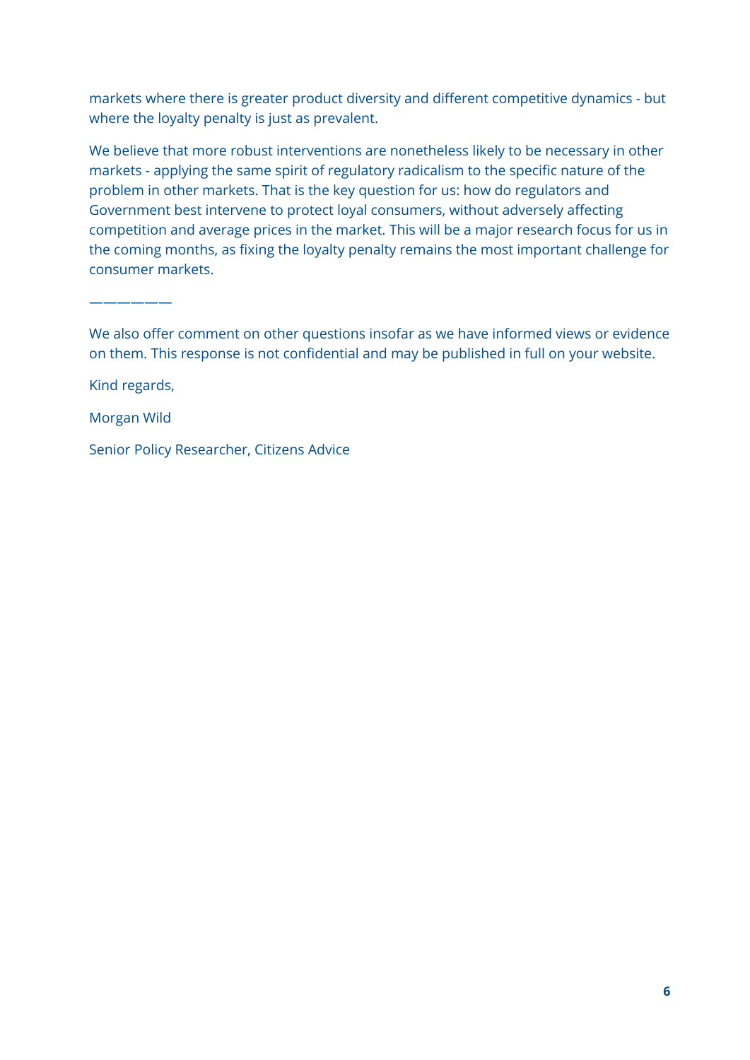markets where there is greater product diversity and different competitive dynamics - but where the loyalty penalty is just as prevalent.

We believe that more robust interventions are nonetheless likely to be necessary in other markets - applying the same spirit of regulatory radicalism to the specific nature of the problem in other markets. That is the key question for us: how do regulators and Government best intervene to protect loyal consumers, without adversely affecting competition and average prices in the market. This will be a major research focus for us in the coming months, as fixing the loyalty penalty remains the most important challenge for consumer markets.

——————

We also offer comment on other questions insofar as we have informed views or evidence on them. This response is not confidential and may be published in full on your website.

Kind regards,

Morgan Wild

Senior Policy Researcher, Citizens Advice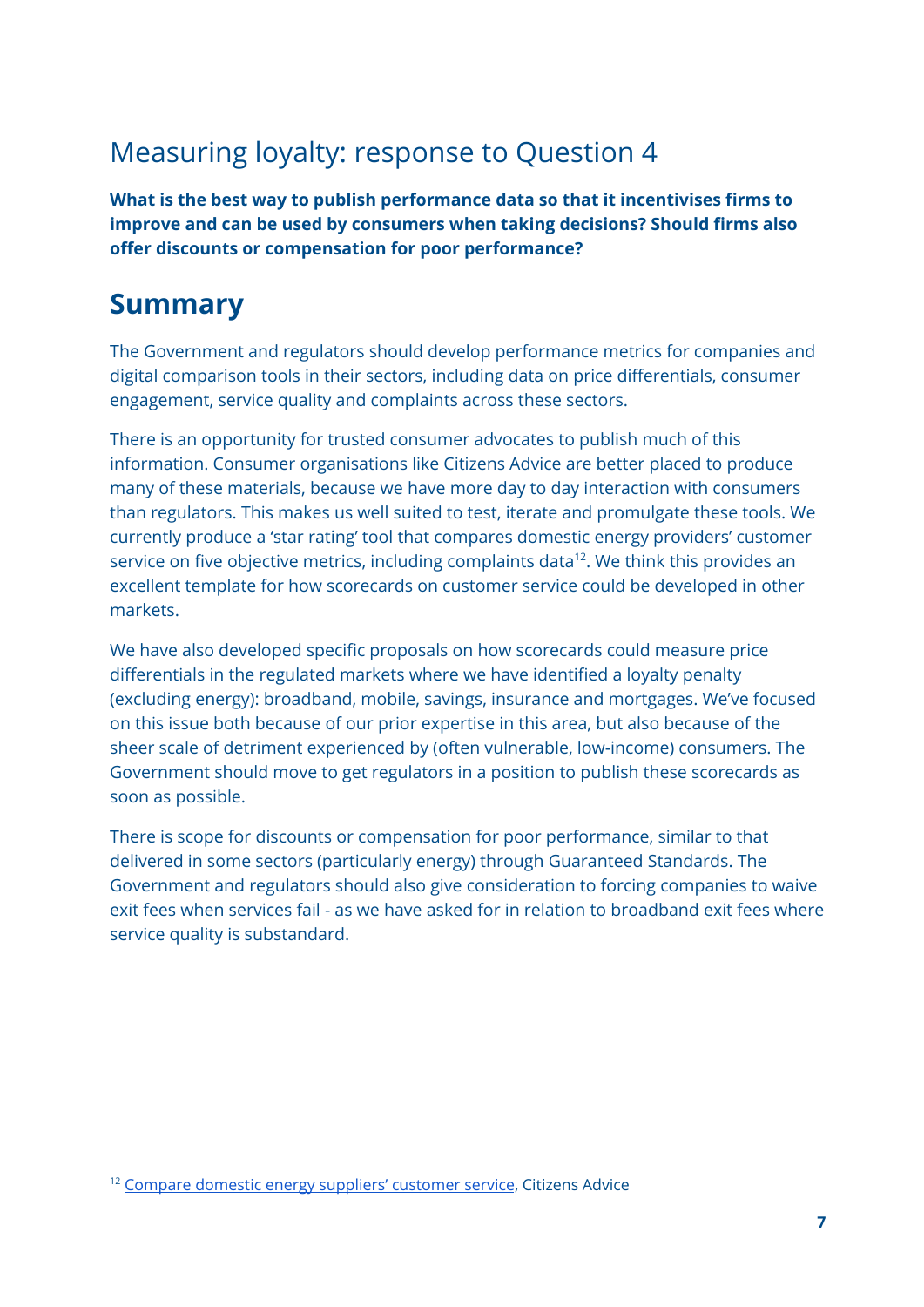## Measuring loyalty: response to Question 4

**What is the best way to publish performance data so that it incentivises firms to improve and can be used by consumers when taking decisions? Should firms also offer discounts or compensation for poor performance?**

# Summary

The Government and regulators should develop performance metrics for companies and digital comparison tools in their sectors, including data on price differentials, consumer engagement, service quality and complaints across these sectors.

There is an opportunity for trusted consumer advocates to publish much of this information. Consumer organisations like Citizens Advice are better placed to produce many of these materials, because we have more day to day interaction with consumers than regulators. This makes us well suited to test, iterate and promulgate these tools. We currently produce a 'star rating' tool that compares domestic energy providers' customer service on five objective metrics, including complaints data[12]. We think this provides an excellent template for how scorecards on customer service could be developed in other markets.

We have also developed specific proposals on how scorecards could measure price differentials in the regulated markets where we have identified a loyalty penalty (excluding energy): broadband, mobile, savings, insurance and mortgages. We've focused on this issue both because of our prior expertise in this area, but also because of the sheer scale of detriment experienced by (often vulnerable, low-income) consumers. The Government should move to get regulators in a position to publish these scorecards as soon as possible.

There is scope for discounts or compensation for poor performance, similar to that delivered in some sectors (particularly energy) through Guaranteed Standards. The Government and regulators should also give consideration to forcing companies to waive exit fees when services fail - as we have asked for in relation to broadband exit fees where service quality is substandard.

---

[12] Compare domestic energy suppliers' customer service, Citizens Advice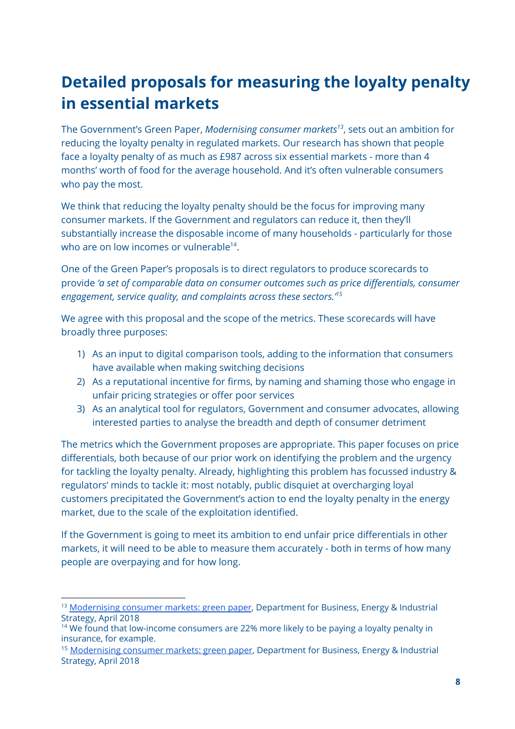# Detailed proposals for measuring the loyalty penalty in essential markets

The Government's Green Paper, *Modernising consumer markets*[13], sets out an ambition for reducing the loyalty penalty in regulated markets. Our research has shown that people face a loyalty penalty of as much as £987 across six essential markets - more than 4 months' worth of food for the average household. And it's often vulnerable consumers who pay the most.

We think that reducing the loyalty penalty should be the focus for improving many consumer markets. If the Government and regulators can reduce it, then they'll substantially increase the disposable income of many households - particularly for those who are on low incomes or vulnerable[14].

One of the Green Paper's proposals is to direct regulators to produce scorecards to provide *'a set of comparable data on consumer outcomes such as price differentials, consumer engagement, service quality, and complaints across these sectors.'*[15]

We agree with this proposal and the scope of the metrics. These scorecards will have broadly three purposes:

1) As an input to digital comparison tools, adding to the information that consumers have available when making switching decisions
2) As a reputational incentive for firms, by naming and shaming those who engage in unfair pricing strategies or offer poor services
3) As an analytical tool for regulators, Government and consumer advocates, allowing interested parties to analyse the breadth and depth of consumer detriment

The metrics which the Government proposes are appropriate. This paper focuses on price differentials, both because of our prior work on identifying the problem and the urgency for tackling the loyalty penalty. Already, highlighting this problem has focussed industry & regulators' minds to tackle it: most notably, public disquiet at overcharging loyal customers precipitated the Government's action to end the loyalty penalty in the energy market, due to the scale of the exploitation identified.

If the Government is going to meet its ambition to end unfair price differentials in other markets, it will need to be able to measure them accurately - both in terms of how many people are overpaying and for how long.

---

[13] Modernising consumer markets: green paper, Department for Business, Energy & Industrial Strategy, April 2018

[14] We found that low-income consumers are 22% more likely to be paying a loyalty penalty in insurance, for example.

[15] Modernising consumer markets: green paper, Department for Business, Energy & Industrial Strategy, April 2018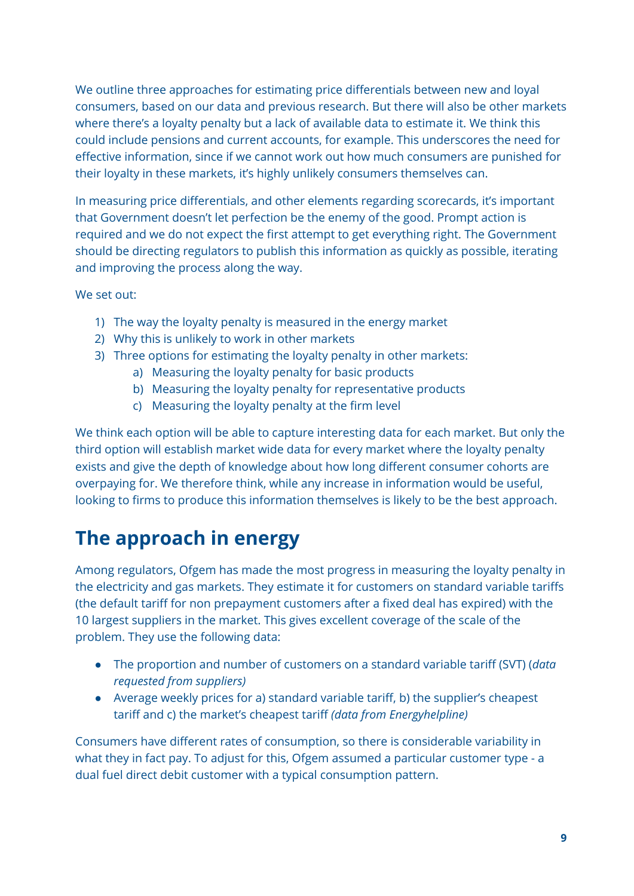We outline three approaches for estimating price differentials between new and loyal consumers, based on our data and previous research. But there will also be other markets where there's a loyalty penalty but a lack of available data to estimate it. We think this could include pensions and current accounts, for example. This underscores the need for effective information, since if we cannot work out how much consumers are punished for their loyalty in these markets, it's highly unlikely consumers themselves can.

In measuring price differentials, and other elements regarding scorecards, it's important that Government doesn't let perfection be the enemy of the good. Prompt action is required and we do not expect the first attempt to get everything right. The Government should be directing regulators to publish this information as quickly as possible, iterating and improving the process along the way.

We set out:

1) The way the loyalty penalty is measured in the energy market
2) Why this is unlikely to work in other markets
3) Three options for estimating the loyalty penalty in other markets:
    a) Measuring the loyalty penalty for basic products
    b) Measuring the loyalty penalty for representative products
    c) Measuring the loyalty penalty at the firm level

We think each option will be able to capture interesting data for each market. But only the third option will establish market wide data for every market where the loyalty penalty exists and give the depth of knowledge about how long different consumer cohorts are overpaying for. We therefore think, while any increase in information would be useful, looking to firms to produce this information themselves is likely to be the best approach.

## The approach in energy

Among regulators, Ofgem has made the most progress in measuring the loyalty penalty in the electricity and gas markets. They estimate it for customers on standard variable tariffs (the default tariff for non prepayment customers after a fixed deal has expired) with the 10 largest suppliers in the market. This gives excellent coverage of the scale of the problem. They use the following data:

- The proportion and number of customers on a standard variable tariff (SVT) (*data requested from suppliers)*
- Average weekly prices for a) standard variable tariff, b) the supplier's cheapest tariff and c) the market's cheapest tariff *(data from Energyhelpline)*

Consumers have different rates of consumption, so there is considerable variability in what they in fact pay. To adjust for this, Ofgem assumed a particular customer type - a dual fuel direct debit customer with a typical consumption pattern.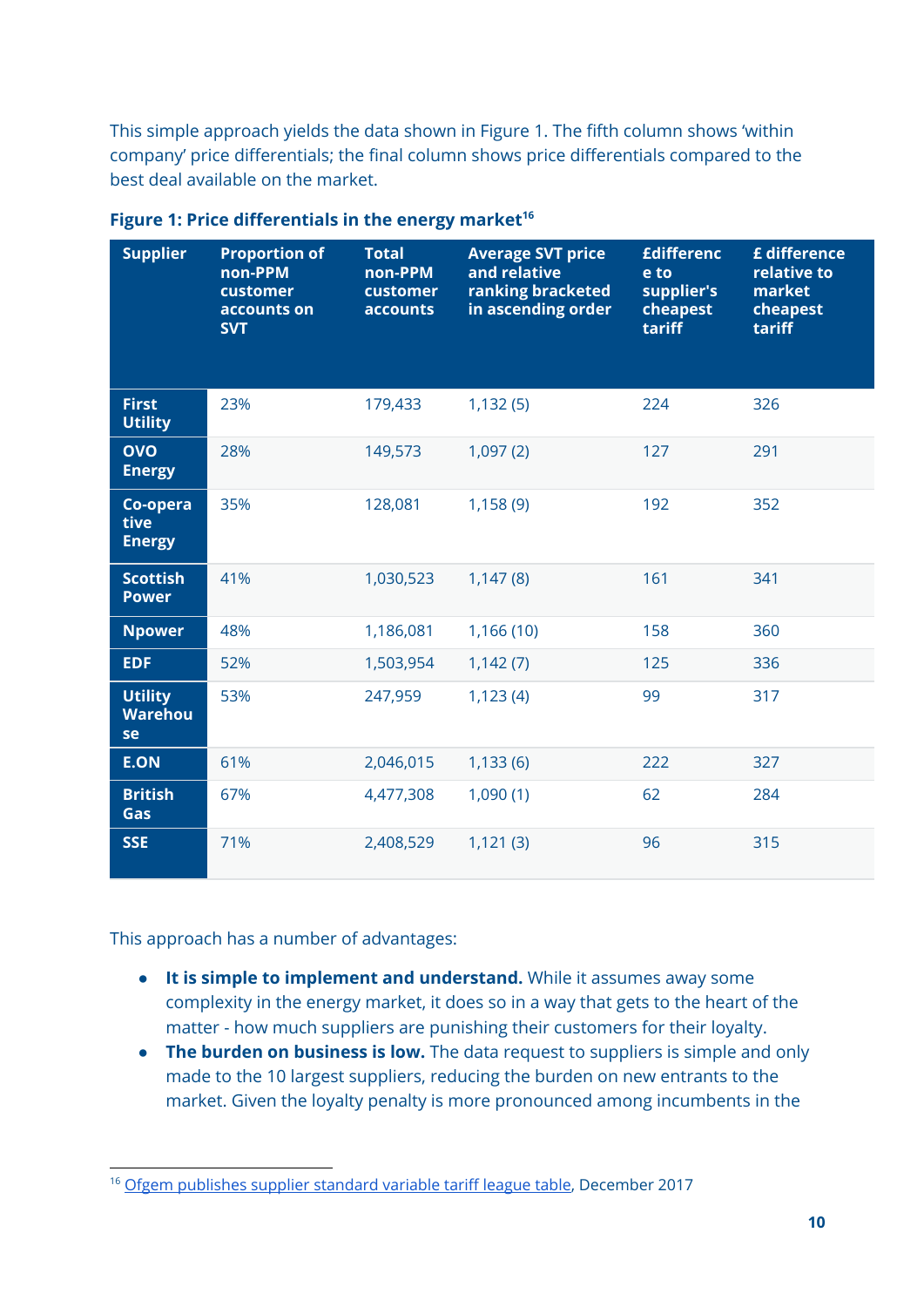This simple approach yields the data shown in Figure 1. The fifth column shows 'within company' price differentials; the final column shows price differentials compared to the best deal available on the market.

**Figure 1: Price differentials in the energy market**[16]

| Supplier | Proportion of non-PPM customer accounts on SVT | Total non-PPM customer accounts | Average SVT price and relative ranking bracketed in ascending order | £difference to supplier's cheapest tariff | £ difference relative to market cheapest tariff |
|---|---|---|---|---|---|
| First Utility | 23% | 179,433 | 1,132 (5) | 224 | 326 |
| OVO Energy | 28% | 149,573 | 1,097 (2) | 127 | 291 |
| Co-operative Energy | 35% | 128,081 | 1,158 (9) | 192 | 352 |
| Scottish Power | 41% | 1,030,523 | 1,147 (8) | 161 | 341 |
| Npower | 48% | 1,186,081 | 1,166 (10) | 158 | 360 |
| EDF | 52% | 1,503,954 | 1,142 (7) | 125 | 336 |
| Utility Warehouse | 53% | 247,959 | 1,123 (4) | 99 | 317 |
| E.ON | 61% | 2,046,015 | 1,133 (6) | 222 | 327 |
| British Gas | 67% | 4,477,308 | 1,090 (1) | 62 | 284 |
| SSE | 71% | 2,408,529 | 1,121 (3) | 96 | 315 |

This approach has a number of advantages:

- **It is simple to implement and understand.** While it assumes away some complexity in the energy market, it does so in a way that gets to the heart of the matter - how much suppliers are punishing their customers for their loyalty.
- **The burden on business is low.** The data request to suppliers is simple and only made to the 10 largest suppliers, reducing the burden on new entrants to the market. Given the loyalty penalty is more pronounced among incumbents in the

[16] Ofgem publishes supplier standard variable tariff league table, December 2017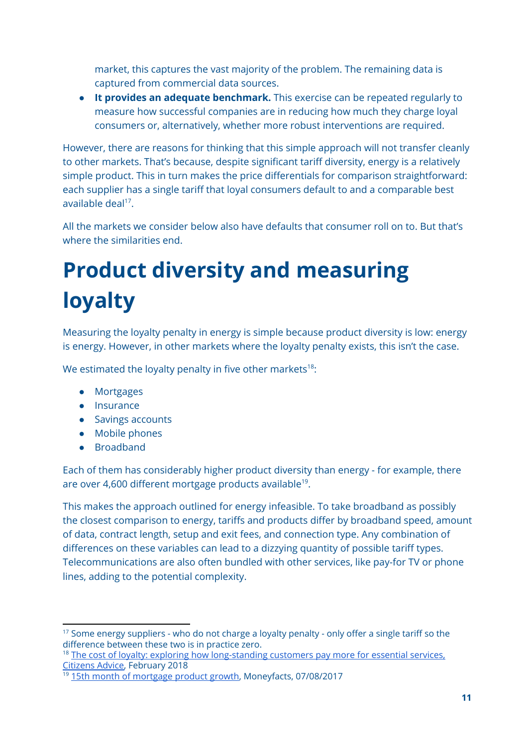market, this captures the vast majority of the problem. The remaining data is captured from commercial data sources.

- **It provides an adequate benchmark.** This exercise can be repeated regularly to measure how successful companies are in reducing how much they charge loyal consumers or, alternatively, whether more robust interventions are required.

However, there are reasons for thinking that this simple approach will not transfer cleanly to other markets. That's because, despite significant tariff diversity, energy is a relatively simple product. This in turn makes the price differentials for comparison straightforward: each supplier has a single tariff that loyal consumers default to and a comparable best available deal[17].

All the markets we consider below also have defaults that consumer roll on to. But that's where the similarities end.

# Product diversity and measuring loyalty

Measuring the loyalty penalty in energy is simple because product diversity is low: energy is energy. However, in other markets where the loyalty penalty exists, this isn't the case.

We estimated the loyalty penalty in five other markets[18]:

- Mortgages
- Insurance
- Savings accounts
- Mobile phones
- Broadband

Each of them has considerably higher product diversity than energy - for example, there are over 4,600 different mortgage products available[19].

This makes the approach outlined for energy infeasible. To take broadband as possibly the closest comparison to energy, tariffs and products differ by broadband speed, amount of data, contract length, setup and exit fees, and connection type. Any combination of differences on these variables can lead to a dizzying quantity of possible tariff types. Telecommunications are also often bundled with other services, like pay-for TV or phone lines, adding to the potential complexity.

---

[17] Some energy suppliers - who do not charge a loyalty penalty - only offer a single tariff so the difference between these two is in practice zero.

[18] The cost of loyalty: exploring how long-standing customers pay more for essential services, Citizens Advice, February 2018

[19] 15th month of mortgage product growth, Moneyfacts, 07/08/2017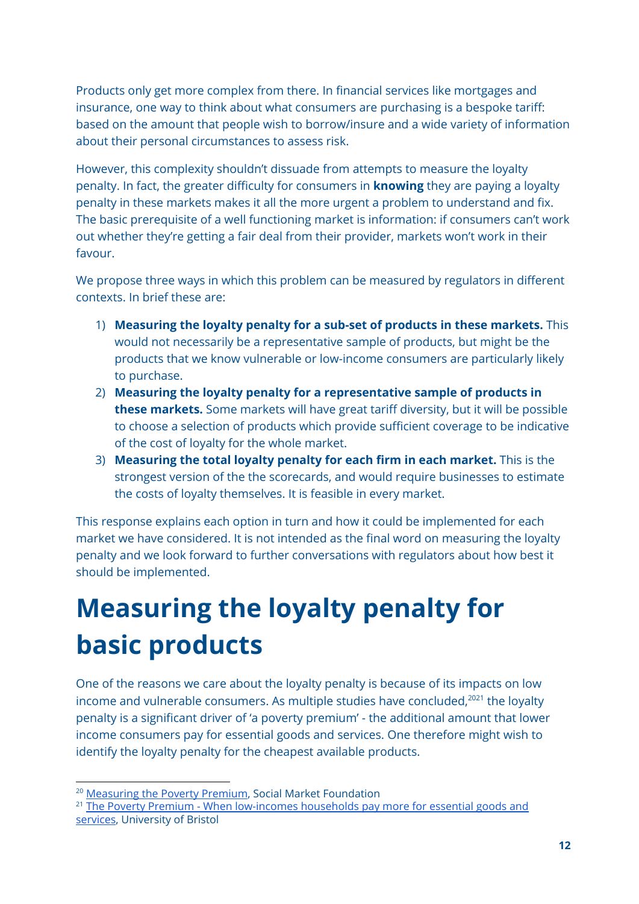Products only get more complex from there. In financial services like mortgages and insurance, one way to think about what consumers are purchasing is a bespoke tariff: based on the amount that people wish to borrow/insure and a wide variety of information about their personal circumstances to assess risk.

However, this complexity shouldn't dissuade from attempts to measure the loyalty penalty. In fact, the greater difficulty for consumers in **knowing** they are paying a loyalty penalty in these markets makes it all the more urgent a problem to understand and fix. The basic prerequisite of a well functioning market is information: if consumers can't work out whether they're getting a fair deal from their provider, markets won't work in their favour.

We propose three ways in which this problem can be measured by regulators in different contexts. In brief these are:

1) **Measuring the loyalty penalty for a sub-set of products in these markets.** This would not necessarily be a representative sample of products, but might be the products that we know vulnerable or low-income consumers are particularly likely to purchase.
2) **Measuring the loyalty penalty for a representative sample of products in these markets.** Some markets will have great tariff diversity, but it will be possible to choose a selection of products which provide sufficient coverage to be indicative of the cost of loyalty for the whole market.
3) **Measuring the total loyalty penalty for each firm in each market.** This is the strongest version of the the scorecards, and would require businesses to estimate the costs of loyalty themselves. It is feasible in every market.

This response explains each option in turn and how it could be implemented for each market we have considered. It is not intended as the final word on measuring the loyalty penalty and we look forward to further conversations with regulators about how best it should be implemented.

# Measuring the loyalty penalty for basic products

One of the reasons we care about the loyalty penalty is because of its impacts on low income and vulnerable consumers. As multiple studies have concluded,[20][21] the loyalty penalty is a significant driver of 'a poverty premium' - the additional amount that lower income consumers pay for essential goods and services. One therefore might wish to identify the loyalty penalty for the cheapest available products.

[20] Measuring the Poverty Premium, Social Market Foundation

[21] The Poverty Premium - When low-incomes households pay more for essential goods and services, University of Bristol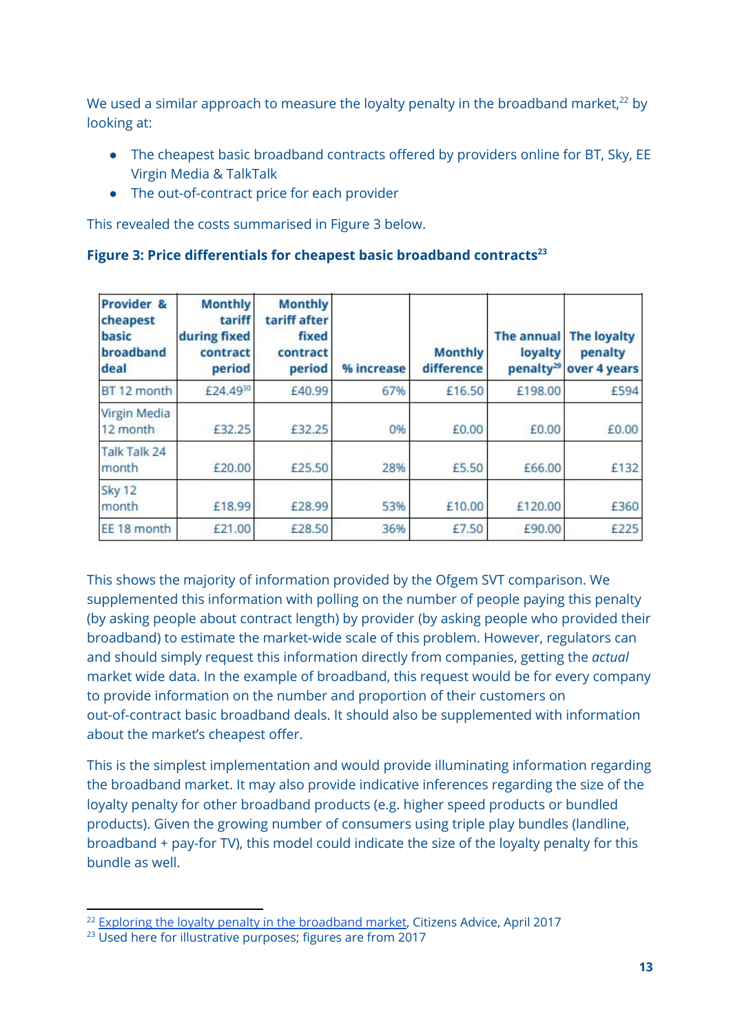We used a similar approach to measure the loyalty penalty in the broadband market,[22] by looking at:

- The cheapest basic broadband contracts offered by providers online for BT, Sky, EE Virgin Media & TalkTalk
- The out-of-contract price for each provider

This revealed the costs summarised in Figure 3 below.

**Figure 3: Price differentials for cheapest basic broadband contracts[23]**

| Provider & cheapest basic broadband deal | Monthly tariff during fixed contract period | Monthly tariff after fixed contract period | % increase | Monthly difference | The annual loyalty penalty[29] | The loyalty penalty over 4 years |
|---|---|---|---|---|---|---|
| BT 12 month | £24.49[30] | £40.99 | 67% | £16.50 | £198.00 | £594 |
| Virgin Media 12 month | £32.25 | £32.25 | 0% | £0.00 | £0.00 | £0.00 |
| Talk Talk 24 month | £20.00 | £25.50 | 28% | £5.50 | £66.00 | £132 |
| Sky 12 month | £18.99 | £28.99 | 53% | £10.00 | £120.00 | £360 |
| EE 18 month | £21.00 | £28.50 | 36% | £7.50 | £90.00 | £225 |

This shows the majority of information provided by the Ofgem SVT comparison. We supplemented this information with polling on the number of people paying this penalty (by asking people about contract length) by provider (by asking people who provided their broadband) to estimate the market-wide scale of this problem. However, regulators can and should simply request this information directly from companies, getting the *actual* market wide data. In the example of broadband, this request would be for every company to provide information on the number and proportion of their customers on out-of-contract basic broadband deals. It should also be supplemented with information about the market's cheapest offer.

This is the simplest implementation and would provide illuminating information regarding the broadband market. It may also provide indicative inferences regarding the size of the loyalty penalty for other broadband products (e.g. higher speed products or bundled products). Given the growing number of consumers using triple play bundles (landline, broadband + pay-for TV), this model could indicate the size of the loyalty penalty for this bundle as well.

[22] Exploring the loyalty penalty in the broadband market, Citizens Advice, April 2017

[23] Used here for illustrative purposes; figures are from 2017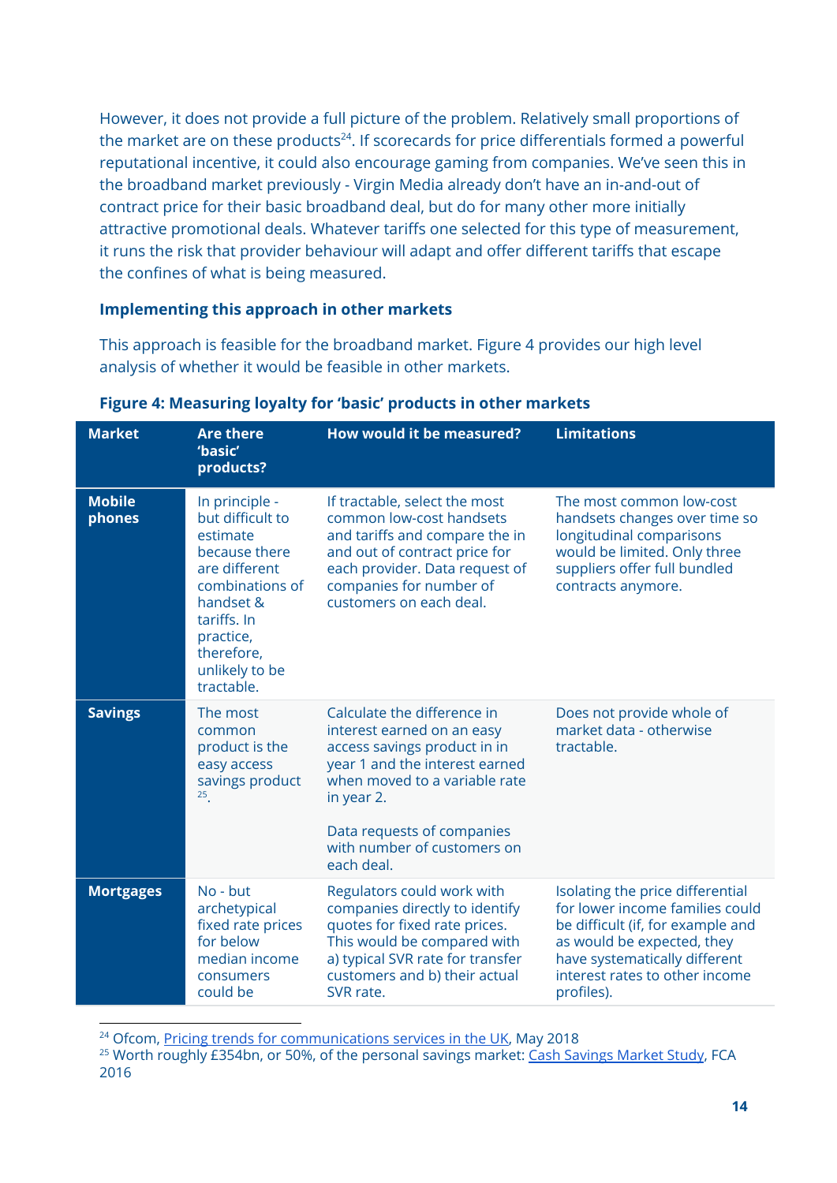However, it does not provide a full picture of the problem. Relatively small proportions of the market are on these products[24]. If scorecards for price differentials formed a powerful reputational incentive, it could also encourage gaming from companies. We've seen this in the broadband market previously - Virgin Media already don't have an in-and-out of contract price for their basic broadband deal, but do for many other more initially attractive promotional deals. Whatever tariffs one selected for this type of measurement, it runs the risk that provider behaviour will adapt and offer different tariffs that escape the confines of what is being measured.

### Implementing this approach in other markets

This approach is feasible for the broadband market. Figure 4 provides our high level analysis of whether it would be feasible in other markets.

**Figure 4: Measuring loyalty for 'basic' products in other markets**

| Market | Are there 'basic' products? | How would it be measured? | Limitations |
|---|---|---|---|
| **Mobile phones** | In principle - but difficult to estimate because there are different combinations of handset & tariffs. In practice, therefore, unlikely to be tractable. | If tractable, select the most common low-cost handsets and tariffs and compare the in and out of contract price for each provider. Data request of companies for number of customers on each deal. | The most common low-cost handsets changes over time so longitudinal comparisons would be limited. Only three suppliers offer full bundled contracts anymore. |
| **Savings** | The most common product is the easy access savings product [25]. | Calculate the difference in interest earned on an easy access savings product in in year 1 and the interest earned when moved to a variable rate in year 2. <br><br> Data requests of companies with number of customers on each deal. | Does not provide whole of market data - otherwise tractable. |
| **Mortgages** | No - but archetypical fixed rate prices for below median income consumers could be | Regulators could work with companies directly to identify quotes for fixed rate prices. This would be compared with a) typical SVR rate for transfer customers and b) their actual SVR rate. | Isolating the price differential for lower income families could be difficult (if, for example and as would be expected, they have systematically different interest rates to other income profiles). |

[24] Ofcom, Pricing trends for communications services in the UK, May 2018

[25] Worth roughly £354bn, or 50%, of the personal savings market: Cash Savings Market Study, FCA 2016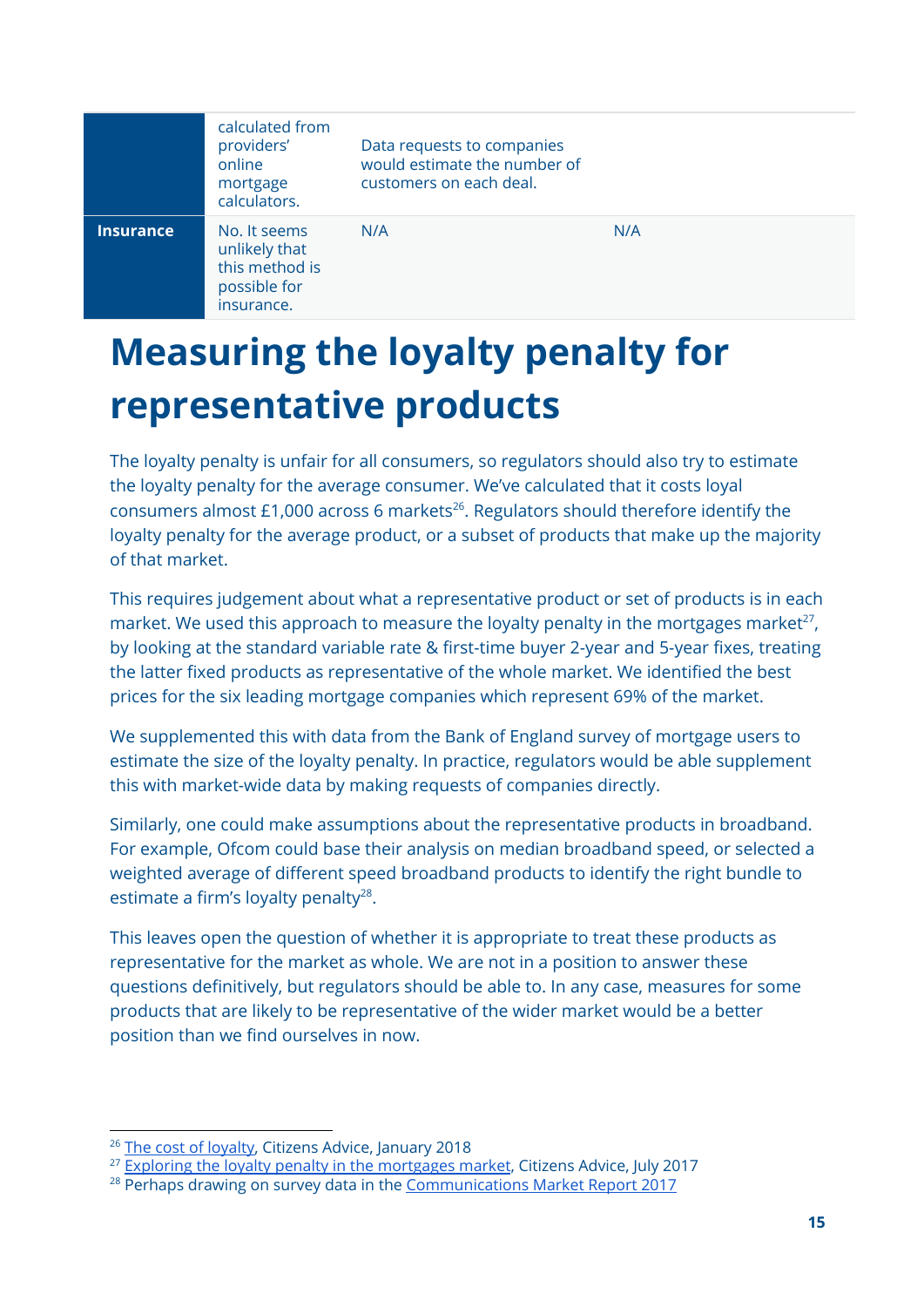| | | | |
|---|---|---|---|
| | calculated from providers' online mortgage calculators. | Data requests to companies would estimate the number of customers on each deal. | |
| **Insurance** | No. It seems unlikely that this method is possible for insurance. | N/A | N/A |

# Measuring the loyalty penalty for representative products

The loyalty penalty is unfair for all consumers, so regulators should also try to estimate the loyalty penalty for the average consumer. We've calculated that it costs loyal consumers almost £1,000 across 6 markets[26]. Regulators should therefore identify the loyalty penalty for the average product, or a subset of products that make up the majority of that market.

This requires judgement about what a representative product or set of products is in each market. We used this approach to measure the loyalty penalty in the mortgages market[27], by looking at the standard variable rate & first-time buyer 2-year and 5-year fixes, treating the latter fixed products as representative of the whole market. We identified the best prices for the six leading mortgage companies which represent 69% of the market.

We supplemented this with data from the Bank of England survey of mortgage users to estimate the size of the loyalty penalty. In practice, regulators would be able supplement this with market-wide data by making requests of companies directly.

Similarly, one could make assumptions about the representative products in broadband. For example, Ofcom could base their analysis on median broadband speed, or selected a weighted average of different speed broadband products to identify the right bundle to estimate a firm's loyalty penalty[28].

This leaves open the question of whether it is appropriate to treat these products as representative for the market as whole. We are not in a position to answer these questions definitively, but regulators should be able to. In any case, measures for some products that are likely to be representative of the wider market would be a better position than we find ourselves in now.

---

[26] The cost of loyalty, Citizens Advice, January 2018
[27] Exploring the loyalty penalty in the mortgages market, Citizens Advice, July 2017
[28] Perhaps drawing on survey data in the Communications Market Report 2017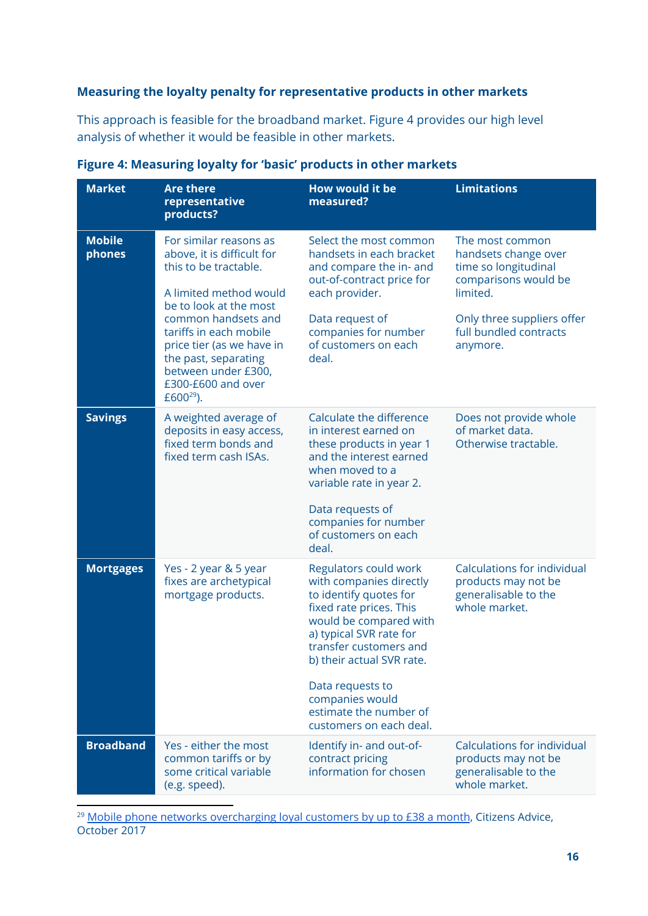### Measuring the loyalty penalty for representative products in other markets

This approach is feasible for the broadband market. Figure 4 provides our high level analysis of whether it would be feasible in other markets.

**Figure 4: Measuring loyalty for 'basic' products in other markets**

| Market | Are there representative products? | How would it be measured? | Limitations |
|---|---|---|---|
| **Mobile phones** | For similar reasons as above, it is difficult for this to be tractable.<br><br>A limited method would be to look at the most common handsets and tariffs in each mobile price tier (as we have in the past, separating between under £300, £300-£600 and over £600[29]). | Select the most common handsets in each bracket and compare the in- and out-of-contract price for each provider.<br><br>Data request of companies for number of customers on each deal. | The most common handsets change over time so longitudinal comparisons would be limited.<br><br>Only three suppliers offer full bundled contracts anymore. |
| **Savings** | A weighted average of deposits in easy access, fixed term bonds and fixed term cash ISAs. | Calculate the difference in interest earned on these products in year 1 and the interest earned when moved to a variable rate in year 2.<br><br>Data requests of companies for number of customers on each deal. | Does not provide whole of market data. Otherwise tractable. |
| **Mortgages** | Yes - 2 year & 5 year fixes are archetypical mortgage products. | Regulators could work with companies directly to identify quotes for fixed rate prices. This would be compared with a) typical SVR rate for transfer customers and b) their actual SVR rate.<br><br>Data requests to companies would estimate the number of customers on each deal. | Calculations for individual products may not be generalisable to the whole market. |
| **Broadband** | Yes - either the most common tariffs or by some critical variable (e.g. speed). | Identify in- and out-of-contract pricing information for chosen | Calculations for individual products may not be generalisable to the whole market. |

[29] Mobile phone networks overcharging loyal customers by up to £38 a month, Citizens Advice, October 2017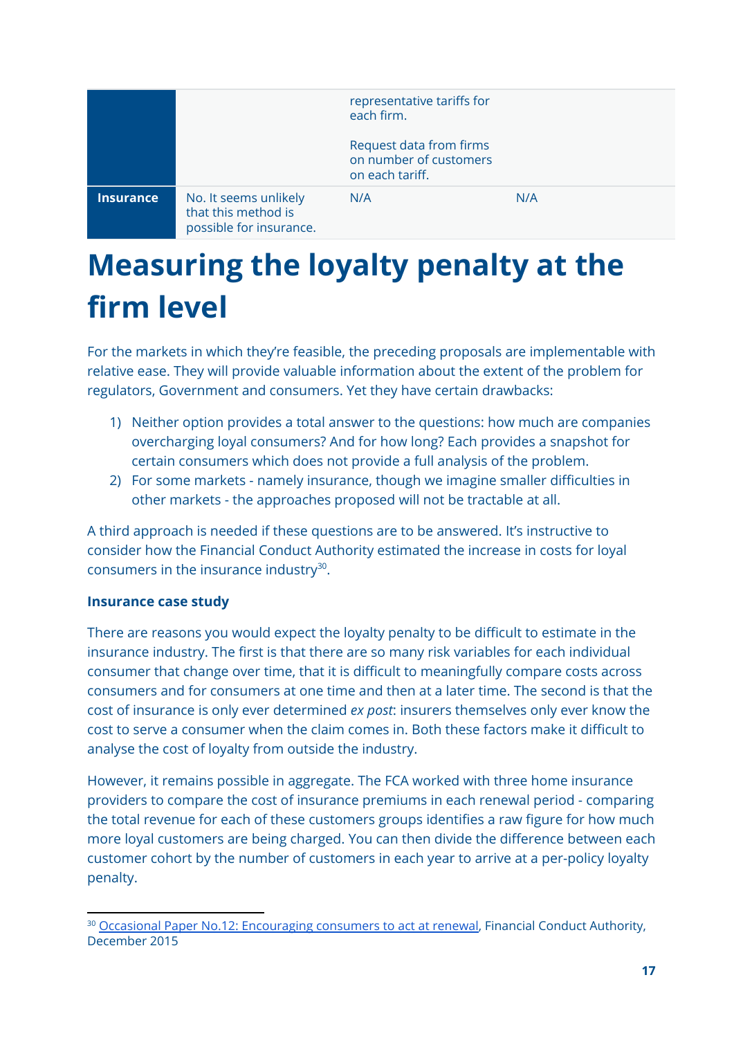| | | | |
|---|---|---|---|
| | | representative tariffs for each firm.<br><br>Request data from firms on number of customers on each tariff. | |
| **Insurance** | No. It seems unlikely that this method is possible for insurance. | N/A | N/A |

# Measuring the loyalty penalty at the firm level

For the markets in which they're feasible, the preceding proposals are implementable with relative ease. They will provide valuable information about the extent of the problem for regulators, Government and consumers. Yet they have certain drawbacks:

1) Neither option provides a total answer to the questions: how much are companies overcharging loyal consumers? And for how long? Each provides a snapshot for certain consumers which does not provide a full analysis of the problem.
2) For some markets - namely insurance, though we imagine smaller difficulties in other markets - the approaches proposed will not be tractable at all.

A third approach is needed if these questions are to be answered. It's instructive to consider how the Financial Conduct Authority estimated the increase in costs for loyal consumers in the insurance industry[30].

**Insurance case study**

There are reasons you would expect the loyalty penalty to be difficult to estimate in the insurance industry. The first is that there are so many risk variables for each individual consumer that change over time, that it is difficult to meaningfully compare costs across consumers and for consumers at one time and then at a later time. The second is that the cost of insurance is only ever determined *ex post*: insurers themselves only ever know the cost to serve a consumer when the claim comes in. Both these factors make it difficult to analyse the cost of loyalty from outside the industry.

However, it remains possible in aggregate. The FCA worked with three home insurance providers to compare the cost of insurance premiums in each renewal period - comparing the total revenue for each of these customers groups identifies a raw figure for how much more loyal customers are being charged. You can then divide the difference between each customer cohort by the number of customers in each year to arrive at a per-policy loyalty penalty.

[30] Occasional Paper No.12: Encouraging consumers to act at renewal, Financial Conduct Authority, December 2015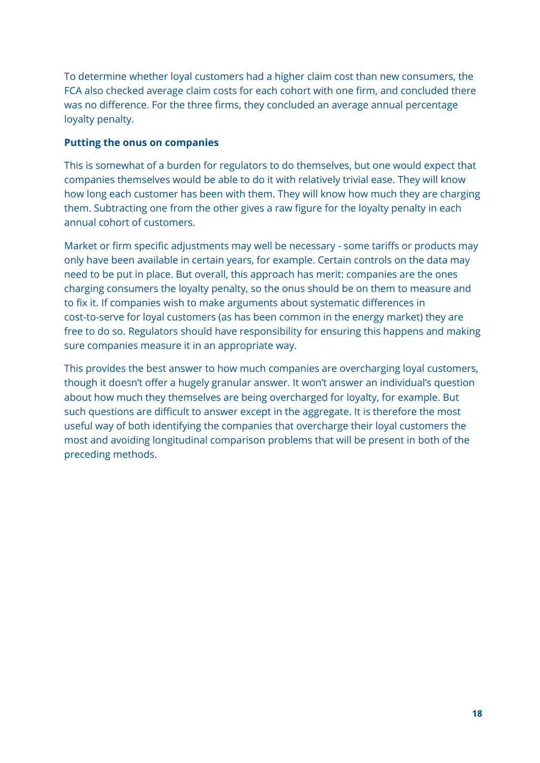To determine whether loyal customers had a higher claim cost than new consumers, the FCA also checked average claim costs for each cohort with one firm, and concluded there was no difference. For the three firms, they concluded an average annual percentage loyalty penalty.

**Putting the onus on companies**

This is somewhat of a burden for regulators to do themselves, but one would expect that companies themselves would be able to do it with relatively trivial ease. They will know how long each customer has been with them. They will know how much they are charging them. Subtracting one from the other gives a raw figure for the loyalty penalty in each annual cohort of customers.

Market or firm specific adjustments may well be necessary - some tariffs or products may only have been available in certain years, for example. Certain controls on the data may need to be put in place. But overall, this approach has merit: companies are the ones charging consumers the loyalty penalty, so the onus should be on them to measure and to fix it. If companies wish to make arguments about systematic differences in cost-to-serve for loyal customers (as has been common in the energy market) they are free to do so. Regulators should have responsibility for ensuring this happens and making sure companies measure it in an appropriate way.

This provides the best answer to how much companies are overcharging loyal customers, though it doesn't offer a hugely granular answer. It won't answer an individual's question about how much they themselves are being overcharged for loyalty, for example. But such questions are difficult to answer except in the aggregate. It is therefore the most useful way of both identifying the companies that overcharge their loyal customers the most and avoiding longitudinal comparison problems that will be present in both of the preceding methods.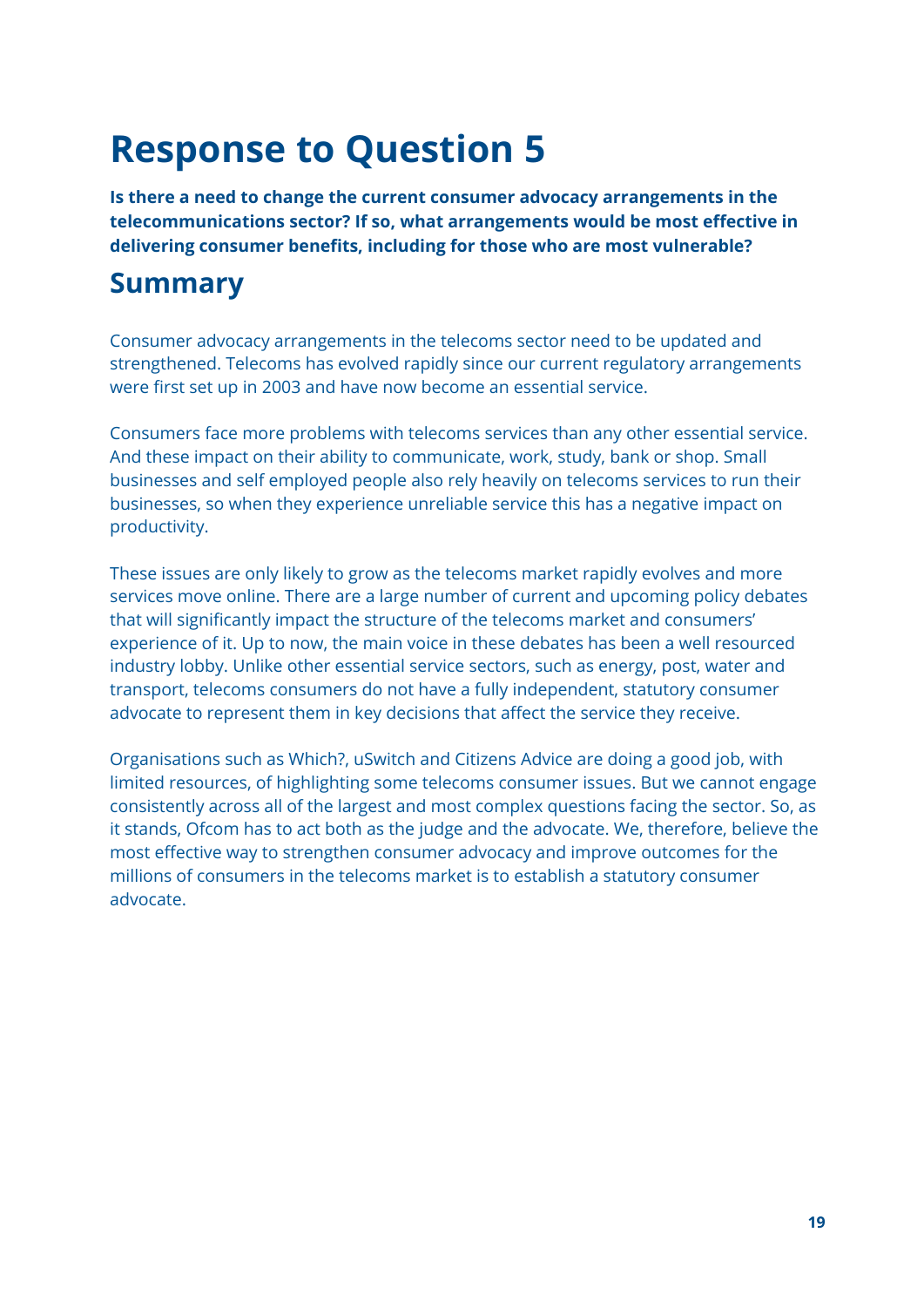# Response to Question 5

**Is there a need to change the current consumer advocacy arrangements in the telecommunications sector? If so, what arrangements would be most effective in delivering consumer benefits, including for those who are most vulnerable?**

## Summary

Consumer advocacy arrangements in the telecoms sector need to be updated and strengthened. Telecoms has evolved rapidly since our current regulatory arrangements were first set up in 2003 and have now become an essential service.

Consumers face more problems with telecoms services than any other essential service. And these impact on their ability to communicate, work, study, bank or shop. Small businesses and self employed people also rely heavily on telecoms services to run their businesses, so when they experience unreliable service this has a negative impact on productivity.

These issues are only likely to grow as the telecoms market rapidly evolves and more services move online. There are a large number of current and upcoming policy debates that will significantly impact the structure of the telecoms market and consumers' experience of it. Up to now, the main voice in these debates has been a well resourced industry lobby. Unlike other essential service sectors, such as energy, post, water and transport, telecoms consumers do not have a fully independent, statutory consumer advocate to represent them in key decisions that affect the service they receive.

Organisations such as Which?, uSwitch and Citizens Advice are doing a good job, with limited resources, of highlighting some telecoms consumer issues. But we cannot engage consistently across all of the largest and most complex questions facing the sector. So, as it stands, Ofcom has to act both as the judge and the advocate. We, therefore, believe the most effective way to strengthen consumer advocacy and improve outcomes for the millions of consumers in the telecoms market is to establish a statutory consumer advocate.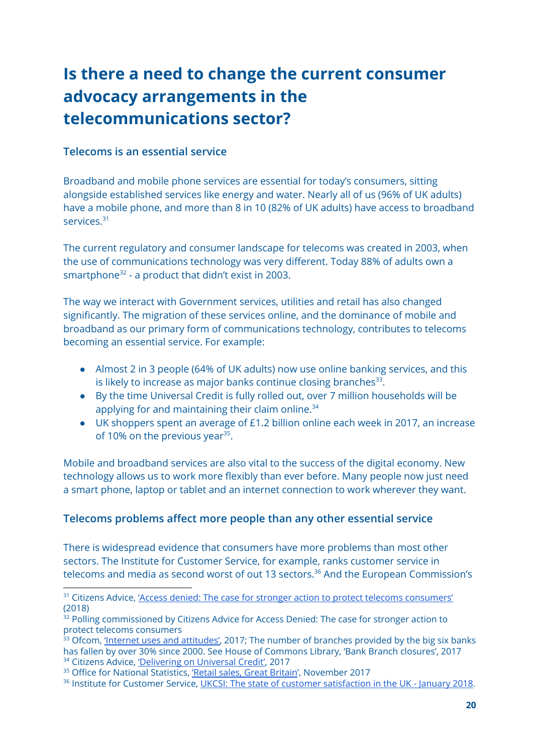# Is there a need to change the current consumer advocacy arrangements in the telecommunications sector?

### Telecoms is an essential service

Broadband and mobile phone services are essential for today's consumers, sitting alongside established services like energy and water. Nearly all of us (96% of UK adults) have a mobile phone, and more than 8 in 10 (82% of UK adults) have access to broadband services.[31]

The current regulatory and consumer landscape for telecoms was created in 2003, when the use of communications technology was very different. Today 88% of adults own a smartphone[32] - a product that didn't exist in 2003.

The way we interact with Government services, utilities and retail has also changed significantly. The migration of these services online, and the dominance of mobile and broadband as our primary form of communications technology, contributes to telecoms becoming an essential service. For example:

- Almost 2 in 3 people (64% of UK adults) now use online banking services, and this is likely to increase as major banks continue closing branches[33].
- By the time Universal Credit is fully rolled out, over 7 million households will be applying for and maintaining their claim online.[34]
- UK shoppers spent an average of £1.2 billion online each week in 2017, an increase of 10% on the previous year[35].

Mobile and broadband services are also vital to the success of the digital economy. New technology allows us to work more flexibly than ever before. Many people now just need a smart phone, laptop or tablet and an internet connection to work wherever they want.

### Telecoms problems affect more people than any other essential service

There is widespread evidence that consumers have more problems than most other sectors. The Institute for Customer Service, for example, ranks customer service in telecoms and media as second worst of out 13 sectors.[36] And the European Commission's

---

[31] Citizens Advice, 'Access denied: The case for stronger action to protect telecoms consumers' (2018)

[32] Polling commissioned by Citizens Advice for Access Denied: The case for stronger action to protect telecoms consumers

[33] Ofcom, 'Internet uses and attitudes', 2017; The number of branches provided by the big six banks has fallen by over 30% since 2000. See House of Commons Library, 'Bank Branch closures', 2017

[34] Citizens Advice, 'Delivering on Universal Credit', 2017

[35] Office for National Statistics, 'Retail sales, Great Britain', November 2017

[36] Institute for Customer Service, UKCSI: The state of customer satisfaction in the UK - January 2018.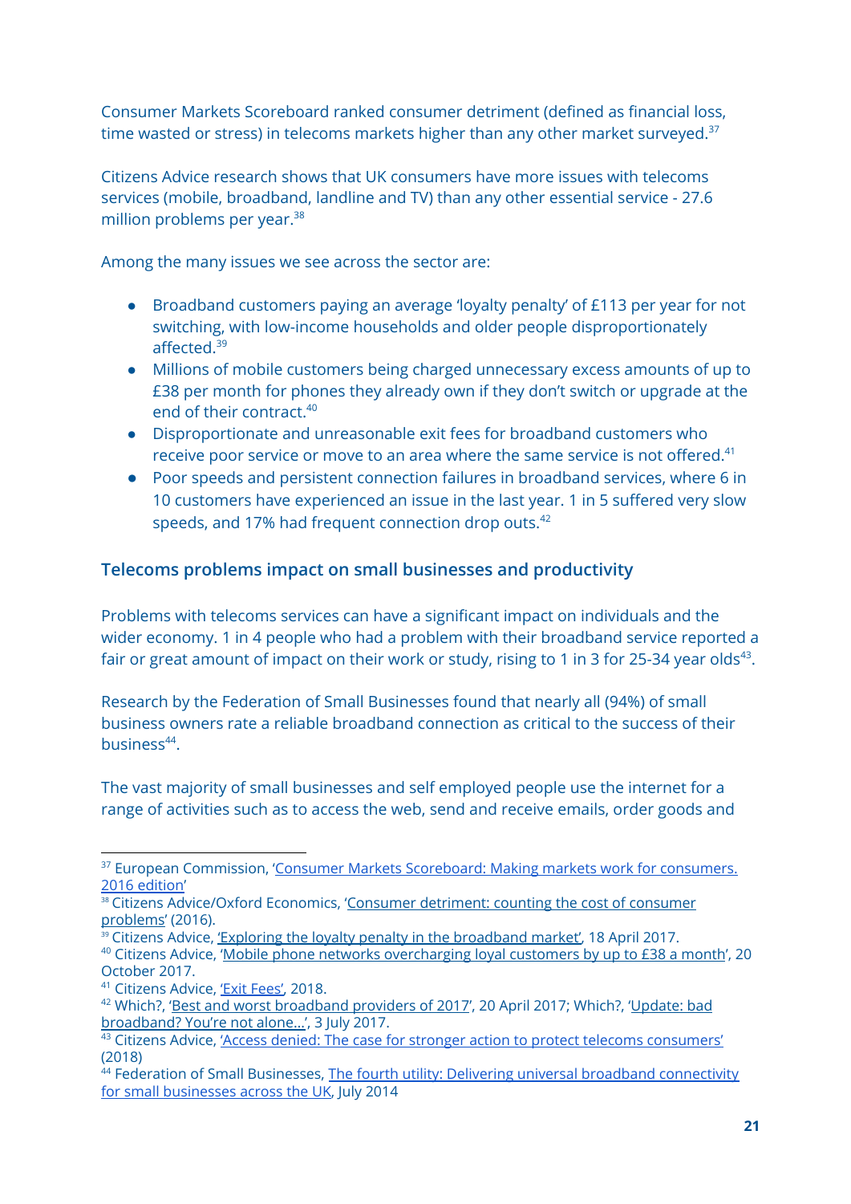Consumer Markets Scoreboard ranked consumer detriment (defined as financial loss, time wasted or stress) in telecoms markets higher than any other market surveyed.[37]

Citizens Advice research shows that UK consumers have more issues with telecoms services (mobile, broadband, landline and TV) than any other essential service - 27.6 million problems per year.[38]

Among the many issues we see across the sector are:

- Broadband customers paying an average 'loyalty penalty' of £113 per year for not switching, with low-income households and older people disproportionately affected.[39]
- Millions of mobile customers being charged unnecessary excess amounts of up to £38 per month for phones they already own if they don't switch or upgrade at the end of their contract.[40]
- Disproportionate and unreasonable exit fees for broadband customers who receive poor service or move to an area where the same service is not offered.[41]
- Poor speeds and persistent connection failures in broadband services, where 6 in 10 customers have experienced an issue in the last year. 1 in 5 suffered very slow speeds, and 17% had frequent connection drop outs.[42]

### Telecoms problems impact on small businesses and productivity

Problems with telecoms services can have a significant impact on individuals and the wider economy. 1 in 4 people who had a problem with their broadband service reported a fair or great amount of impact on their work or study, rising to 1 in 3 for 25-34 year olds[43].

Research by the Federation of Small Businesses found that nearly all (94%) of small business owners rate a reliable broadband connection as critical to the success of their business[44].

The vast majority of small businesses and self employed people use the internet for a range of activities such as to access the web, send and receive emails, order goods and

---

[37] European Commission, 'Consumer Markets Scoreboard: Making markets work for consumers. 2016 edition'

[38] Citizens Advice/Oxford Economics, 'Consumer detriment: counting the cost of consumer problems' (2016).

[39] Citizens Advice, 'Exploring the loyalty penalty in the broadband market', 18 April 2017.

[40] Citizens Advice, 'Mobile phone networks overcharging loyal customers by up to £38 a month', 20 October 2017.

[41] Citizens Advice, 'Exit Fees', 2018.

[42] Which?, 'Best and worst broadband providers of 2017', 20 April 2017; Which?, 'Update: bad broadband? You're not alone...', 3 July 2017.

[43] Citizens Advice, 'Access denied: The case for stronger action to protect telecoms consumers' (2018)

[44] Federation of Small Businesses, The fourth utility: Delivering universal broadband connectivity for small businesses across the UK, July 2014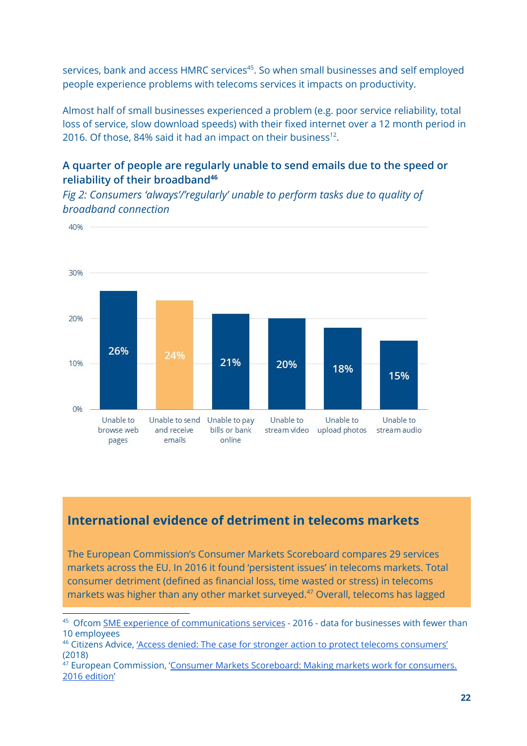services, bank and access HMRC services[45]. So when small businesses and self employed people experience problems with telecoms services it impacts on productivity.

Almost half of small businesses experienced a problem (e.g. poor service reliability, total loss of service, slow download speeds) with their fixed internet over a 12 month period in 2016. Of those, 84% said it had an impact on their business[12].

### A quarter of people are regularly unable to send emails due to the speed or reliability of their broadband[46]

*Fig 2: Consumers 'always'/'regularly' unable to perform tasks due to quality of broadband connection*

| Task | % |
|---|---|
| Unable to browse web pages | 26% |
| Unable to send and receive emails | 24% |
| Unable to pay bills or bank online | 21% |
| Unable to stream video | 20% |
| Unable to upload photos | 18% |
| Unable to stream audio | 15% |

## International evidence of detriment in telecoms markets

The European Commission's Consumer Markets Scoreboard compares 29 services markets across the EU. In 2016 it found 'persistent issues' in telecoms markets. Total consumer detriment (defined as financial loss, time wasted or stress) in telecoms markets was higher than any other market surveyed.[47] Overall, telecoms has lagged

---

[45] Ofcom SME experience of communications services - 2016 - data for businesses with fewer than 10 employees

[46] Citizens Advice, 'Access denied: The case for stronger action to protect telecoms consumers' (2018)

[47] European Commission, 'Consumer Markets Scoreboard: Making markets work for consumers. 2016 edition'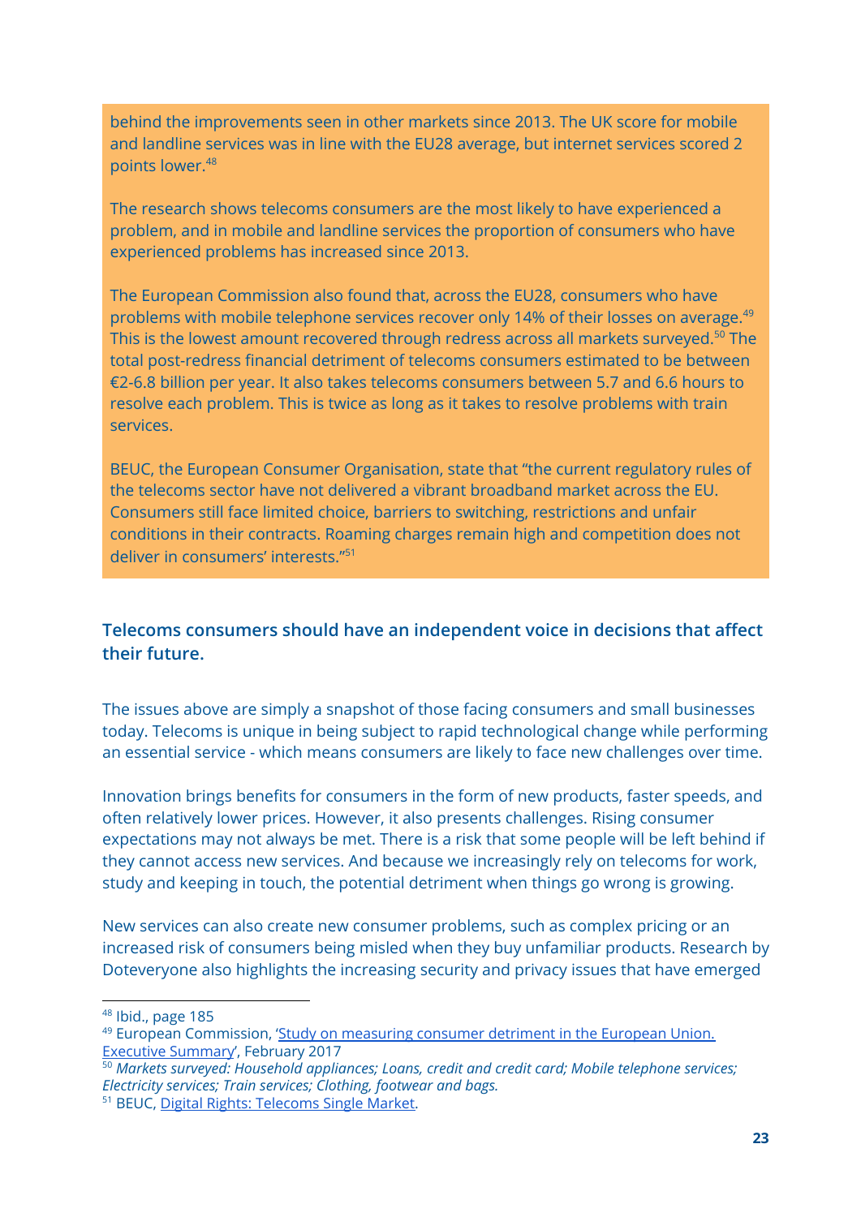behind the improvements seen in other markets since 2013. The UK score for mobile and landline services was in line with the EU28 average, but internet services scored 2 points lower.[48]

The research shows telecoms consumers are the most likely to have experienced a problem, and in mobile and landline services the proportion of consumers who have experienced problems has increased since 2013.

The European Commission also found that, across the EU28, consumers who have problems with mobile telephone services recover only 14% of their losses on average.[49] This is the lowest amount recovered through redress across all markets surveyed.[50] The total post-redress financial detriment of telecoms consumers estimated to be between €2-6.8 billion per year. It also takes telecoms consumers between 5.7 and 6.6 hours to resolve each problem. This is twice as long as it takes to resolve problems with train services.

BEUC, the European Consumer Organisation, state that "the current regulatory rules of the telecoms sector have not delivered a vibrant broadband market across the EU. Consumers still face limited choice, barriers to switching, restrictions and unfair conditions in their contracts. Roaming charges remain high and competition does not deliver in consumers' interests."[51]

### Telecoms consumers should have an independent voice in decisions that affect their future.

The issues above are simply a snapshot of those facing consumers and small businesses today. Telecoms is unique in being subject to rapid technological change while performing an essential service - which means consumers are likely to face new challenges over time.

Innovation brings benefits for consumers in the form of new products, faster speeds, and often relatively lower prices. However, it also presents challenges. Rising consumer expectations may not always be met. There is a risk that some people will be left behind if they cannot access new services. And because we increasingly rely on telecoms for work, study and keeping in touch, the potential detriment when things go wrong is growing.

New services can also create new consumer problems, such as complex pricing or an increased risk of consumers being misled when they buy unfamiliar products. Research by Doteveryone also highlights the increasing security and privacy issues that have emerged

---

[48] Ibid., page 185

[49] European Commission, 'Study on measuring consumer detriment in the European Union. Executive Summary', February 2017

[50] *Markets surveyed: Household appliances; Loans, credit and credit card; Mobile telephone services; Electricity services; Train services; Clothing, footwear and bags.*

[51] BEUC, Digital Rights: Telecoms Single Market.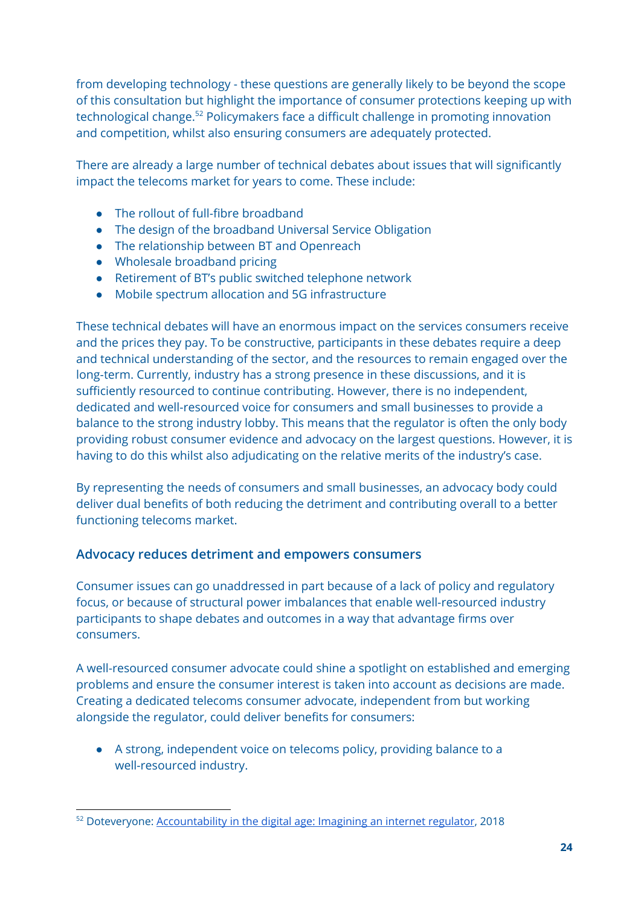from developing technology - these questions are generally likely to be beyond the scope of this consultation but highlight the importance of consumer protections keeping up with technological change.[52] Policymakers face a difficult challenge in promoting innovation and competition, whilst also ensuring consumers are adequately protected.

There are already a large number of technical debates about issues that will significantly impact the telecoms market for years to come. These include:

- The rollout of full-fibre broadband
- The design of the broadband Universal Service Obligation
- The relationship between BT and Openreach
- Wholesale broadband pricing
- Retirement of BT's public switched telephone network
- Mobile spectrum allocation and 5G infrastructure

These technical debates will have an enormous impact on the services consumers receive and the prices they pay. To be constructive, participants in these debates require a deep and technical understanding of the sector, and the resources to remain engaged over the long-term. Currently, industry has a strong presence in these discussions, and it is sufficiently resourced to continue contributing. However, there is no independent, dedicated and well-resourced voice for consumers and small businesses to provide a balance to the strong industry lobby. This means that the regulator is often the only body providing robust consumer evidence and advocacy on the largest questions. However, it is having to do this whilst also adjudicating on the relative merits of the industry's case.

By representing the needs of consumers and small businesses, an advocacy body could deliver dual benefits of both reducing the detriment and contributing overall to a better functioning telecoms market.

### Advocacy reduces detriment and empowers consumers

Consumer issues can go unaddressed in part because of a lack of policy and regulatory focus, or because of structural power imbalances that enable well-resourced industry participants to shape debates and outcomes in a way that advantage firms over consumers.

A well-resourced consumer advocate could shine a spotlight on established and emerging problems and ensure the consumer interest is taken into account as decisions are made. Creating a dedicated telecoms consumer advocate, independent from but working alongside the regulator, could deliver benefits for consumers:

- A strong, independent voice on telecoms policy, providing balance to a well-resourced industry.

---

[52] Doteveryone: Accountability in the digital age: Imagining an internet regulator, 2018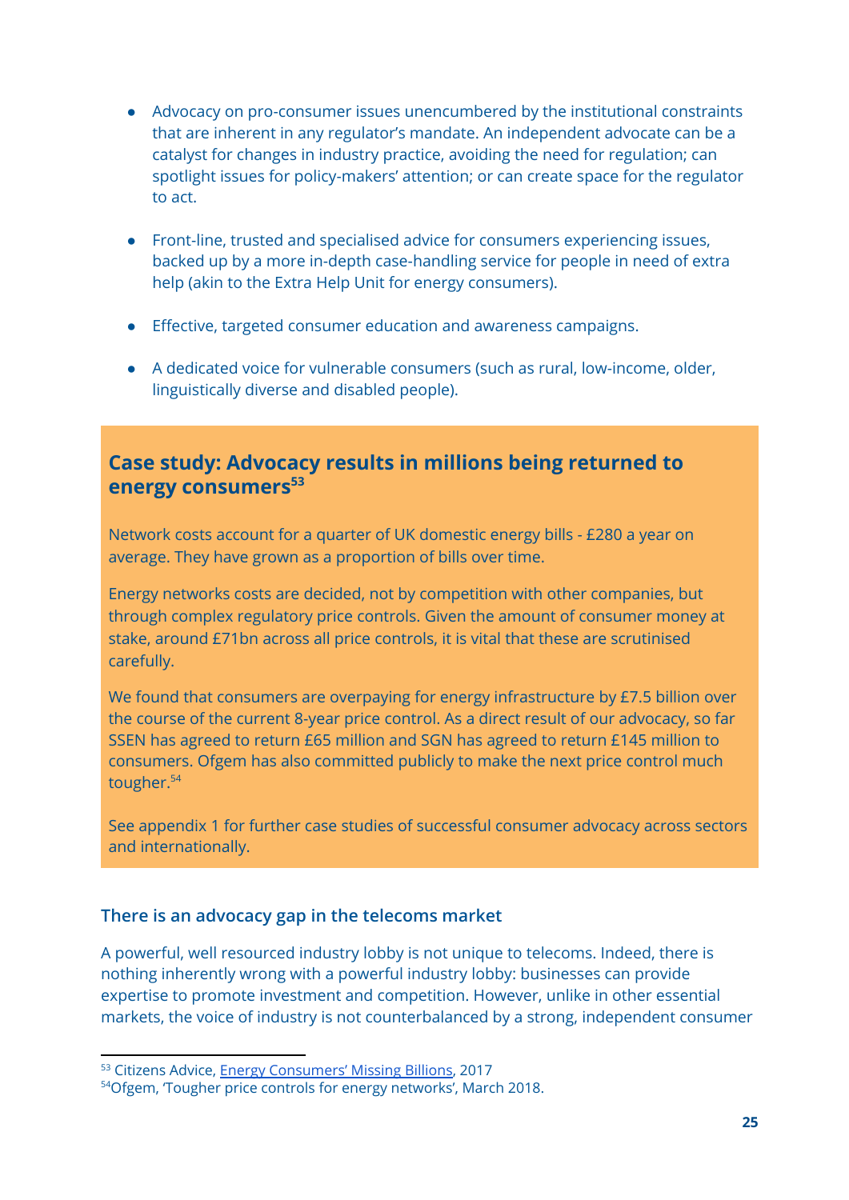- Advocacy on pro-consumer issues unencumbered by the institutional constraints that are inherent in any regulator's mandate. An independent advocate can be a catalyst for changes in industry practice, avoiding the need for regulation; can spotlight issues for policy-makers' attention; or can create space for the regulator to act.

- Front-line, trusted and specialised advice for consumers experiencing issues, backed up by a more in-depth case-handling service for people in need of extra help (akin to the Extra Help Unit for energy consumers).

- Effective, targeted consumer education and awareness campaigns.

- A dedicated voice for vulnerable consumers (such as rural, low-income, older, linguistically diverse and disabled people).

### Case study: Advocacy results in millions being returned to energy consumers[53]

Network costs account for a quarter of UK domestic energy bills - £280 a year on average. They have grown as a proportion of bills over time.

Energy networks costs are decided, not by competition with other companies, but through complex regulatory price controls. Given the amount of consumer money at stake, around £71bn across all price controls, it is vital that these are scrutinised carefully.

We found that consumers are overpaying for energy infrastructure by £7.5 billion over the course of the current 8-year price control. As a direct result of our advocacy, so far SSEN has agreed to return £65 million and SGN has agreed to return £145 million to consumers. Ofgem has also committed publicly to make the next price control much tougher.[54]

See appendix 1 for further case studies of successful consumer advocacy across sectors and internationally.

### There is an advocacy gap in the telecoms market

A powerful, well resourced industry lobby is not unique to telecoms. Indeed, there is nothing inherently wrong with a powerful industry lobby: businesses can provide expertise to promote investment and competition. However, unlike in other essential markets, the voice of industry is not counterbalanced by a strong, independent consumer

---

[53] Citizens Advice, Energy Consumers' Missing Billions, 2017

[54] Ofgem, 'Tougher price controls for energy networks', March 2018.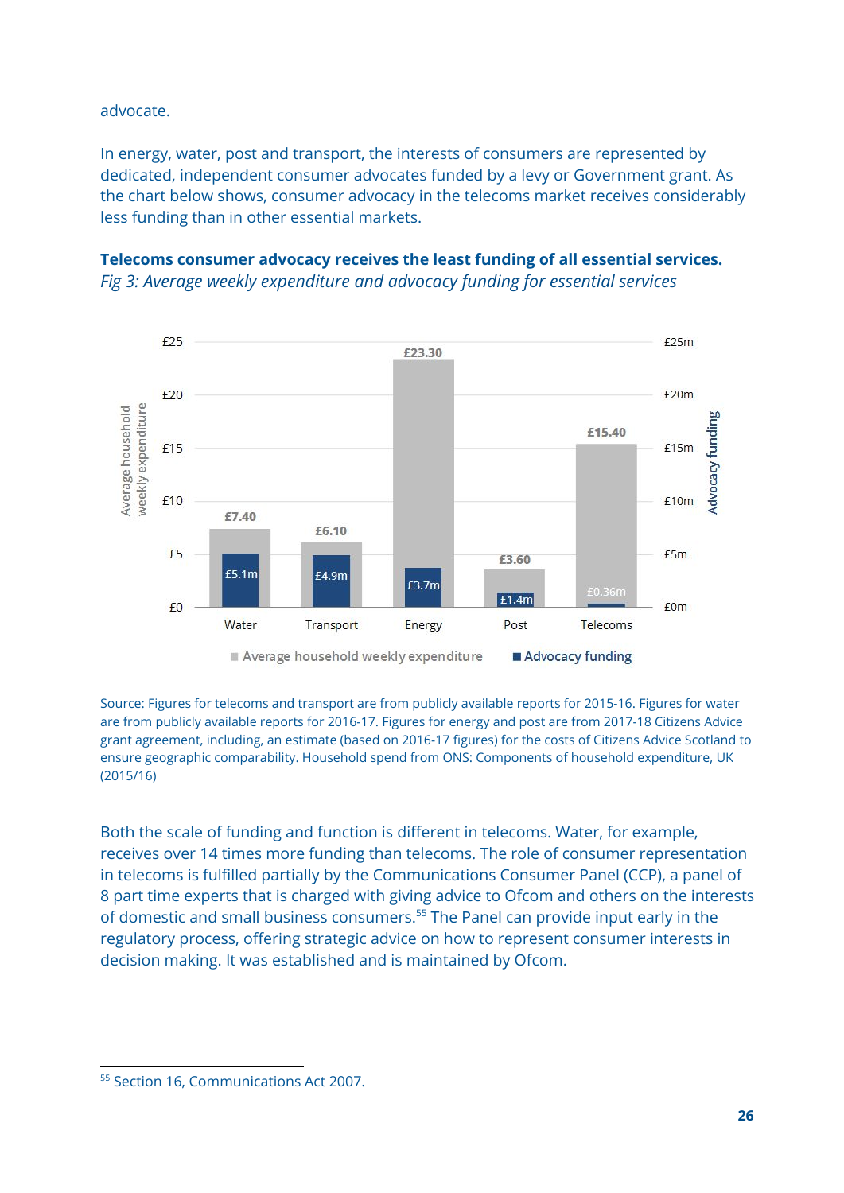advocate.

In energy, water, post and transport, the interests of consumers are represented by dedicated, independent consumer advocates funded by a levy or Government grant. As the chart below shows, consumer advocacy in the telecoms market receives considerably less funding than in other essential markets.

**Telecoms consumer advocacy receives the least funding of all essential services.**
*Fig 3: Average weekly expenditure and advocacy funding for essential services*

| | Water | Transport | Energy | Post | Telecoms |
|---|---|---|---|---|---|
| Average household weekly expenditure | £7.40 | £6.10 | £23.30 | £3.60 | £15.40 |
| Advocacy funding | £5.1m | £4.9m | £3.7m | £1.4m | £0.36m |

Source: Figures for telecoms and transport are from publicly available reports for 2015-16. Figures for water are from publicly available reports for 2016-17. Figures for energy and post are from 2017-18 Citizens Advice grant agreement, including, an estimate (based on 2016-17 figures) for the costs of Citizens Advice Scotland to ensure geographic comparability. Household spend from ONS: Components of household expenditure, UK (2015/16)

Both the scale of funding and function is different in telecoms. Water, for example, receives over 14 times more funding than telecoms. The role of consumer representation in telecoms is fulfilled partially by the Communications Consumer Panel (CCP), a panel of 8 part time experts that is charged with giving advice to Ofcom and others on the interests of domestic and small business consumers.[55] The Panel can provide input early in the regulatory process, offering strategic advice on how to represent consumer interests in decision making. It was established and is maintained by Ofcom.

[55] Section 16, Communications Act 2007.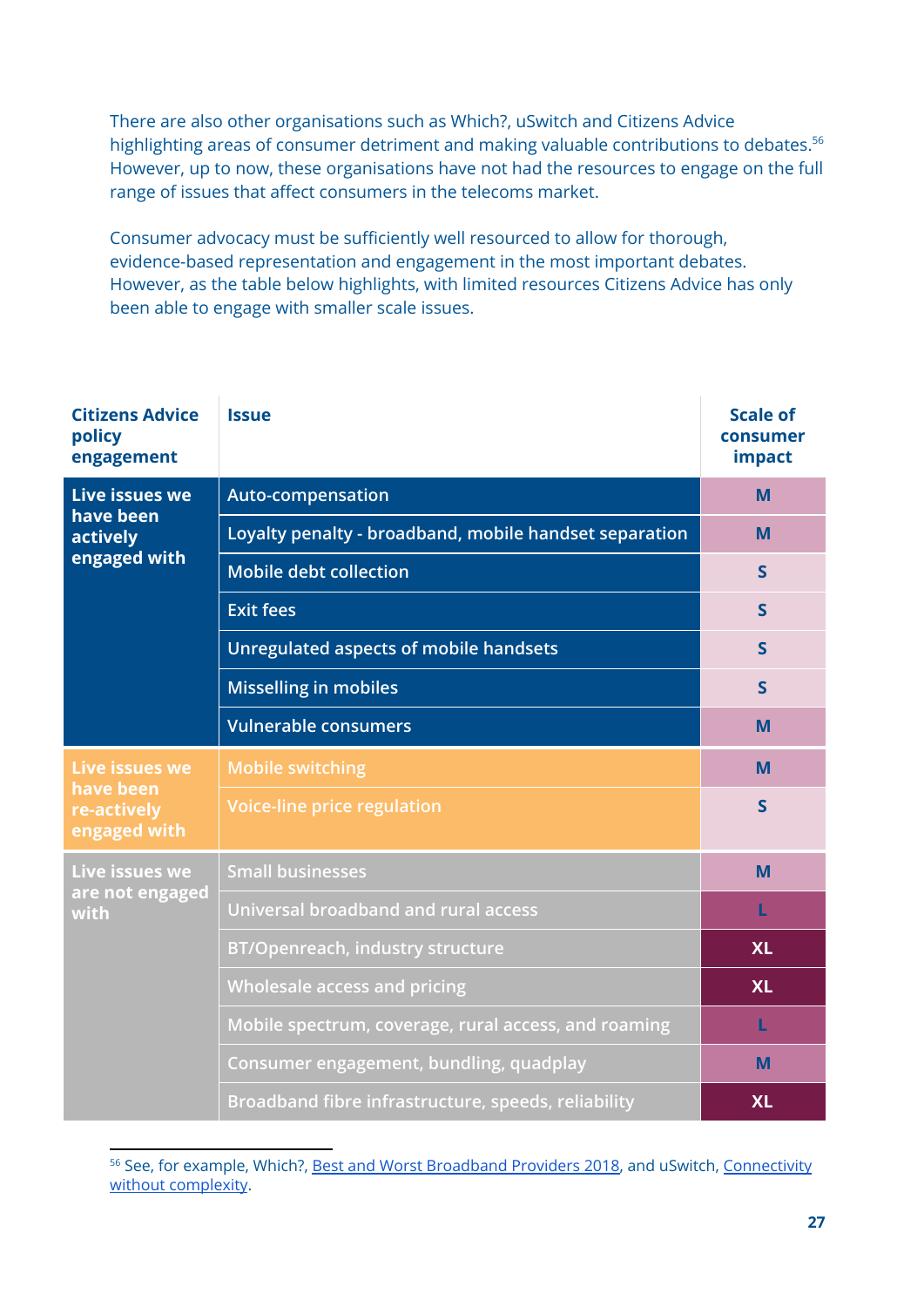There are also other organisations such as Which?, uSwitch and Citizens Advice highlighting areas of consumer detriment and making valuable contributions to debates.[56] However, up to now, these organisations have not had the resources to engage on the full range of issues that affect consumers in the telecoms market.

Consumer advocacy must be sufficiently well resourced to allow for thorough, evidence-based representation and engagement in the most important debates. However, as the table below highlights, with limited resources Citizens Advice has only been able to engage with smaller scale issues.

| Citizens Advice policy engagement | Issue | Scale of consumer impact |
|---|---|---|
| Live issues we have been actively engaged with | Auto-compensation | M |
| | Loyalty penalty - broadband, mobile handset separation | M |
| | Mobile debt collection | S |
| | Exit fees | S |
| | Unregulated aspects of mobile handsets | S |
| | Misselling in mobiles | S |
| | Vulnerable consumers | M |
| Live issues we have been re-actively engaged with | Mobile switching | M |
| | Voice-line price regulation | S |
| Live issues we are not engaged with | Small businesses | M |
| | Universal broadband and rural access | L |
| | BT/Openreach, industry structure | XL |
| | Wholesale access and pricing | XL |
| | Mobile spectrum, coverage, rural access, and roaming | L |
| | Consumer engagement, bundling, quadplay | M |
| | Broadband fibre infrastructure, speeds, reliability | XL |

[56] See, for example, Which?, Best and Worst Broadband Providers 2018, and uSwitch, Connectivity without complexity.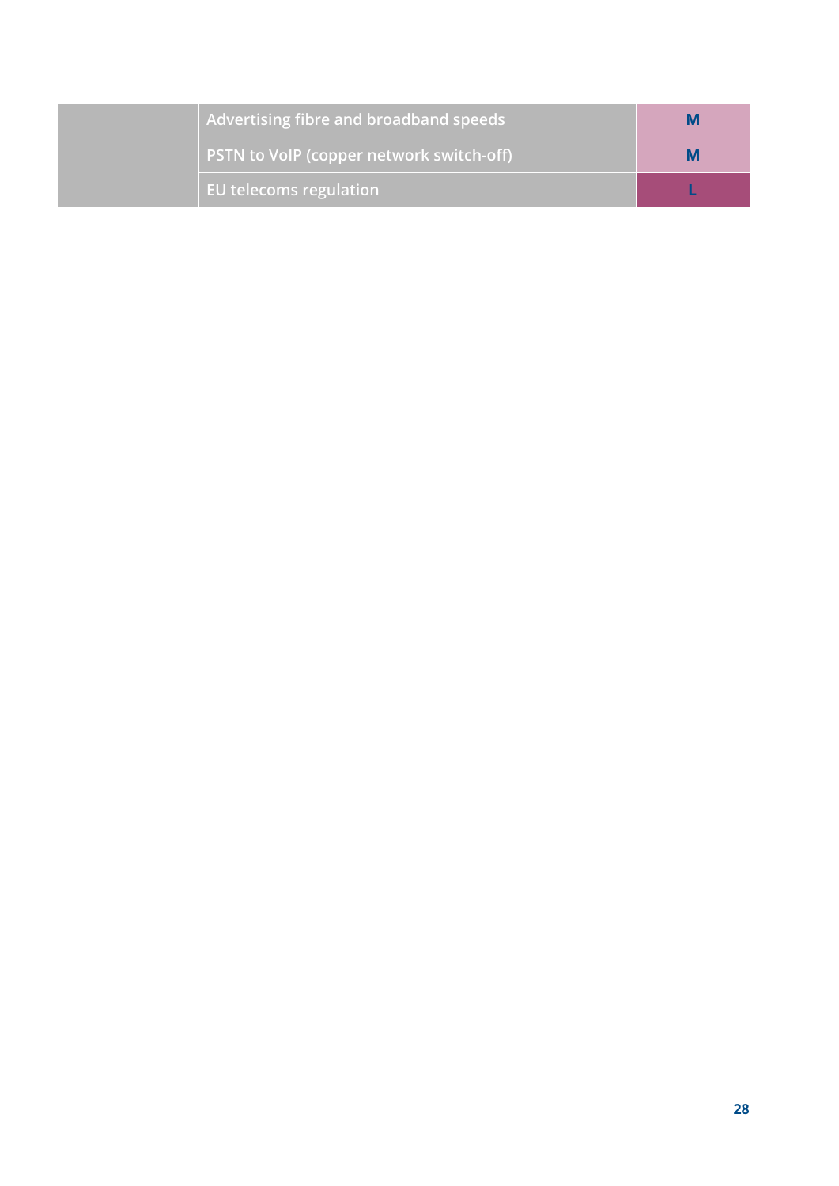| | | |
|---|---|---|
| | Advertising fibre and broadband speeds | M |
| | PSTN to VoIP (copper network switch-off) | M |
| | EU telecoms regulation | L |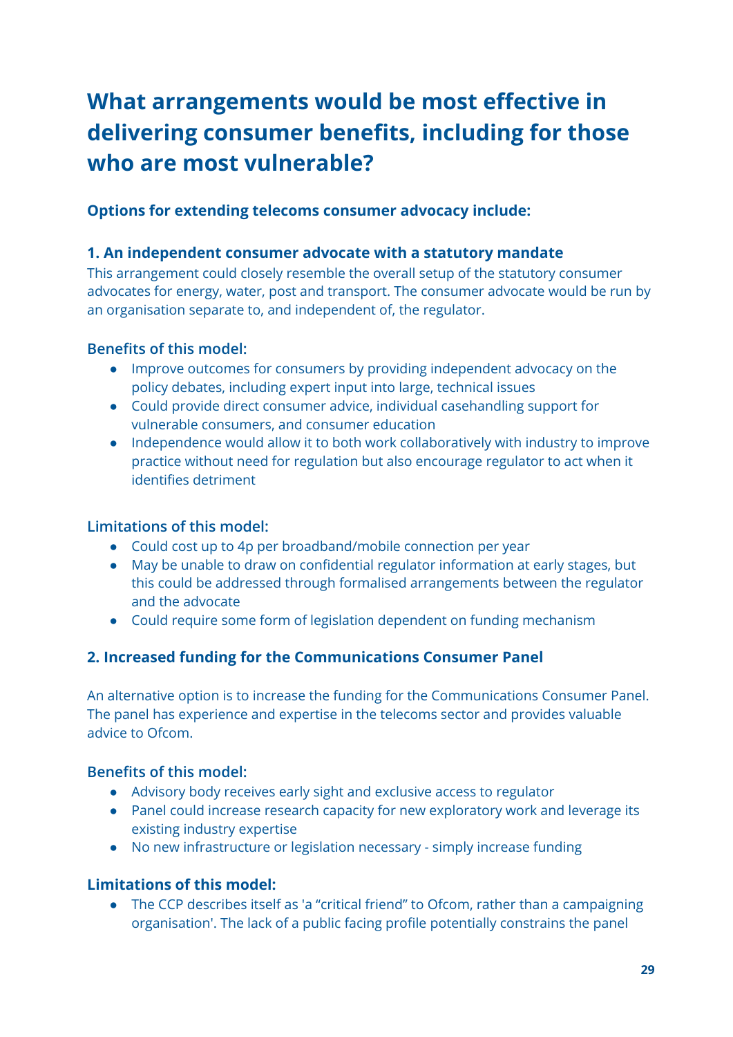# What arrangements would be most effective in delivering consumer benefits, including for those who are most vulnerable?

**Options for extending telecoms consumer advocacy include:**

### 1. An independent consumer advocate with a statutory mandate

This arrangement could closely resemble the overall setup of the statutory consumer advocates for energy, water, post and transport. The consumer advocate would be run by an organisation separate to, and independent of, the regulator.

#### Benefits of this model:

- Improve outcomes for consumers by providing independent advocacy on the policy debates, including expert input into large, technical issues
- Could provide direct consumer advice, individual casehandling support for vulnerable consumers, and consumer education
- Independence would allow it to both work collaboratively with industry to improve practice without need for regulation but also encourage regulator to act when it identifies detriment

#### Limitations of this model:

- Could cost up to 4p per broadband/mobile connection per year
- May be unable to draw on confidential regulator information at early stages, but this could be addressed through formalised arrangements between the regulator and the advocate
- Could require some form of legislation dependent on funding mechanism

### 2. Increased funding for the Communications Consumer Panel

An alternative option is to increase the funding for the Communications Consumer Panel. The panel has experience and expertise in the telecoms sector and provides valuable advice to Ofcom.

#### Benefits of this model:

- Advisory body receives early sight and exclusive access to regulator
- Panel could increase research capacity for new exploratory work and leverage its existing industry expertise
- No new infrastructure or legislation necessary - simply increase funding

#### Limitations of this model:

- The CCP describes itself as 'a "critical friend" to Ofcom, rather than a campaigning organisation'. The lack of a public facing profile potentially constrains the panel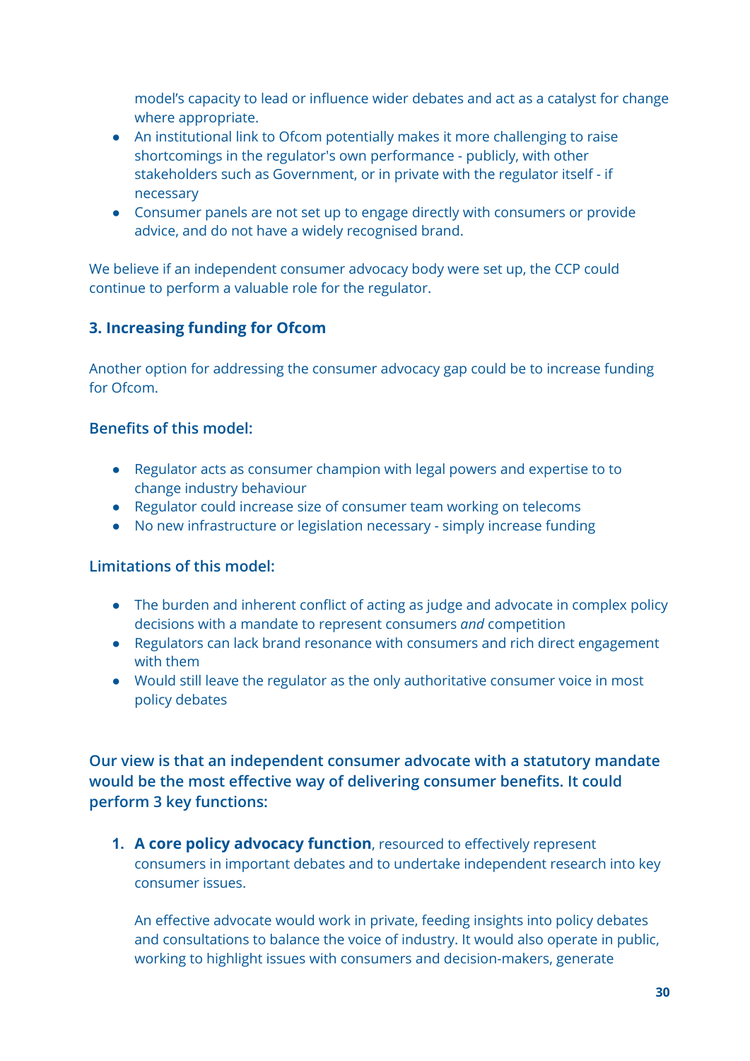model's capacity to lead or influence wider debates and act as a catalyst for change where appropriate.
- An institutional link to Ofcom potentially makes it more challenging to raise shortcomings in the regulator's own performance - publicly, with other stakeholders such as Government, or in private with the regulator itself - if necessary
- Consumer panels are not set up to engage directly with consumers or provide advice, and do not have a widely recognised brand.

We believe if an independent consumer advocacy body were set up, the CCP could continue to perform a valuable role for the regulator.

### 3. Increasing funding for Ofcom

Another option for addressing the consumer advocacy gap could be to increase funding for Ofcom.

#### Benefits of this model:

- Regulator acts as consumer champion with legal powers and expertise to to change industry behaviour
- Regulator could increase size of consumer team working on telecoms
- No new infrastructure or legislation necessary - simply increase funding

#### Limitations of this model:

- The burden and inherent conflict of acting as judge and advocate in complex policy decisions with a mandate to represent consumers *and* competition
- Regulators can lack brand resonance with consumers and rich direct engagement with them
- Would still leave the regulator as the only authoritative consumer voice in most policy debates

**Our view is that an independent consumer advocate with a statutory mandate would be the most effective way of delivering consumer benefits. It could perform 3 key functions:**

1. **A core policy advocacy function**, resourced to effectively represent consumers in important debates and to undertake independent research into key consumer issues.

   An effective advocate would work in private, feeding insights into policy debates and consultations to balance the voice of industry. It would also operate in public, working to highlight issues with consumers and decision-makers, generate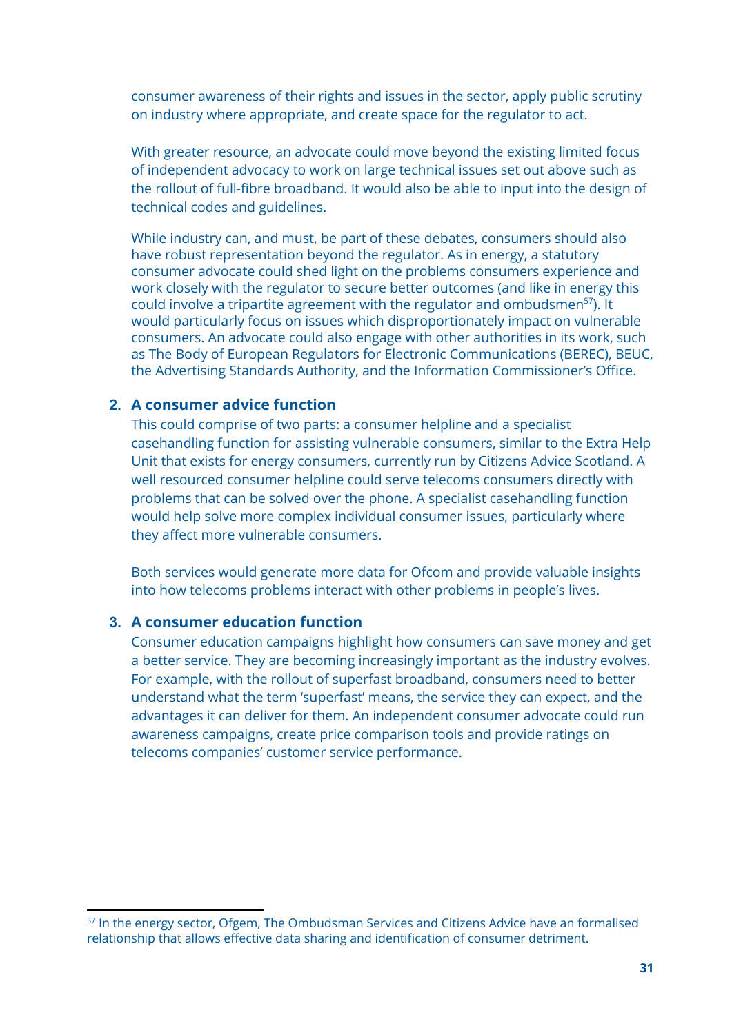consumer awareness of their rights and issues in the sector, apply public scrutiny on industry where appropriate, and create space for the regulator to act.

With greater resource, an advocate could move beyond the existing limited focus of independent advocacy to work on large technical issues set out above such as the rollout of full-fibre broadband. It would also be able to input into the design of technical codes and guidelines.

While industry can, and must, be part of these debates, consumers should also have robust representation beyond the regulator. As in energy, a statutory consumer advocate could shed light on the problems consumers experience and work closely with the regulator to secure better outcomes (and like in energy this could involve a tripartite agreement with the regulator and ombudsmen[57]). It would particularly focus on issues which disproportionately impact on vulnerable consumers. An advocate could also engage with other authorities in its work, such as The Body of European Regulators for Electronic Communications (BEREC), BEUC, the Advertising Standards Authority, and the Information Commissioner's Office.

2. **A consumer advice function**

   This could comprise of two parts: a consumer helpline and a specialist casehandling function for assisting vulnerable consumers, similar to the Extra Help Unit that exists for energy consumers, currently run by Citizens Advice Scotland. A well resourced consumer helpline could serve telecoms consumers directly with problems that can be solved over the phone. A specialist casehandling function would help solve more complex individual consumer issues, particularly where they affect more vulnerable consumers.

   Both services would generate more data for Ofcom and provide valuable insights into how telecoms problems interact with other problems in people's lives.

3. **A consumer education function**

   Consumer education campaigns highlight how consumers can save money and get a better service. They are becoming increasingly important as the industry evolves. For example, with the rollout of superfast broadband, consumers need to better understand what the term 'superfast' means, the service they can expect, and the advantages it can deliver for them. An independent consumer advocate could run awareness campaigns, create price comparison tools and provide ratings on telecoms companies' customer service performance.

[57] In the energy sector, Ofgem, The Ombudsman Services and Citizens Advice have an formalised relationship that allows effective data sharing and identification of consumer detriment.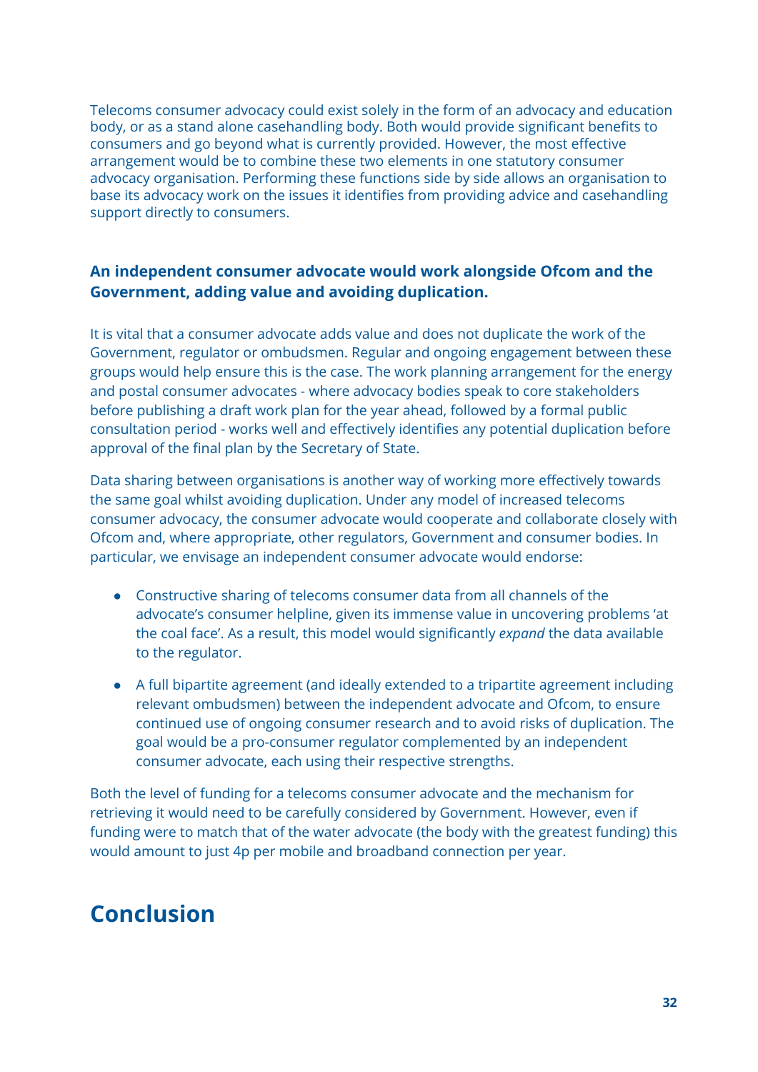Telecoms consumer advocacy could exist solely in the form of an advocacy and education body, or as a stand alone casehandling body. Both would provide significant benefits to consumers and go beyond what is currently provided. However, the most effective arrangement would be to combine these two elements in one statutory consumer advocacy organisation. Performing these functions side by side allows an organisation to base its advocacy work on the issues it identifies from providing advice and casehandling support directly to consumers.

### An independent consumer advocate would work alongside Ofcom and the Government, adding value and avoiding duplication.

It is vital that a consumer advocate adds value and does not duplicate the work of the Government, regulator or ombudsmen. Regular and ongoing engagement between these groups would help ensure this is the case. The work planning arrangement for the energy and postal consumer advocates - where advocacy bodies speak to core stakeholders before publishing a draft work plan for the year ahead, followed by a formal public consultation period - works well and effectively identifies any potential duplication before approval of the final plan by the Secretary of State.

Data sharing between organisations is another way of working more effectively towards the same goal whilst avoiding duplication. Under any model of increased telecoms consumer advocacy, the consumer advocate would cooperate and collaborate closely with Ofcom and, where appropriate, other regulators, Government and consumer bodies. In particular, we envisage an independent consumer advocate would endorse:

- Constructive sharing of telecoms consumer data from all channels of the advocate's consumer helpline, given its immense value in uncovering problems 'at the coal face'. As a result, this model would significantly *expand* the data available to the regulator.
- A full bipartite agreement (and ideally extended to a tripartite agreement including relevant ombudsmen) between the independent advocate and Ofcom, to ensure continued use of ongoing consumer research and to avoid risks of duplication. The goal would be a pro-consumer regulator complemented by an independent consumer advocate, each using their respective strengths.

Both the level of funding for a telecoms consumer advocate and the mechanism for retrieving it would need to be carefully considered by Government. However, even if funding were to match that of the water advocate (the body with the greatest funding) this would amount to just 4p per mobile and broadband connection per year.

## Conclusion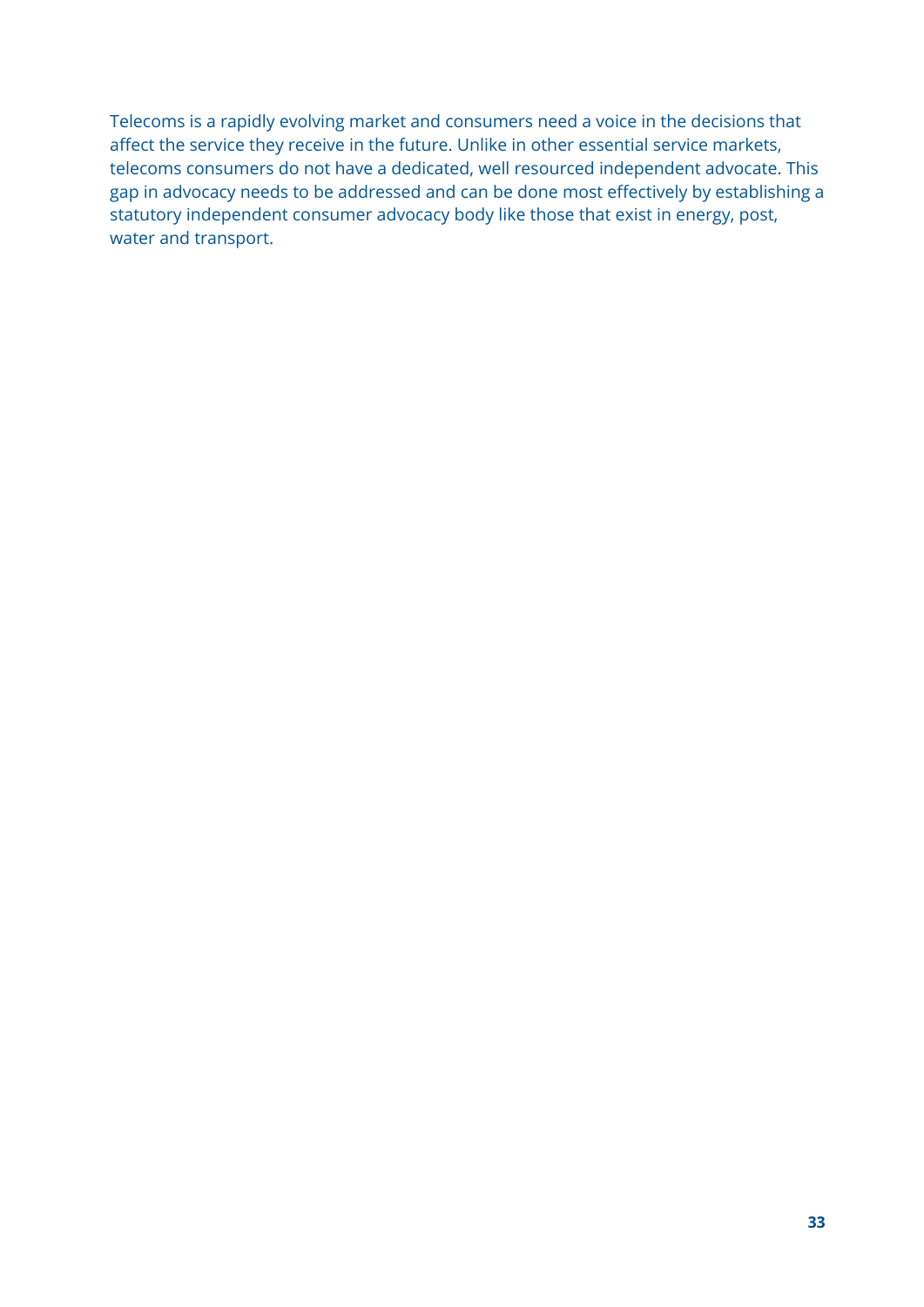Telecoms is a rapidly evolving market and consumers need a voice in the decisions that affect the service they receive in the future. Unlike in other essential service markets, telecoms consumers do not have a dedicated, well resourced independent advocate. This gap in advocacy needs to be addressed and can be done most effectively by establishing a statutory independent consumer advocacy body like those that exist in energy, post, water and transport.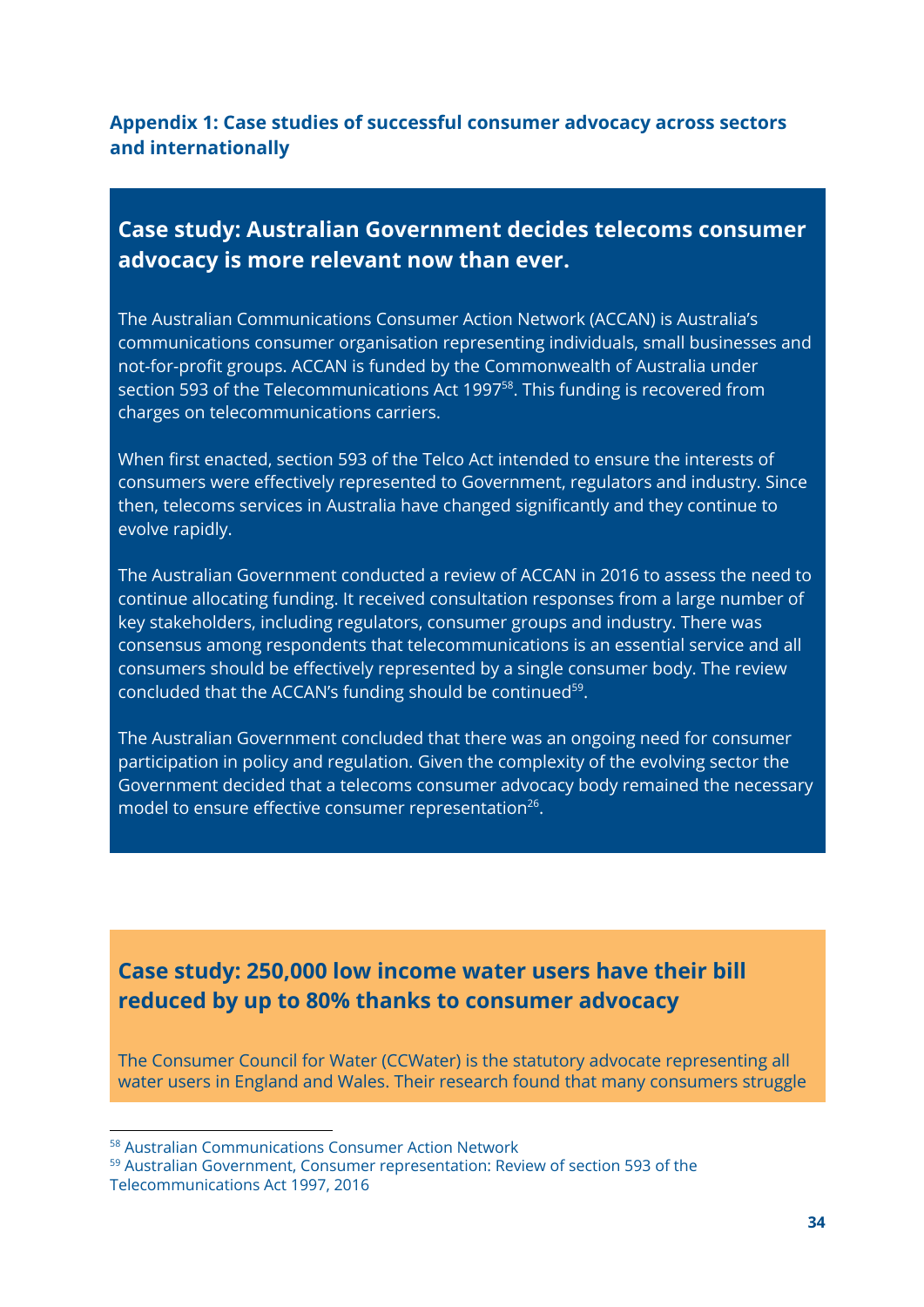### Appendix 1: Case studies of successful consumer advocacy across sectors and internationally

#### Case study: Australian Government decides telecoms consumer advocacy is more relevant now than ever.

The Australian Communications Consumer Action Network (ACCAN) is Australia's communications consumer organisation representing individuals, small businesses and not-for-profit groups. ACCAN is funded by the Commonwealth of Australia under section 593 of the Telecommunications Act 1997[58]. This funding is recovered from charges on telecommunications carriers.

When first enacted, section 593 of the Telco Act intended to ensure the interests of consumers were effectively represented to Government, regulators and industry. Since then, telecoms services in Australia have changed significantly and they continue to evolve rapidly.

The Australian Government conducted a review of ACCAN in 2016 to assess the need to continue allocating funding. It received consultation responses from a large number of key stakeholders, including regulators, consumer groups and industry. There was consensus among respondents that telecommunications is an essential service and all consumers should be effectively represented by a single consumer body. The review concluded that the ACCAN's funding should be continued[59].

The Australian Government concluded that there was an ongoing need for consumer participation in policy and regulation. Given the complexity of the evolving sector the Government decided that a telecoms consumer advocacy body remained the necessary model to ensure effective consumer representation[26].

#### Case study: 250,000 low income water users have their bill reduced by up to 80% thanks to consumer advocacy

The Consumer Council for Water (CCWater) is the statutory advocate representing all water users in England and Wales. Their research found that many consumers struggle

[58] Australian Communications Consumer Action Network

[59] Australian Government, Consumer representation: Review of section 593 of the Telecommunications Act 1997, 2016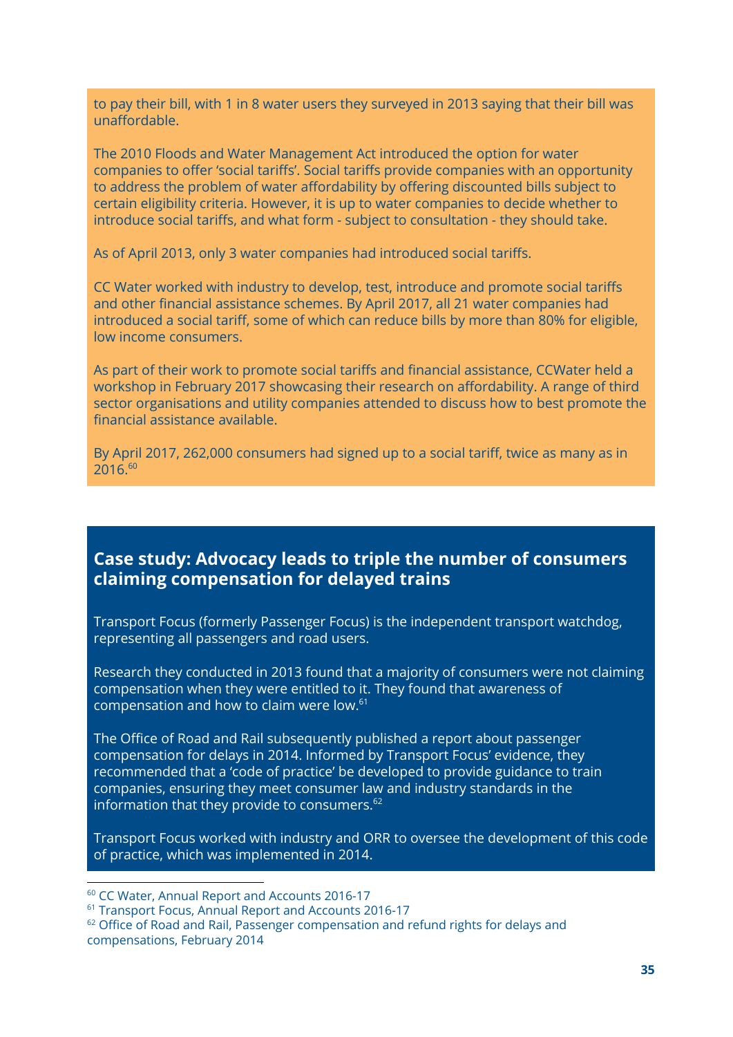to pay their bill, with 1 in 8 water users they surveyed in 2013 saying that their bill was unaffordable.

The 2010 Floods and Water Management Act introduced the option for water companies to offer 'social tariffs'. Social tariffs provide companies with an opportunity to address the problem of water affordability by offering discounted bills subject to certain eligibility criteria. However, it is up to water companies to decide whether to introduce social tariffs, and what form - subject to consultation - they should take.

As of April 2013, only 3 water companies had introduced social tariffs.

CC Water worked with industry to develop, test, introduce and promote social tariffs and other financial assistance schemes. By April 2017, all 21 water companies had introduced a social tariff, some of which can reduce bills by more than 80% for eligible, low income consumers.

As part of their work to promote social tariffs and financial assistance, CCWater held a workshop in February 2017 showcasing their research on affordability. A range of third sector organisations and utility companies attended to discuss how to best promote the financial assistance available.

By April 2017, 262,000 consumers had signed up to a social tariff, twice as many as in 2016.[60]

### Case study: Advocacy leads to triple the number of consumers claiming compensation for delayed trains

Transport Focus (formerly Passenger Focus) is the independent transport watchdog, representing all passengers and road users.

Research they conducted in 2013 found that a majority of consumers were not claiming compensation when they were entitled to it. They found that awareness of compensation and how to claim were low.[61]

The Office of Road and Rail subsequently published a report about passenger compensation for delays in 2014. Informed by Transport Focus' evidence, they recommended that a 'code of practice' be developed to provide guidance to train companies, ensuring they meet consumer law and industry standards in the information that they provide to consumers.[62]

Transport Focus worked with industry and ORR to oversee the development of this code of practice, which was implemented in 2014.

---

[60] CC Water, Annual Report and Accounts 2016-17

[61] Transport Focus, Annual Report and Accounts 2016-17

[62] Office of Road and Rail, Passenger compensation and refund rights for delays and compensations, February 2014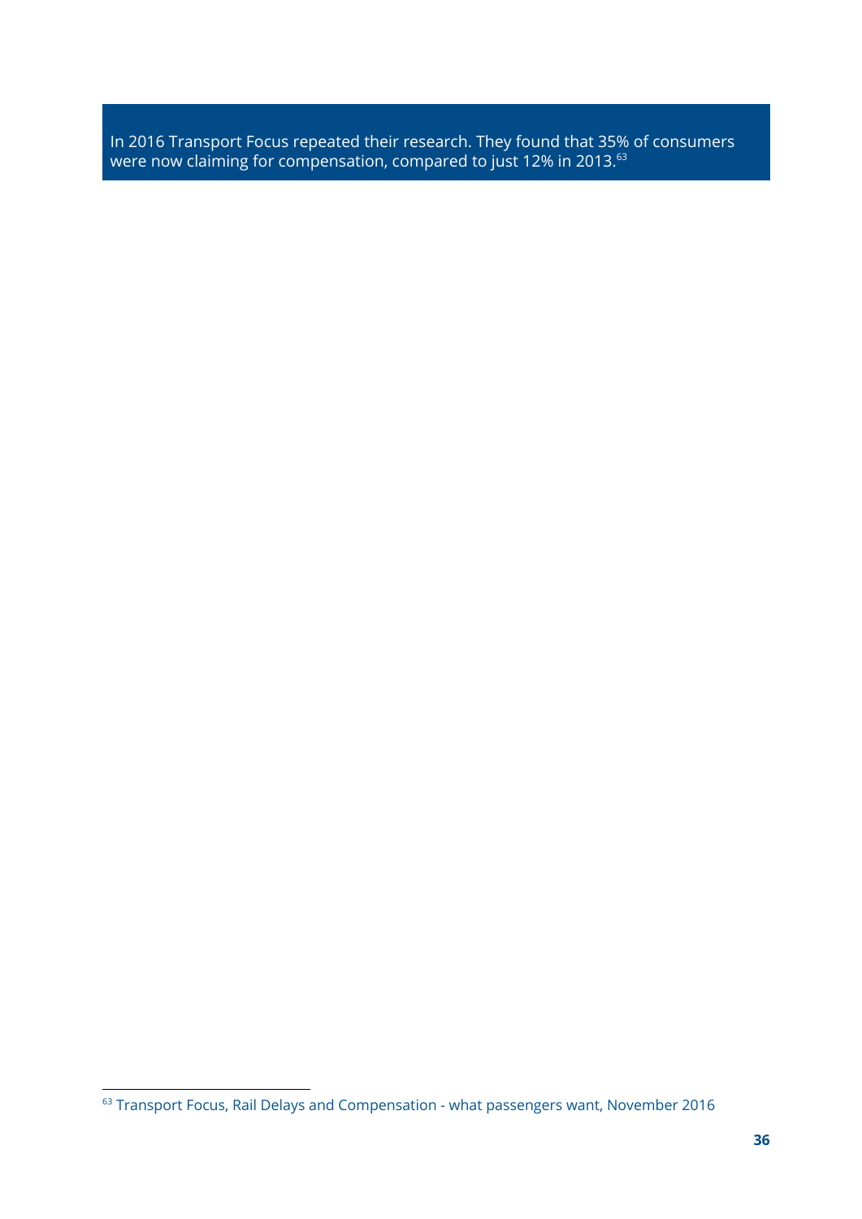In 2016 Transport Focus repeated their research. They found that 35% of consumers were now claiming for compensation, compared to just 12% in 2013.[63]

[63] Transport Focus, Rail Delays and Compensation - what passengers want, November 2016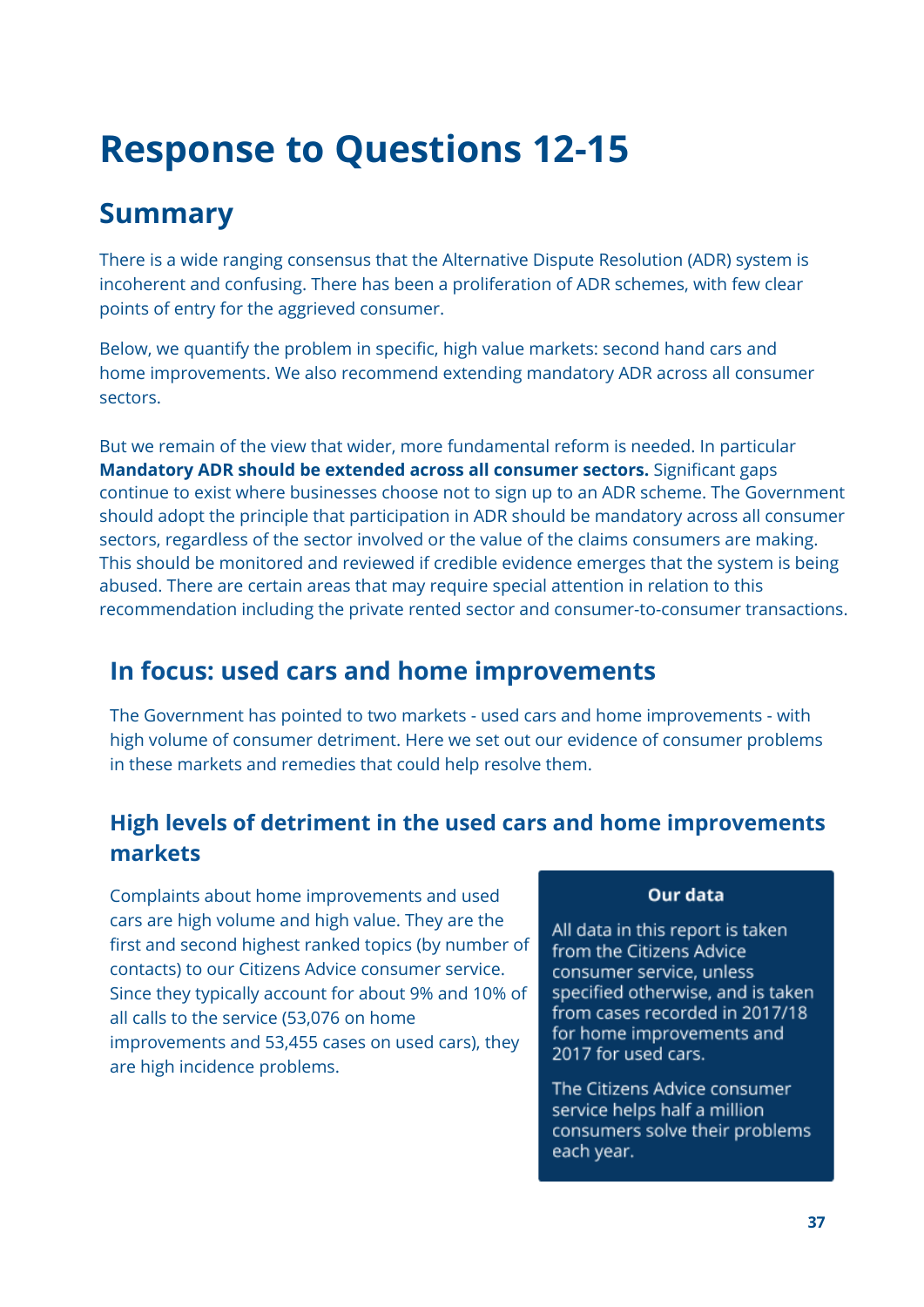# Response to Questions 12-15

## Summary

There is a wide ranging consensus that the Alternative Dispute Resolution (ADR) system is incoherent and confusing. There has been a proliferation of ADR schemes, with few clear points of entry for the aggrieved consumer.

Below, we quantify the problem in specific, high value markets: second hand cars and home improvements. We also recommend extending mandatory ADR across all consumer sectors.

But we remain of the view that wider, more fundamental reform is needed. In particular **Mandatory ADR should be extended across all consumer sectors.** Significant gaps continue to exist where businesses choose not to sign up to an ADR scheme. The Government should adopt the principle that participation in ADR should be mandatory across all consumer sectors, regardless of the sector involved or the value of the claims consumers are making. This should be monitored and reviewed if credible evidence emerges that the system is being abused. There are certain areas that may require special attention in relation to this recommendation including the private rented sector and consumer-to-consumer transactions.

## In focus: used cars and home improvements

The Government has pointed to two markets - used cars and home improvements - with high volume of consumer detriment. Here we set out our evidence of consumer problems in these markets and remedies that could help resolve them.

### High levels of detriment in the used cars and home improvements markets

Complaints about home improvements and used cars are high volume and high value. They are the first and second highest ranked topics (by number of contacts) to our Citizens Advice consumer service. Since they typically account for about 9% and 10% of all calls to the service (53,076 on home improvements and 53,455 cases on used cars), they are high incidence problems.

**Our data**

All data in this report is taken from the Citizens Advice consumer service, unless specified otherwise, and is taken from cases recorded in 2017/18 for home improvements and 2017 for used cars.

The Citizens Advice consumer service helps half a million consumers solve their problems each year.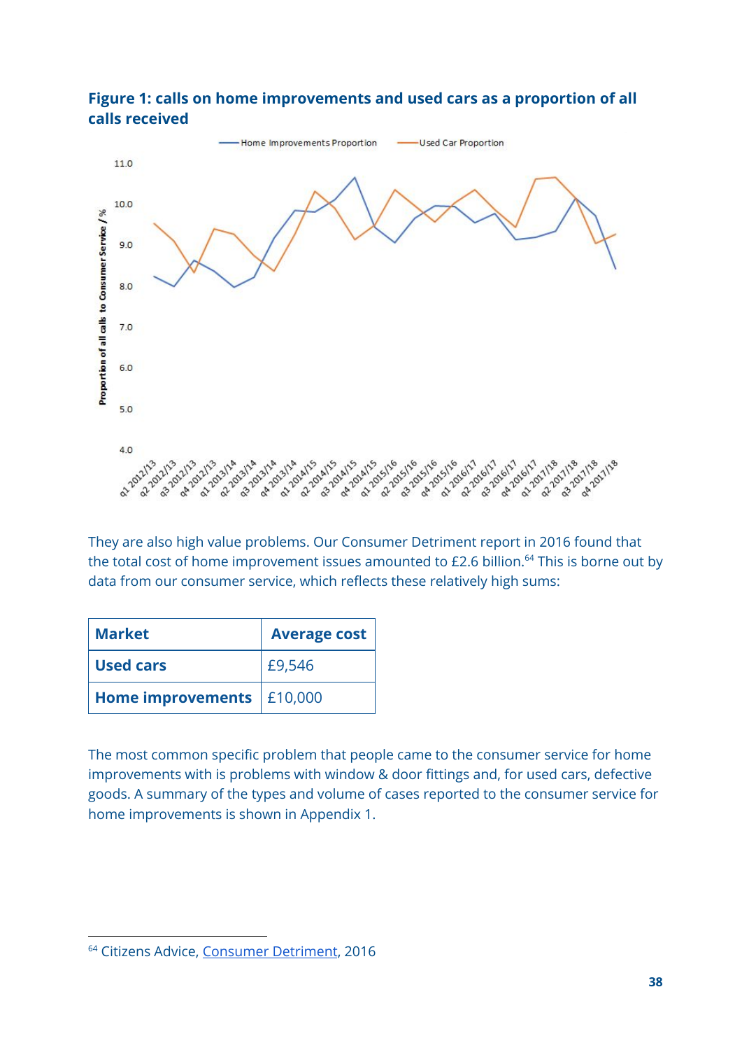**Figure 1: calls on home improvements and used cars as a proportion of all calls received**

They are also high value problems. Our Consumer Detriment report in 2016 found that the total cost of home improvement issues amounted to £2.6 billion.[64] This is borne out by data from our consumer service, which reflects these relatively high sums:

| Market | Average cost |
|---|---|
| **Used cars** | £9,546 |
| **Home improvements** | £10,000 |

The most common specific problem that people came to the consumer service for home improvements with is problems with window & door fittings and, for used cars, defective goods. A summary of the types and volume of cases reported to the consumer service for home improvements is shown in Appendix 1.

---

[64] Citizens Advice, Consumer Detriment, 2016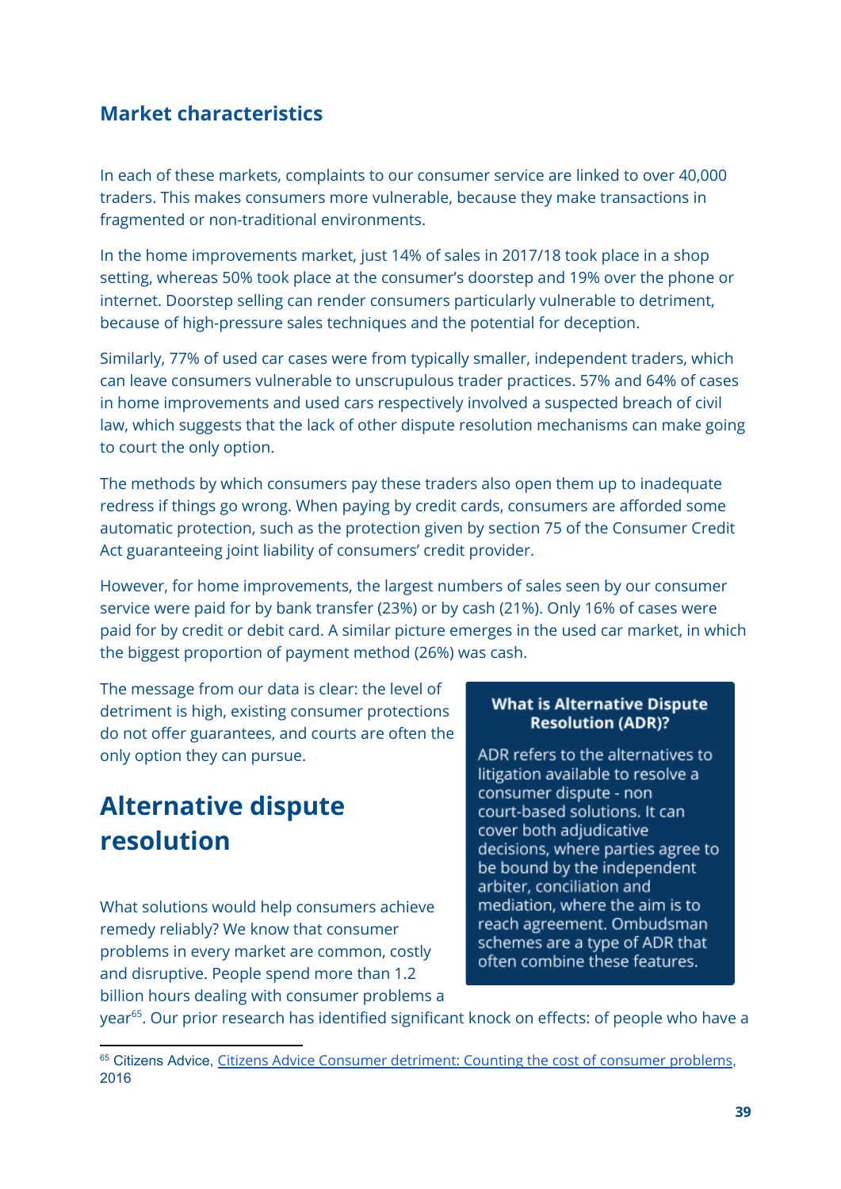### Market characteristics

In each of these markets, complaints to our consumer service are linked to over 40,000 traders. This makes consumers more vulnerable, because they make transactions in fragmented or non-traditional environments.

In the home improvements market, just 14% of sales in 2017/18 took place in a shop setting, whereas 50% took place at the consumer's doorstep and 19% over the phone or internet. Doorstep selling can render consumers particularly vulnerable to detriment, because of high-pressure sales techniques and the potential for deception.

Similarly, 77% of used car cases were from typically smaller, independent traders, which can leave consumers vulnerable to unscrupulous trader practices. 57% and 64% of cases in home improvements and used cars respectively involved a suspected breach of civil law, which suggests that the lack of other dispute resolution mechanisms can make going to court the only option.

The methods by which consumers pay these traders also open them up to inadequate redress if things go wrong. When paying by credit cards, consumers are afforded some automatic protection, such as the protection given by section 75 of the Consumer Credit Act guaranteeing joint liability of consumers' credit provider.

However, for home improvements, the largest numbers of sales seen by our consumer service were paid for by bank transfer (23%) or by cash (21%). Only 16% of cases were paid for by credit or debit card. A similar picture emerges in the used car market, in which the biggest proportion of payment method (26%) was cash.

The message from our data is clear: the level of detriment is high, existing consumer protections do not offer guarantees, and courts are often the only option they can pursue.

## Alternative dispute resolution

What solutions would help consumers achieve remedy reliably? We know that consumer problems in every market are common, costly and disruptive. People spend more than 1.2 billion hours dealing with consumer problems a year[65]. Our prior research has identified significant knock on effects: of people who have a

**What is Alternative Dispute Resolution (ADR)?**

ADR refers to the alternatives to litigation available to resolve a consumer dispute - non court-based solutions. It can cover both adjudicative decisions, where parties agree to be bound by the independent arbiter, conciliation and mediation, where the aim is to reach agreement. Ombudsman schemes are a type of ADR that often combine these features.

[65] Citizens Advice, Citizens Advice Consumer detriment: Counting the cost of consumer problems, 2016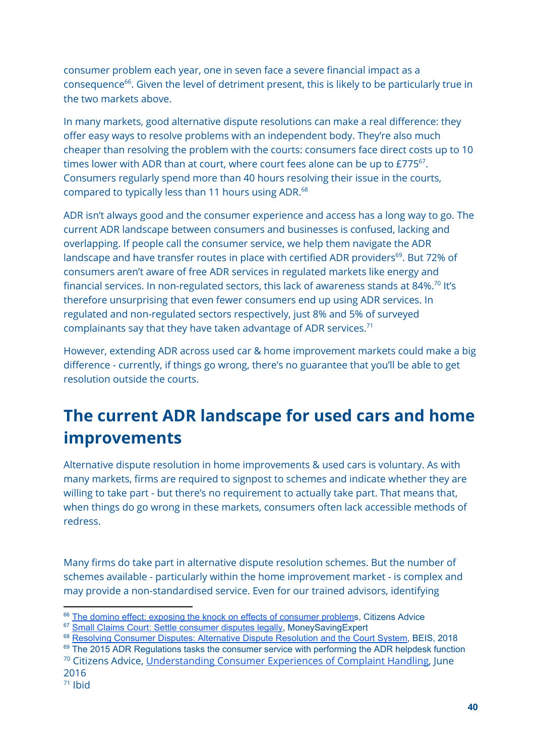consumer problem each year, one in seven face a severe financial impact as a consequence[66]. Given the level of detriment present, this is likely to be particularly true in the two markets above.

In many markets, good alternative dispute resolutions can make a real difference: they offer easy ways to resolve problems with an independent body. They're also much cheaper than resolving the problem with the courts: consumers face direct costs up to 10 times lower with ADR than at court, where court fees alone can be up to £775[67]. Consumers regularly spend more than 40 hours resolving their issue in the courts, compared to typically less than 11 hours using ADR.[68]

ADR isn't always good and the consumer experience and access has a long way to go. The current ADR landscape between consumers and businesses is confused, lacking and overlapping. If people call the consumer service, we help them navigate the ADR landscape and have transfer routes in place with certified ADR providers[69]. But 72% of consumers aren't aware of free ADR services in regulated markets like energy and financial services. In non-regulated sectors, this lack of awareness stands at 84%.[70] It's therefore unsurprising that even fewer consumers end up using ADR services. In regulated and non-regulated sectors respectively, just 8% and 5% of surveyed complainants say that they have taken advantage of ADR services.[71]

However, extending ADR across used car & home improvement markets could make a big difference - currently, if things go wrong, there's no guarantee that you'll be able to get resolution outside the courts.

## The current ADR landscape for used cars and home improvements

Alternative dispute resolution in home improvements & used cars is voluntary. As with many markets, firms are required to signpost to schemes and indicate whether they are willing to take part - but there's no requirement to actually take part. That means that, when things do go wrong in these markets, consumers often lack accessible methods of redress.

Many firms do take part in alternative dispute resolution schemes. But the number of schemes available - particularly within the home improvement market - is complex and may provide a non-standardised service. Even for our trained advisors, identifying

---

[66] The domino effect: exposing the knock on effects of consumer problems, Citizens Advice
[67] Small Claims Court: Settle consumer disputes legally, MoneySavingExpert
[68] Resolving Consumer Disputes: Alternative Dispute Resolution and the Court System, BEIS, 2018
[69] The 2015 ADR Regulations tasks the consumer service with performing the ADR helpdesk function
[70] Citizens Advice, Understanding Consumer Experiences of Complaint Handling, June 2016
[71] Ibid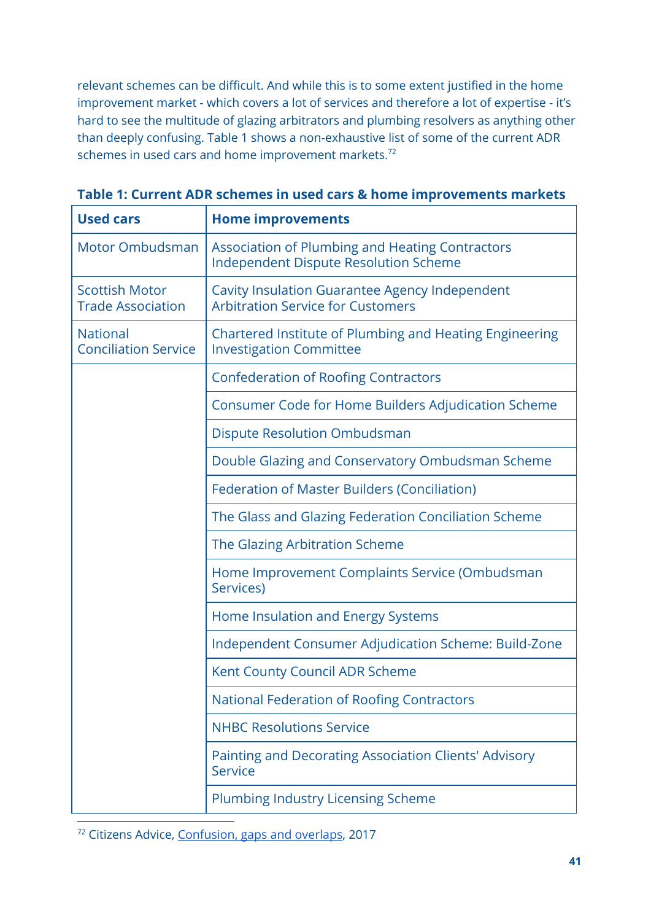relevant schemes can be difficult. And while this is to some extent justified in the home improvement market - which covers a lot of services and therefore a lot of expertise - it's hard to see the multitude of glazing arbitrators and plumbing resolvers as anything other than deeply confusing. Table 1 shows a non-exhaustive list of some of the current ADR schemes in used cars and home improvement markets.[72]

**Table 1: Current ADR schemes in used cars & home improvements markets**

| Used cars | Home improvements |
|---|---|
| Motor Ombudsman | Association of Plumbing and Heating Contractors Independent Dispute Resolution Scheme |
| Scottish Motor Trade Association | Cavity Insulation Guarantee Agency Independent Arbitration Service for Customers |
| National Conciliation Service | Chartered Institute of Plumbing and Heating Engineering Investigation Committee |
| | Confederation of Roofing Contractors |
| | Consumer Code for Home Builders Adjudication Scheme |
| | Dispute Resolution Ombudsman |
| | Double Glazing and Conservatory Ombudsman Scheme |
| | Federation of Master Builders (Conciliation) |
| | The Glass and Glazing Federation Conciliation Scheme |
| | The Glazing Arbitration Scheme |
| | Home Improvement Complaints Service (Ombudsman Services) |
| | Home Insulation and Energy Systems |
| | Independent Consumer Adjudication Scheme: Build-Zone |
| | Kent County Council ADR Scheme |
| | National Federation of Roofing Contractors |
| | NHBC Resolutions Service |
| | Painting and Decorating Association Clients' Advisory Service |
| | Plumbing Industry Licensing Scheme |

[72] Citizens Advice, Confusion, gaps and overlaps, 2017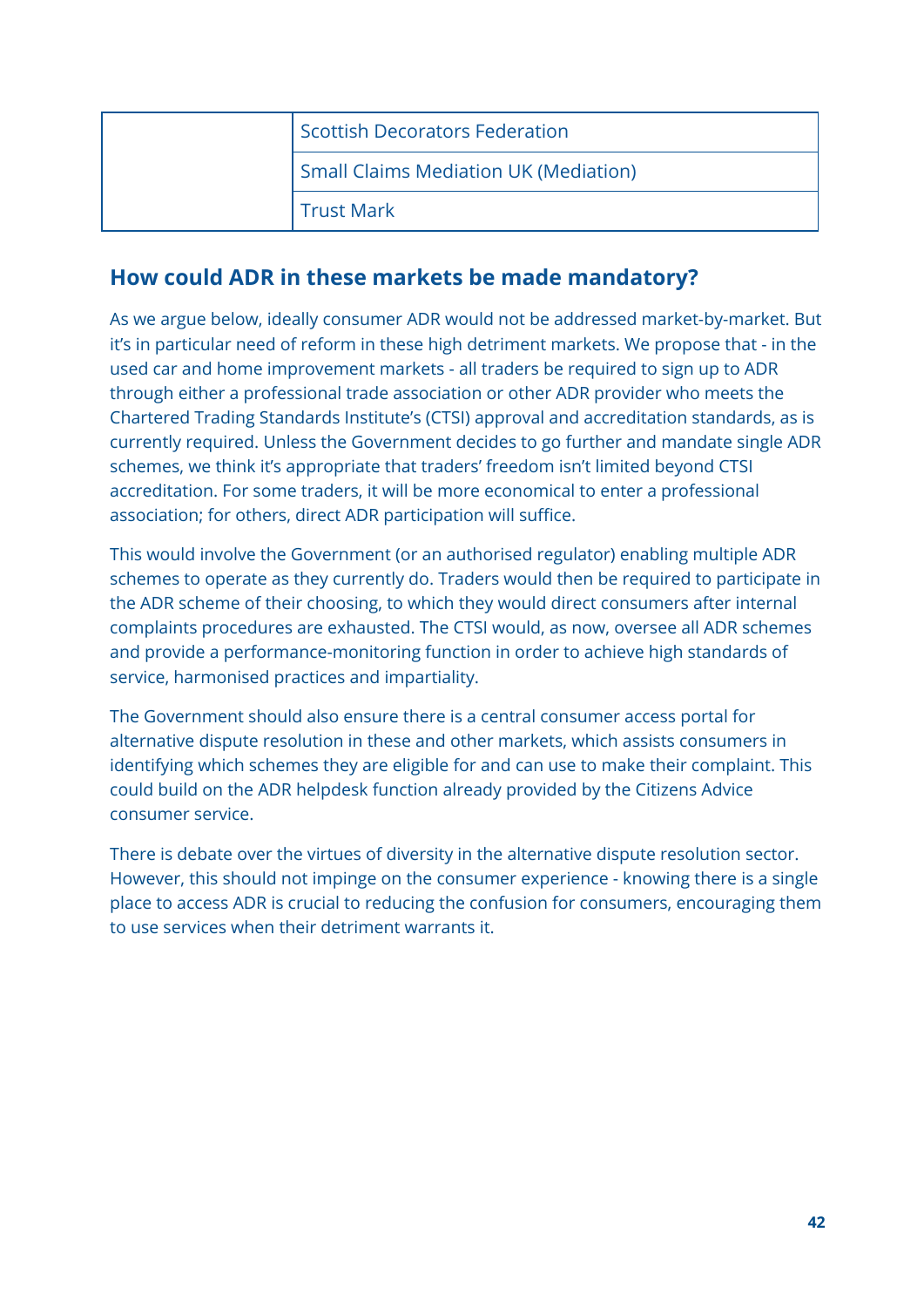| | |
|---|---|
| | Scottish Decorators Federation |
| | Small Claims Mediation UK (Mediation) |
| | Trust Mark |

## How could ADR in these markets be made mandatory?

As we argue below, ideally consumer ADR would not be addressed market-by-market. But it's in particular need of reform in these high detriment markets. We propose that - in the used car and home improvement markets - all traders be required to sign up to ADR through either a professional trade association or other ADR provider who meets the Chartered Trading Standards Institute's (CTSI) approval and accreditation standards, as is currently required. Unless the Government decides to go further and mandate single ADR schemes, we think it's appropriate that traders' freedom isn't limited beyond CTSI accreditation. For some traders, it will be more economical to enter a professional association; for others, direct ADR participation will suffice.

This would involve the Government (or an authorised regulator) enabling multiple ADR schemes to operate as they currently do. Traders would then be required to participate in the ADR scheme of their choosing, to which they would direct consumers after internal complaints procedures are exhausted. The CTSI would, as now, oversee all ADR schemes and provide a performance-monitoring function in order to achieve high standards of service, harmonised practices and impartiality.

The Government should also ensure there is a central consumer access portal for alternative dispute resolution in these and other markets, which assists consumers in identifying which schemes they are eligible for and can use to make their complaint. This could build on the ADR helpdesk function already provided by the Citizens Advice consumer service.

There is debate over the virtues of diversity in the alternative dispute resolution sector. However, this should not impinge on the consumer experience - knowing there is a single place to access ADR is crucial to reducing the confusion for consumers, encouraging them to use services when their detriment warrants it.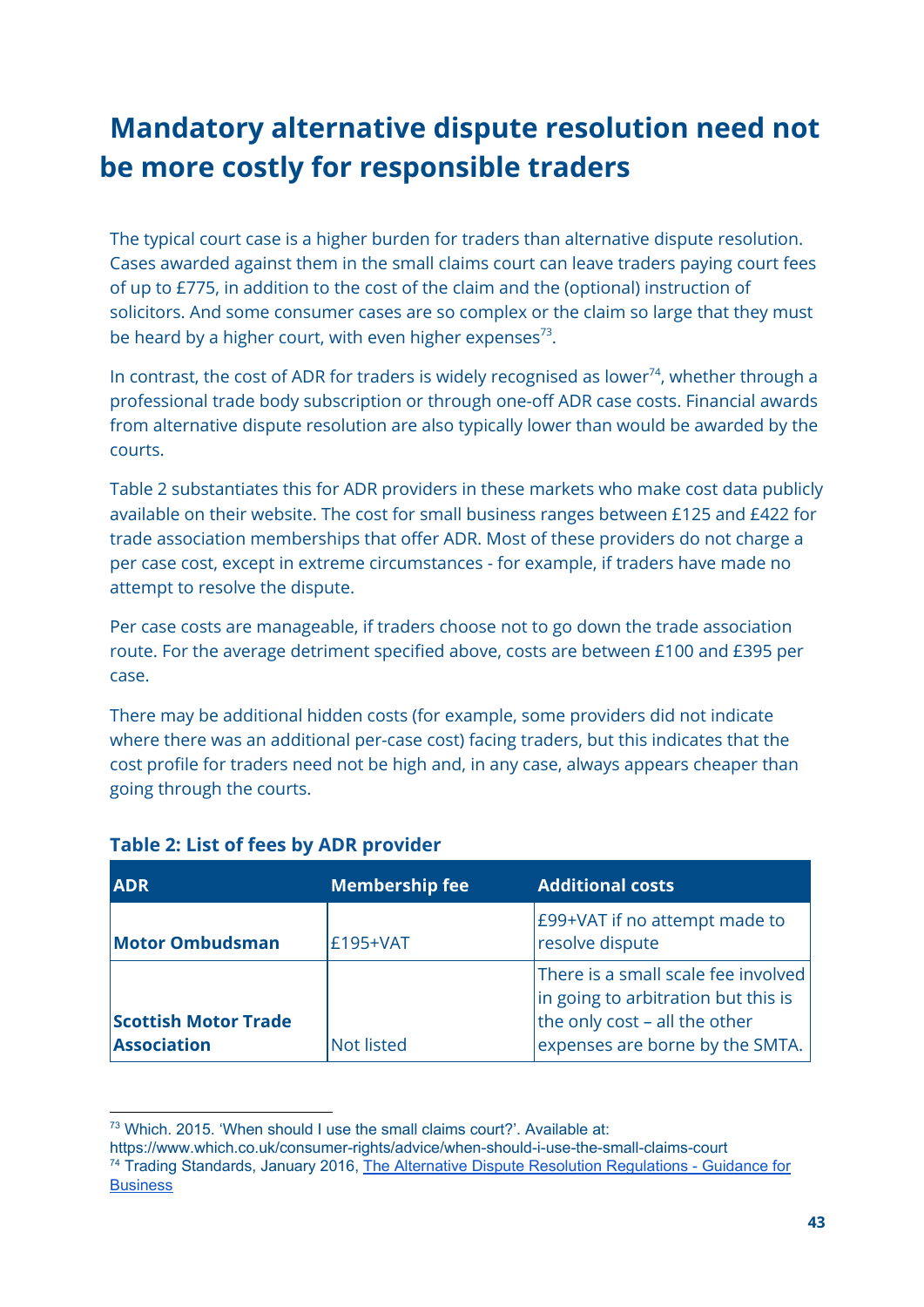# Mandatory alternative dispute resolution need not be more costly for responsible traders

The typical court case is a higher burden for traders than alternative dispute resolution. Cases awarded against them in the small claims court can leave traders paying court fees of up to £775, in addition to the cost of the claim and the (optional) instruction of solicitors. And some consumer cases are so complex or the claim so large that they must be heard by a higher court, with even higher expenses[73].

In contrast, the cost of ADR for traders is widely recognised as lower[74], whether through a professional trade body subscription or through one-off ADR case costs. Financial awards from alternative dispute resolution are also typically lower than would be awarded by the courts.

Table 2 substantiates this for ADR providers in these markets who make cost data publicly available on their website. The cost for small business ranges between £125 and £422 for trade association memberships that offer ADR. Most of these providers do not charge a per case cost, except in extreme circumstances - for example, if traders have made no attempt to resolve the dispute.

Per case costs are manageable, if traders choose not to go down the trade association route. For the average detriment specified above, costs are between £100 and £395 per case.

There may be additional hidden costs (for example, some providers did not indicate where there was an additional per-case cost) facing traders, but this indicates that the cost profile for traders need not be high and, in any case, always appears cheaper than going through the courts.

**Table 2: List of fees by ADR provider**

| ADR | Membership fee | Additional costs |
| --- | --- | --- |
| **Motor Ombudsman** | £195+VAT | £99+VAT if no attempt made to resolve dispute |
| **Scottish Motor Trade Association** | Not listed | There is a small scale fee involved in going to arbitration but this is the only cost – all the other expenses are borne by the SMTA. |

---

[73] Which. 2015. 'When should I use the small claims court?'. Available at: https://www.which.co.uk/consumer-rights/advice/when-should-i-use-the-small-claims-court

[74] Trading Standards, January 2016, The Alternative Dispute Resolution Regulations - Guidance for Business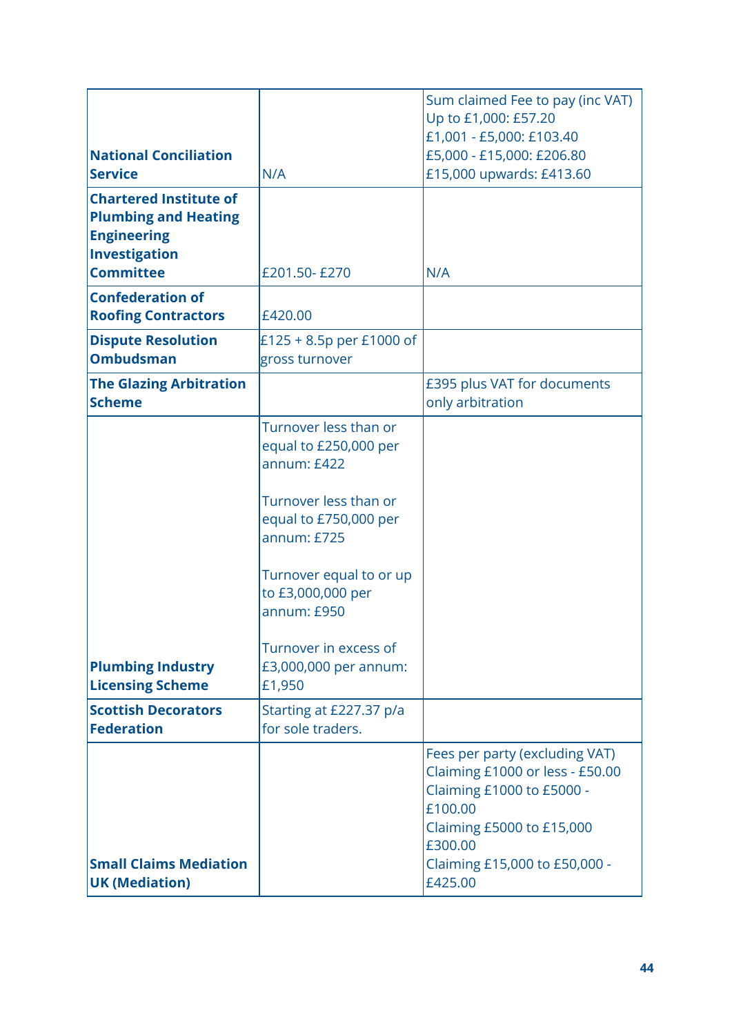| | | |
|---|---|---|
| **National Conciliation Service** | N/A | Sum claimed Fee to pay (inc VAT)<br>Up to £1,000: £57.20<br>£1,001 - £5,000: £103.40<br>£5,000 - £15,000: £206.80<br>£15,000 upwards: £413.60 |
| **Chartered Institute of Plumbing and Heating Engineering Investigation Committee** | £201.50- £270 | N/A |
| **Confederation of Roofing Contractors** | £420.00 | |
| **Dispute Resolution Ombudsman** | £125 + 8.5p per £1000 of gross turnover | |
| **The Glazing Arbitration Scheme** | | £395 plus VAT for documents only arbitration |
| **Plumbing Industry Licensing Scheme** | Turnover less than or equal to £250,000 per annum: £422<br><br>Turnover less than or equal to £750,000 per annum: £725<br><br>Turnover equal to or up to £3,000,000 per annum: £950<br><br>Turnover in excess of £3,000,000 per annum: £1,950 | |
| **Scottish Decorators Federation** | Starting at £227.37 p/a for sole traders. | |
| **Small Claims Mediation UK (Mediation)** | | Fees per party (excluding VAT)<br>Claiming £1000 or less - £50.00<br>Claiming £1000 to £5000 - £100.00<br>Claiming £5000 to £15,000 £300.00<br>Claiming £15,000 to £50,000 - £425.00 |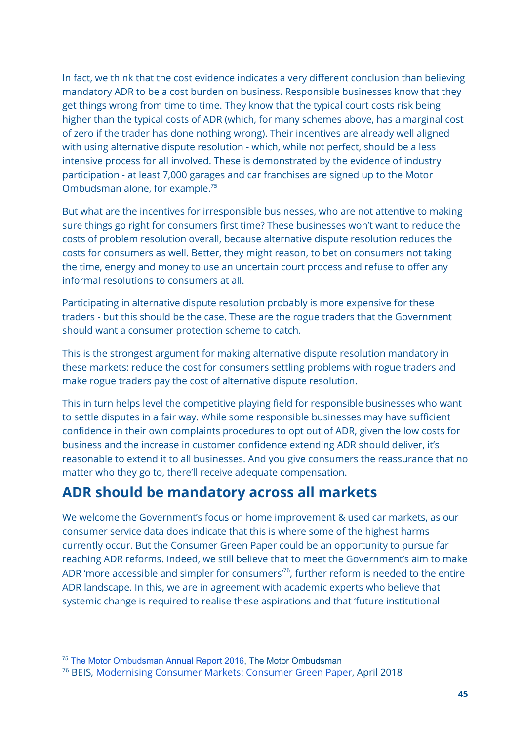In fact, we think that the cost evidence indicates a very different conclusion than believing mandatory ADR to be a cost burden on business. Responsible businesses know that they get things wrong from time to time. They know that the typical court costs risk being higher than the typical costs of ADR (which, for many schemes above, has a marginal cost of zero if the trader has done nothing wrong). Their incentives are already well aligned with using alternative dispute resolution - which, while not perfect, should be a less intensive process for all involved. These is demonstrated by the evidence of industry participation - at least 7,000 garages and car franchises are signed up to the Motor Ombudsman alone, for example.[75]

But what are the incentives for irresponsible businesses, who are not attentive to making sure things go right for consumers first time? These businesses won't want to reduce the costs of problem resolution overall, because alternative dispute resolution reduces the costs for consumers as well. Better, they might reason, to bet on consumers not taking the time, energy and money to use an uncertain court process and refuse to offer any informal resolutions to consumers at all.

Participating in alternative dispute resolution probably is more expensive for these traders - but this should be the case. These are the rogue traders that the Government should want a consumer protection scheme to catch.

This is the strongest argument for making alternative dispute resolution mandatory in these markets: reduce the cost for consumers settling problems with rogue traders and make rogue traders pay the cost of alternative dispute resolution.

This in turn helps level the competitive playing field for responsible businesses who want to settle disputes in a fair way. While some responsible businesses may have sufficient confidence in their own complaints procedures to opt out of ADR, given the low costs for business and the increase in customer confidence extending ADR should deliver, it's reasonable to extend it to all businesses. And you give consumers the reassurance that no matter who they go to, there'll receive adequate compensation.

## ADR should be mandatory across all markets

We welcome the Government's focus on home improvement & used car markets, as our consumer service data does indicate that this is where some of the highest harms currently occur. But the Consumer Green Paper could be an opportunity to pursue far reaching ADR reforms. Indeed, we still believe that to meet the Government's aim to make ADR 'more accessible and simpler for consumers'[76], further reform is needed to the entire ADR landscape. In this, we are in agreement with academic experts who believe that systemic change is required to realise these aspirations and that 'future institutional

---

[75] The Motor Ombudsman Annual Report 2016, The Motor Ombudsman

[76] BEIS, Modernising Consumer Markets: Consumer Green Paper, April 2018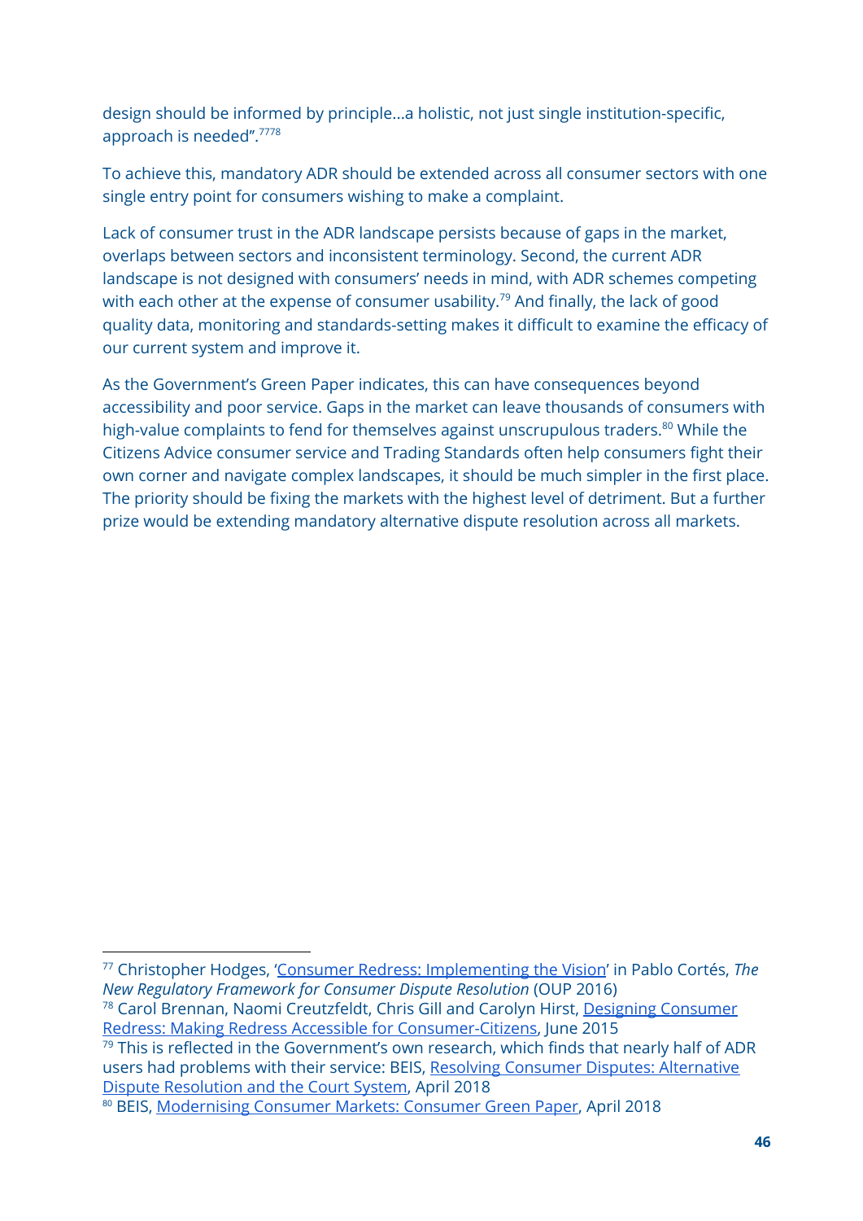design should be informed by principle...a holistic, not just single institution-specific, approach is needed".[77][78]

To achieve this, mandatory ADR should be extended across all consumer sectors with one single entry point for consumers wishing to make a complaint.

Lack of consumer trust in the ADR landscape persists because of gaps in the market, overlaps between sectors and inconsistent terminology. Second, the current ADR landscape is not designed with consumers' needs in mind, with ADR schemes competing with each other at the expense of consumer usability.[79] And finally, the lack of good quality data, monitoring and standards-setting makes it difficult to examine the efficacy of our current system and improve it.

As the Government's Green Paper indicates, this can have consequences beyond accessibility and poor service. Gaps in the market can leave thousands of consumers with high-value complaints to fend for themselves against unscrupulous traders.[80] While the Citizens Advice consumer service and Trading Standards often help consumers fight their own corner and navigate complex landscapes, it should be much simpler in the first place. The priority should be fixing the markets with the highest level of detriment. But a further prize would be extending mandatory alternative dispute resolution across all markets.

---

[77] Christopher Hodges, 'Consumer Redress: Implementing the Vision' in Pablo Cortés, *The New Regulatory Framework for Consumer Dispute Resolution* (OUP 2016)

[78] Carol Brennan, Naomi Creutzfeldt, Chris Gill and Carolyn Hirst, Designing Consumer Redress: Making Redress Accessible for Consumer-Citizens, June 2015

[79] This is reflected in the Government's own research, which finds that nearly half of ADR users had problems with their service: BEIS, Resolving Consumer Disputes: Alternative Dispute Resolution and the Court System, April 2018

[80] BEIS, Modernising Consumer Markets: Consumer Green Paper, April 2018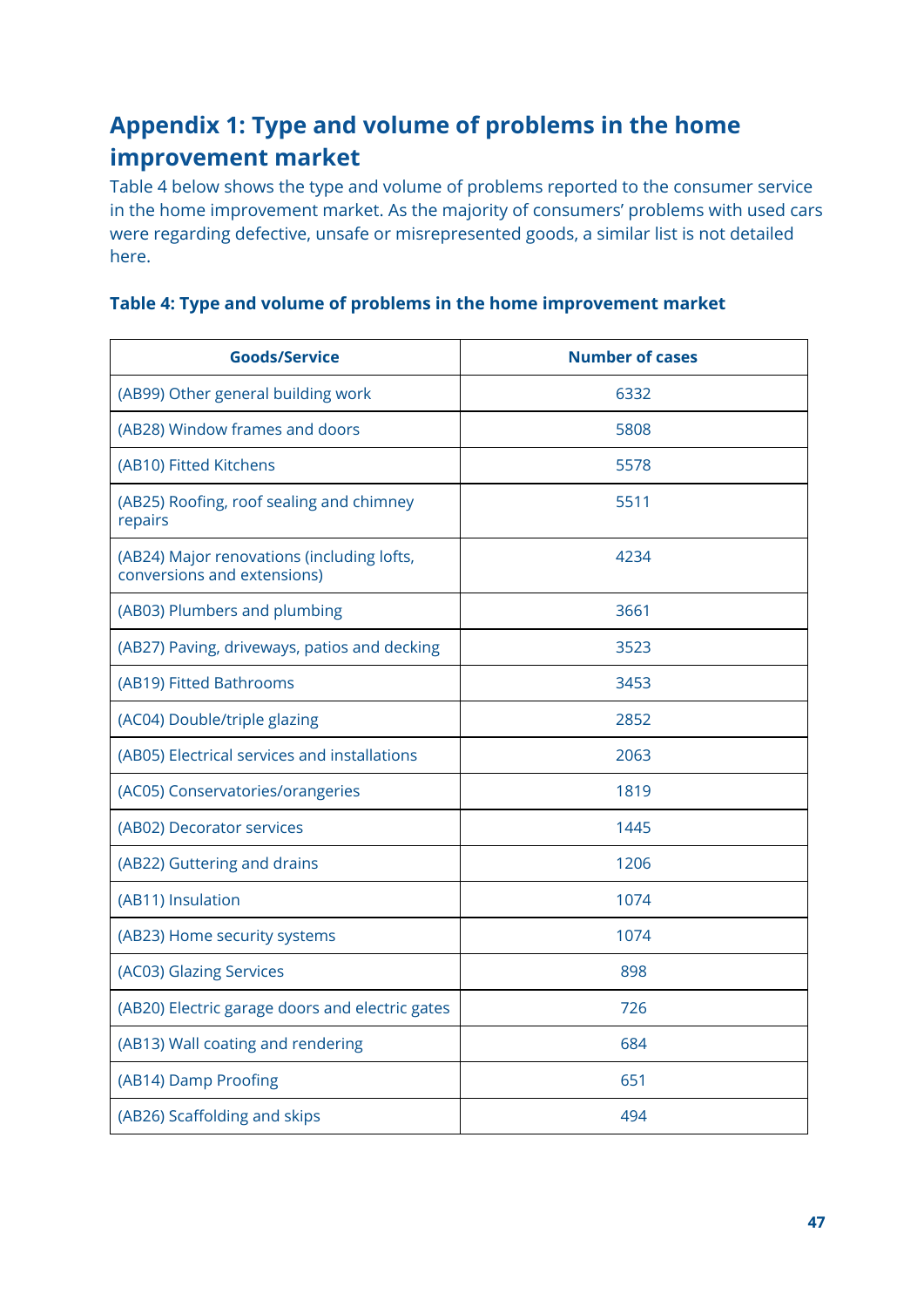## Appendix 1: Type and volume of problems in the home improvement market

Table 4 below shows the type and volume of problems reported to the consumer service in the home improvement market. As the majority of consumers' problems with used cars were regarding defective, unsafe or misrepresented goods, a similar list is not detailed here.

**Table 4: Type and volume of problems in the home improvement market**

| Goods/Service | Number of cases |
|---|---|
| (AB99) Other general building work | 6332 |
| (AB28) Window frames and doors | 5808 |
| (AB10) Fitted Kitchens | 5578 |
| (AB25) Roofing, roof sealing and chimney repairs | 5511 |
| (AB24) Major renovations (including lofts, conversions and extensions) | 4234 |
| (AB03) Plumbers and plumbing | 3661 |
| (AB27) Paving, driveways, patios and decking | 3523 |
| (AB19) Fitted Bathrooms | 3453 |
| (AC04) Double/triple glazing | 2852 |
| (AB05) Electrical services and installations | 2063 |
| (AC05) Conservatories/orangeries | 1819 |
| (AB02) Decorator services | 1445 |
| (AB22) Guttering and drains | 1206 |
| (AB11) Insulation | 1074 |
| (AB23) Home security systems | 1074 |
| (AC03) Glazing Services | 898 |
| (AB20) Electric garage doors and electric gates | 726 |
| (AB13) Wall coating and rendering | 684 |
| (AB14) Damp Proofing | 651 |
| (AB26) Scaffolding and skips | 494 |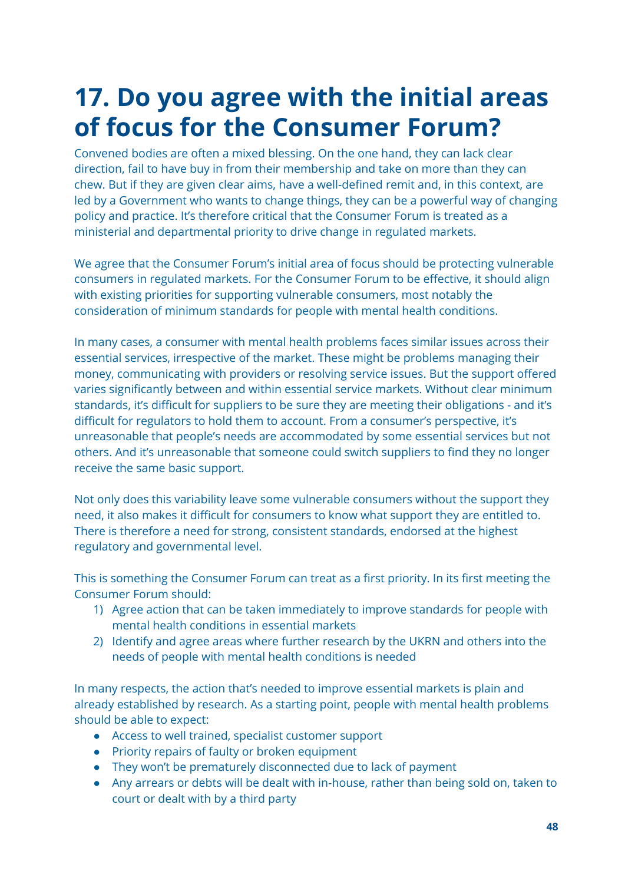# 17. Do you agree with the initial areas of focus for the Consumer Forum?

Convened bodies are often a mixed blessing. On the one hand, they can lack clear direction, fail to have buy in from their membership and take on more than they can chew. But if they are given clear aims, have a well-defined remit and, in this context, are led by a Government who wants to change things, they can be a powerful way of changing policy and practice. It's therefore critical that the Consumer Forum is treated as a ministerial and departmental priority to drive change in regulated markets.

We agree that the Consumer Forum's initial area of focus should be protecting vulnerable consumers in regulated markets. For the Consumer Forum to be effective, it should align with existing priorities for supporting vulnerable consumers, most notably the consideration of minimum standards for people with mental health conditions.

In many cases, a consumer with mental health problems faces similar issues across their essential services, irrespective of the market. These might be problems managing their money, communicating with providers or resolving service issues. But the support offered varies significantly between and within essential service markets. Without clear minimum standards, it's difficult for suppliers to be sure they are meeting their obligations - and it's difficult for regulators to hold them to account. From a consumer's perspective, it's unreasonable that people's needs are accommodated by some essential services but not others. And it's unreasonable that someone could switch suppliers to find they no longer receive the same basic support.

Not only does this variability leave some vulnerable consumers without the support they need, it also makes it difficult for consumers to know what support they are entitled to. There is therefore a need for strong, consistent standards, endorsed at the highest regulatory and governmental level.

This is something the Consumer Forum can treat as a first priority. In its first meeting the Consumer Forum should:

1) Agree action that can be taken immediately to improve standards for people with mental health conditions in essential markets
2) Identify and agree areas where further research by the UKRN and others into the needs of people with mental health conditions is needed

In many respects, the action that's needed to improve essential markets is plain and already established by research. As a starting point, people with mental health problems should be able to expect:

- Access to well trained, specialist customer support
- Priority repairs of faulty or broken equipment
- They won't be prematurely disconnected due to lack of payment
- Any arrears or debts will be dealt with in-house, rather than being sold on, taken to court or dealt with by a third party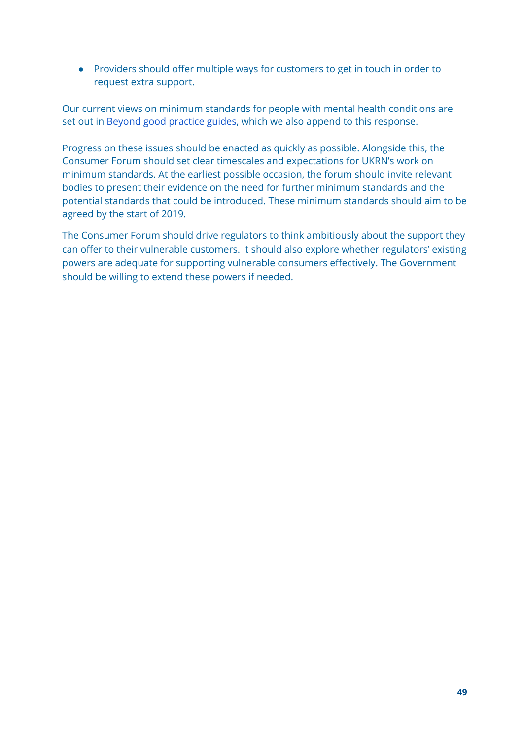- Providers should offer multiple ways for customers to get in touch in order to request extra support.

Our current views on minimum standards for people with mental health conditions are set out in Beyond good practice guides, which we also append to this response.

Progress on these issues should be enacted as quickly as possible. Alongside this, the Consumer Forum should set clear timescales and expectations for UKRN's work on minimum standards. At the earliest possible occasion, the forum should invite relevant bodies to present their evidence on the need for further minimum standards and the potential standards that could be introduced. These minimum standards should aim to be agreed by the start of 2019.

The Consumer Forum should drive regulators to think ambitiously about the support they can offer to their vulnerable customers. It should also explore whether regulators' existing powers are adequate for supporting vulnerable consumers effectively. The Government should be willing to extend these powers if needed.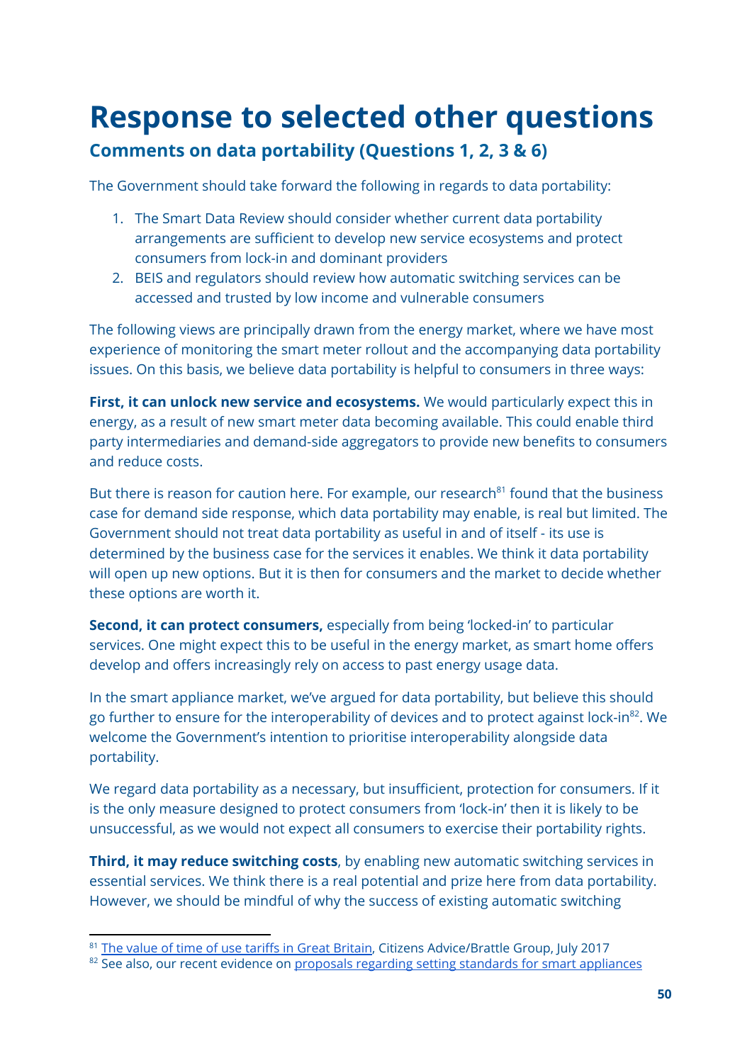# Response to selected other questions

## Comments on data portability (Questions 1, 2, 3 & 6)

The Government should take forward the following in regards to data portability:

1. The Smart Data Review should consider whether current data portability arrangements are sufficient to develop new service ecosystems and protect consumers from lock-in and dominant providers
2. BEIS and regulators should review how automatic switching services can be accessed and trusted by low income and vulnerable consumers

The following views are principally drawn from the energy market, where we have most experience of monitoring the smart meter rollout and the accompanying data portability issues. On this basis, we believe data portability is helpful to consumers in three ways:

**First, it can unlock new service and ecosystems.** We would particularly expect this in energy, as a result of new smart meter data becoming available. This could enable third party intermediaries and demand-side aggregators to provide new benefits to consumers and reduce costs.

But there is reason for caution here. For example, our research[81] found that the business case for demand side response, which data portability may enable, is real but limited. The Government should not treat data portability as useful in and of itself - its use is determined by the business case for the services it enables. We think it data portability will open up new options. But it is then for consumers and the market to decide whether these options are worth it.

**Second, it can protect consumers,** especially from being 'locked-in' to particular services. One might expect this to be useful in the energy market, as smart home offers develop and offers increasingly rely on access to past energy usage data.

In the smart appliance market, we've argued for data portability, but believe this should go further to ensure for the interoperability of devices and to protect against lock-in[82]. We welcome the Government's intention to prioritise interoperability alongside data portability.

We regard data portability as a necessary, but insufficient, protection for consumers. If it is the only measure designed to protect consumers from 'lock-in' then it is likely to be unsuccessful, as we would not expect all consumers to exercise their portability rights.

**Third, it may reduce switching costs**, by enabling new automatic switching services in essential services. We think there is a real potential and prize here from data portability. However, we should be mindful of why the success of existing automatic switching

---

[81] The value of time of use tariffs in Great Britain, Citizens Advice/Brattle Group, July 2017

[82] See also, our recent evidence on proposals regarding setting standards for smart appliances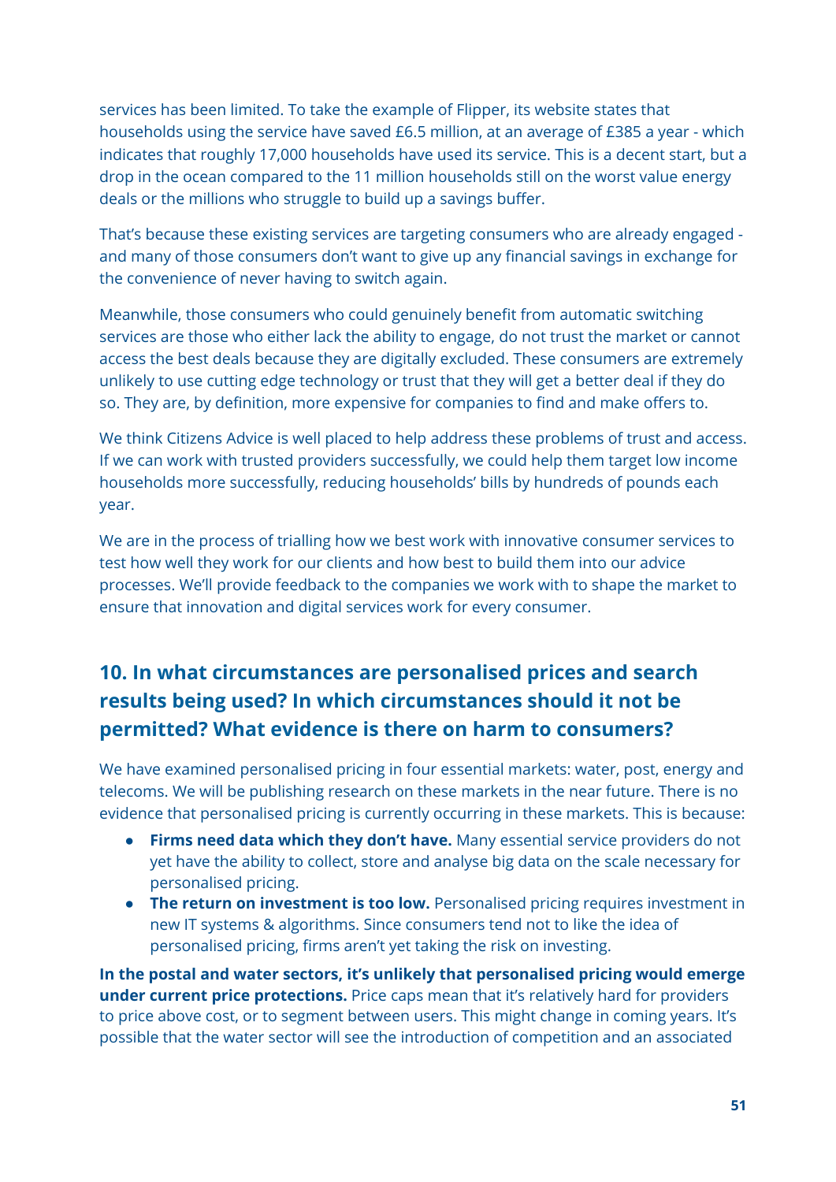services has been limited. To take the example of Flipper, its website states that households using the service have saved £6.5 million, at an average of £385 a year - which indicates that roughly 17,000 households have used its service. This is a decent start, but a drop in the ocean compared to the 11 million households still on the worst value energy deals or the millions who struggle to build up a savings buffer.

That's because these existing services are targeting consumers who are already engaged - and many of those consumers don't want to give up any financial savings in exchange for the convenience of never having to switch again.

Meanwhile, those consumers who could genuinely benefit from automatic switching services are those who either lack the ability to engage, do not trust the market or cannot access the best deals because they are digitally excluded. These consumers are extremely unlikely to use cutting edge technology or trust that they will get a better deal if they do so. They are, by definition, more expensive for companies to find and make offers to.

We think Citizens Advice is well placed to help address these problems of trust and access. If we can work with trusted providers successfully, we could help them target low income households more successfully, reducing households' bills by hundreds of pounds each year.

We are in the process of trialling how we best work with innovative consumer services to test how well they work for our clients and how best to build them into our advice processes. We'll provide feedback to the companies we work with to shape the market to ensure that innovation and digital services work for every consumer.

## 10. In what circumstances are personalised prices and search results being used? In which circumstances should it not be permitted? What evidence is there on harm to consumers?

We have examined personalised pricing in four essential markets: water, post, energy and telecoms. We will be publishing research on these markets in the near future. There is no evidence that personalised pricing is currently occurring in these markets. This is because:

- **Firms need data which they don't have.** Many essential service providers do not yet have the ability to collect, store and analyse big data on the scale necessary for personalised pricing.
- **The return on investment is too low.** Personalised pricing requires investment in new IT systems & algorithms. Since consumers tend not to like the idea of personalised pricing, firms aren't yet taking the risk on investing.

**In the postal and water sectors, it's unlikely that personalised pricing would emerge under current price protections.** Price caps mean that it's relatively hard for providers to price above cost, or to segment between users. This might change in coming years. It's possible that the water sector will see the introduction of competition and an associated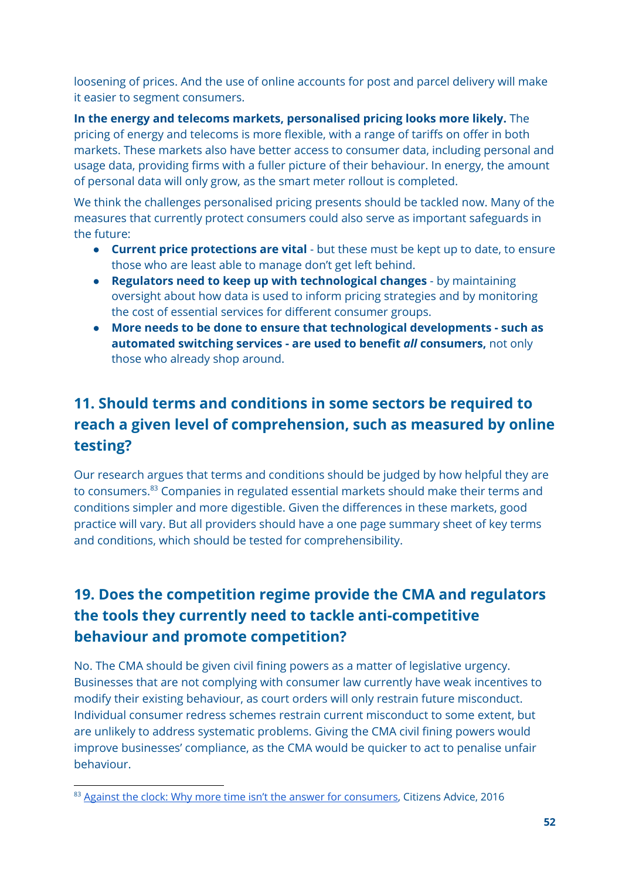loosening of prices. And the use of online accounts for post and parcel delivery will make it easier to segment consumers.

**In the energy and telecoms markets, personalised pricing looks more likely.** The pricing of energy and telecoms is more flexible, with a range of tariffs on offer in both markets. These markets also have better access to consumer data, including personal and usage data, providing firms with a fuller picture of their behaviour. In energy, the amount of personal data will only grow, as the smart meter rollout is completed.

We think the challenges personalised pricing presents should be tackled now. Many of the measures that currently protect consumers could also serve as important safeguards in the future:

- **Current price protections are vital** - but these must be kept up to date, to ensure those who are least able to manage don't get left behind.
- **Regulators need to keep up with technological changes** - by maintaining oversight about how data is used to inform pricing strategies and by monitoring the cost of essential services for different consumer groups.
- **More needs to be done to ensure that technological developments - such as automated switching services - are used to benefit *all* consumers,** not only those who already shop around.

## 11. Should terms and conditions in some sectors be required to reach a given level of comprehension, such as measured by online testing?

Our research argues that terms and conditions should be judged by how helpful they are to consumers.[83] Companies in regulated essential markets should make their terms and conditions simpler and more digestible. Given the differences in these markets, good practice will vary. But all providers should have a one page summary sheet of key terms and conditions, which should be tested for comprehensibility.

## 19. Does the competition regime provide the CMA and regulators the tools they currently need to tackle anti-competitive behaviour and promote competition?

No. The CMA should be given civil fining powers as a matter of legislative urgency. Businesses that are not complying with consumer law currently have weak incentives to modify their existing behaviour, as court orders will only restrain future misconduct. Individual consumer redress schemes restrain current misconduct to some extent, but are unlikely to address systematic problems. Giving the CMA civil fining powers would improve businesses' compliance, as the CMA would be quicker to act to penalise unfair behaviour.

---

[83] Against the clock: Why more time isn't the answer for consumers, Citizens Advice, 2016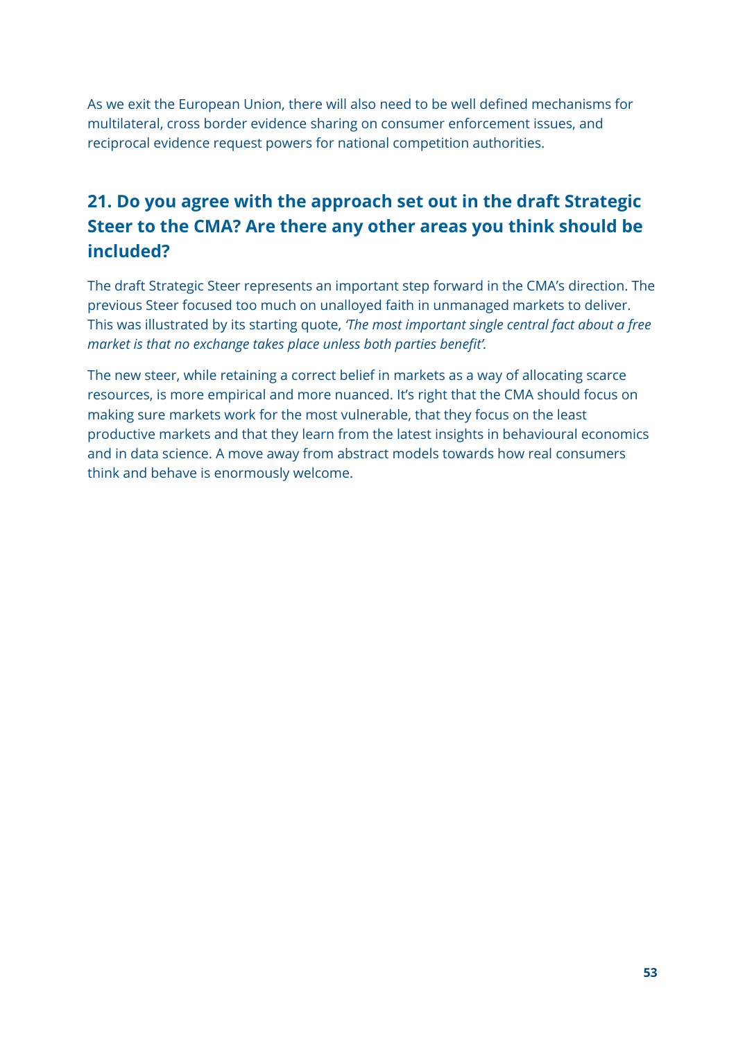As we exit the European Union, there will also need to be well defined mechanisms for multilateral, cross border evidence sharing on consumer enforcement issues, and reciprocal evidence request powers for national competition authorities.

## 21. Do you agree with the approach set out in the draft Strategic Steer to the CMA? Are there any other areas you think should be included?

The draft Strategic Steer represents an important step forward in the CMA's direction. The previous Steer focused too much on unalloyed faith in unmanaged markets to deliver. This was illustrated by its starting quote, *'The most important single central fact about a free market is that no exchange takes place unless both parties benefit'.*

The new steer, while retaining a correct belief in markets as a way of allocating scarce resources, is more empirical and more nuanced. It's right that the CMA should focus on making sure markets work for the most vulnerable, that they focus on the least productive markets and that they learn from the latest insights in behavioural economics and in data science. A move away from abstract models towards how real consumers think and behave is enormously welcome.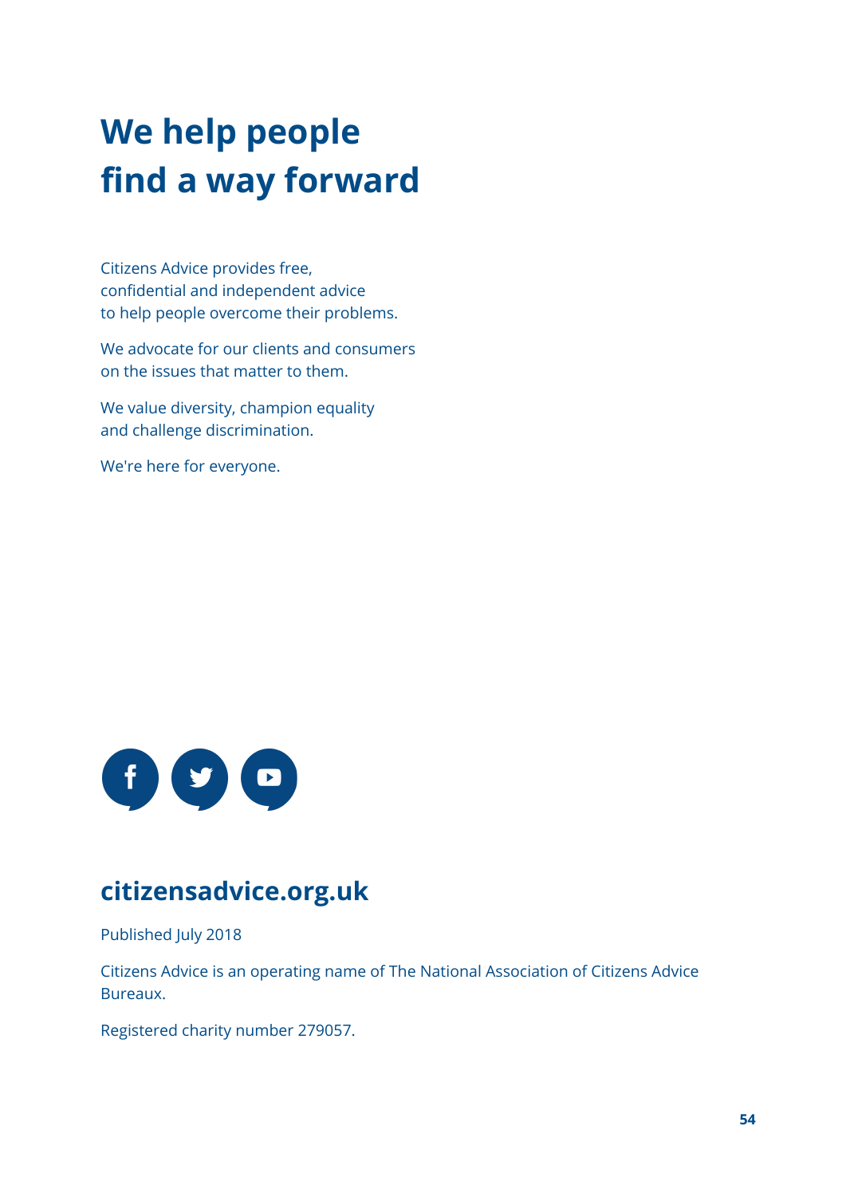# We help people find a way forward

Citizens Advice provides free, confidential and independent advice to help people overcome their problems.

We advocate for our clients and consumers on the issues that matter to them.

We value diversity, champion equality and challenge discrimination.

We're here for everyone.

## citizensadvice.org.uk

Published July 2018

Citizens Advice is an operating name of The National Association of Citizens Advice Bureaux.

Registered charity number 279057.